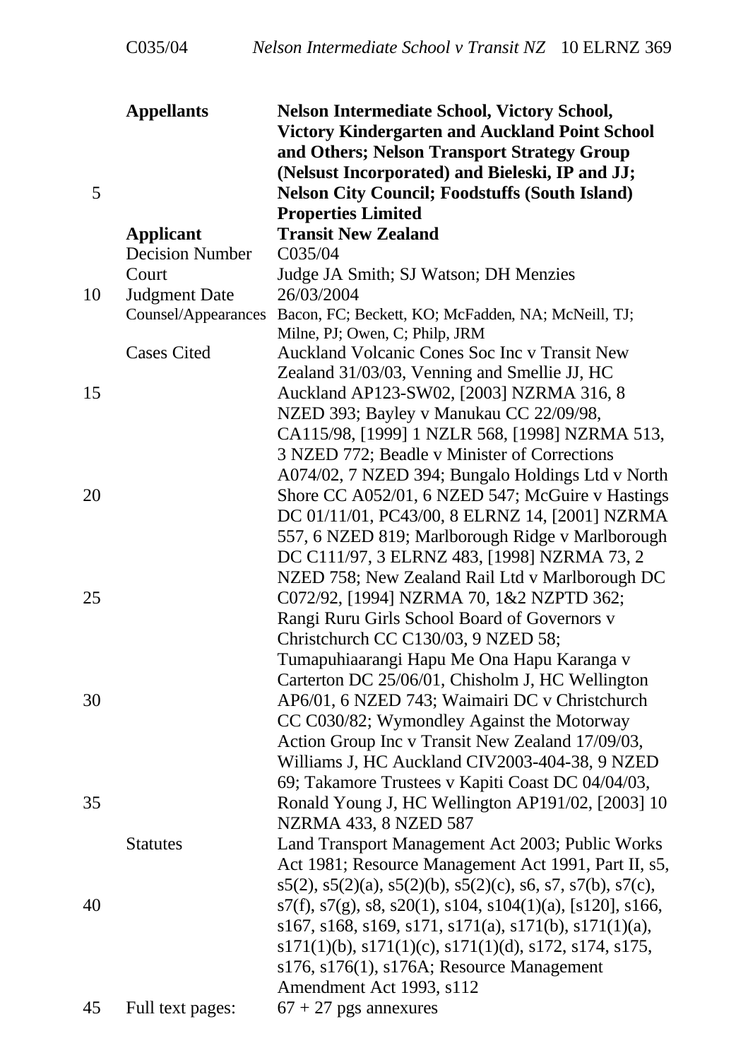| | |
|---|---|
| **Appellants** | **Nelson Intermediate School, Victory School, Victory Kindergarten and Auckland Point School and Others; Nelson Transport Strategy Group (Nelsust Incorporated) and Bieleski, IP and JJ; Nelson City Council; Foodstuffs (South Island) Properties Limited** |
| **Applicant** | **Transit New Zealand** |
| Decision Number | C035/04 |
| Court | Judge JA Smith; SJ Watson; DH Menzies |
| Judgment Date | 26/03/2004 |
| Counsel/Appearances | Bacon, FC; Beckett, KO; McFadden, NA; McNeill, TJ; Milne, PJ; Owen, C; Philp, JRM |
| Cases Cited | Auckland Volcanic Cones Soc Inc v Transit New Zealand 31/03/03, Venning and Smellie JJ, HC Auckland AP123-SW02, [2003] NZRMA 316, 8 NZED 393; Bayley v Manukau CC 22/09/98, CA115/98, [1999] 1 NZLR 568, [1998] NZRMA 513, 3 NZED 772; Beadle v Minister of Corrections A074/02, 7 NZED 394; Bungalo Holdings Ltd v North Shore CC A052/01, 6 NZED 547; McGuire v Hastings DC 01/11/01, PC43/00, 8 ELRNZ 14, [2001] NZRMA 557, 6 NZED 819; Marlborough Ridge v Marlborough DC C111/97, 3 ELRNZ 483, [1998] NZRMA 73, 2 NZED 758; New Zealand Rail Ltd v Marlborough DC C072/92, [1994] NZRMA 70, 1&2 NZPTD 362; Rangi Ruru Girls School Board of Governors v Christchurch CC C130/03, 9 NZED 58; Tumapuhiaarangi Hapu Me Ona Hapu Karanga v Carterton DC 25/06/01, Chisholm J, HC Wellington AP6/01, 6 NZED 743; Waimairi DC v Christchurch CC C030/82; Wymondley Against the Motorway Action Group Inc v Transit New Zealand 17/09/03, Williams J, HC Auckland CIV2003-404-38, 9 NZED 69; Takamore Trustees v Kapiti Coast DC 04/04/03, Ronald Young J, HC Wellington AP191/02, [2003] 10 NZRMA 433, 8 NZED 587 |
| Statutes | Land Transport Management Act 2003; Public Works Act 1981; Resource Management Act 1991, Part II, s5, s5(2), s5(2)(a), s5(2)(b), s5(2)(c), s6, s7, s7(b), s7(c), s7(f), s7(g), s8, s20(1), s104, s104(1)(a), [s120], s166, s167, s168, s169, s171, s171(a), s171(b), s171(1)(a), s171(1)(b), s171(1)(c), s171(1)(d), s172, s174, s175, s176, s176(1), s176A; Resource Management Amendment Act 1993, s112 |
| Full text pages: | 67 + 27 pgs annexures |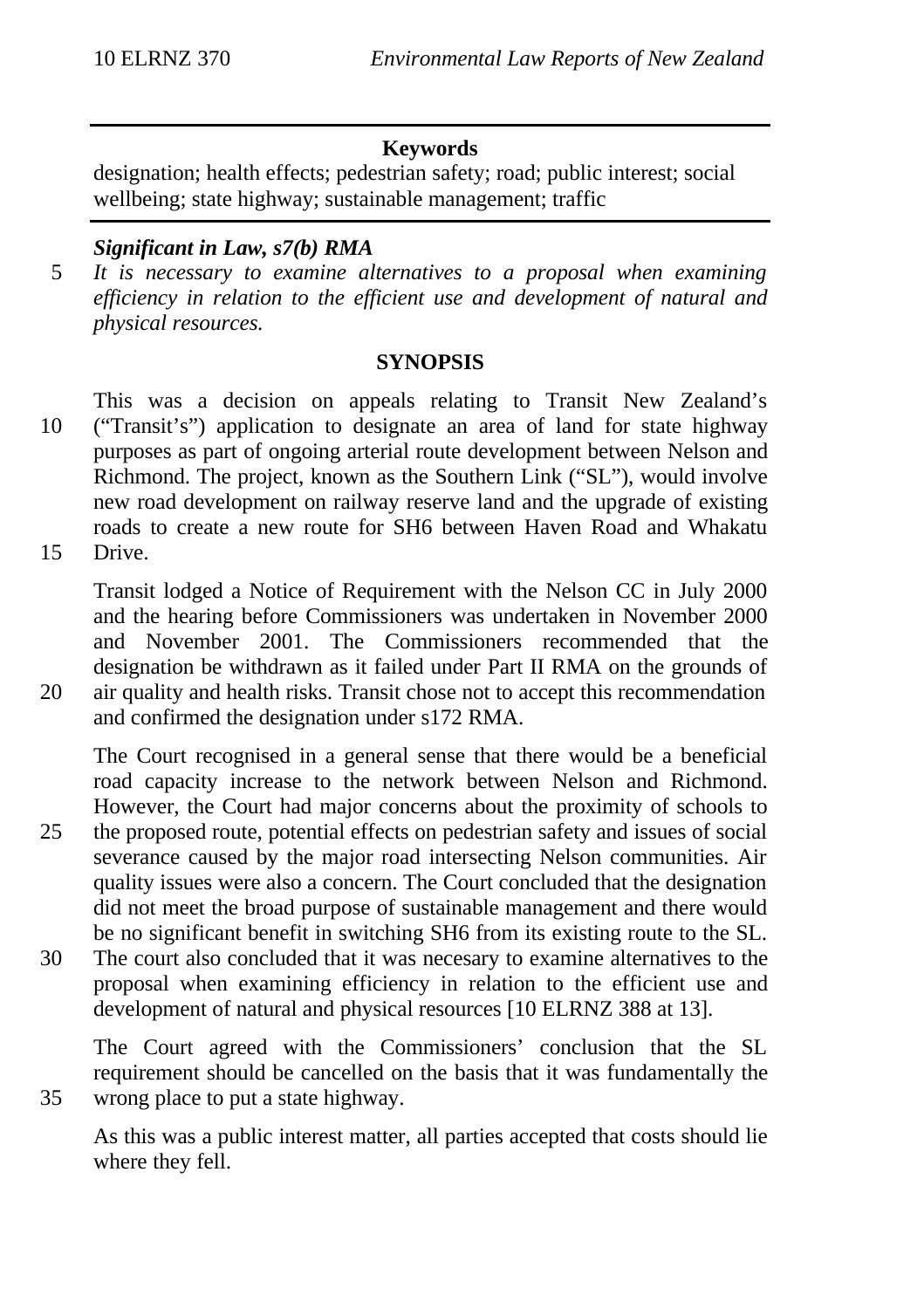**Keywords**

designation; health effects; pedestrian safety; road; public interest; social wellbeing; state highway; sustainable management; traffic

***Significant in Law, s7(b) RMA***

*It is necessary to examine alternatives to a proposal when examining efficiency in relation to the efficient use and development of natural and physical resources.*

## SYNOPSIS

This was a decision on appeals relating to Transit New Zealand's ("Transit's") application to designate an area of land for state highway purposes as part of ongoing arterial route development between Nelson and Richmond. The project, known as the Southern Link ("SL"), would involve new road development on railway reserve land and the upgrade of existing roads to create a new route for SH6 between Haven Road and Whakatu Drive.

Transit lodged a Notice of Requirement with the Nelson CC in July 2000 and the hearing before Commissioners was undertaken in November 2000 and November 2001. The Commissioners recommended that the designation be withdrawn as it failed under Part II RMA on the grounds of air quality and health risks. Transit chose not to accept this recommendation and confirmed the designation under s172 RMA.

The Court recognised in a general sense that there would be a beneficial road capacity increase to the network between Nelson and Richmond. However, the Court had major concerns about the proximity of schools to the proposed route, potential effects on pedestrian safety and issues of social severance caused by the major road intersecting Nelson communities. Air quality issues were also a concern. The Court concluded that the designation did not meet the broad purpose of sustainable management and there would be no significant benefit in switching SH6 from its existing route to the SL. The court also concluded that it was necesary to examine alternatives to the proposal when examining efficiency in relation to the efficient use and development of natural and physical resources [10 ELRNZ 388 at 13].

The Court agreed with the Commissioners' conclusion that the SL requirement should be cancelled on the basis that it was fundamentally the wrong place to put a state highway.

As this was a public interest matter, all parties accepted that costs should lie where they fell.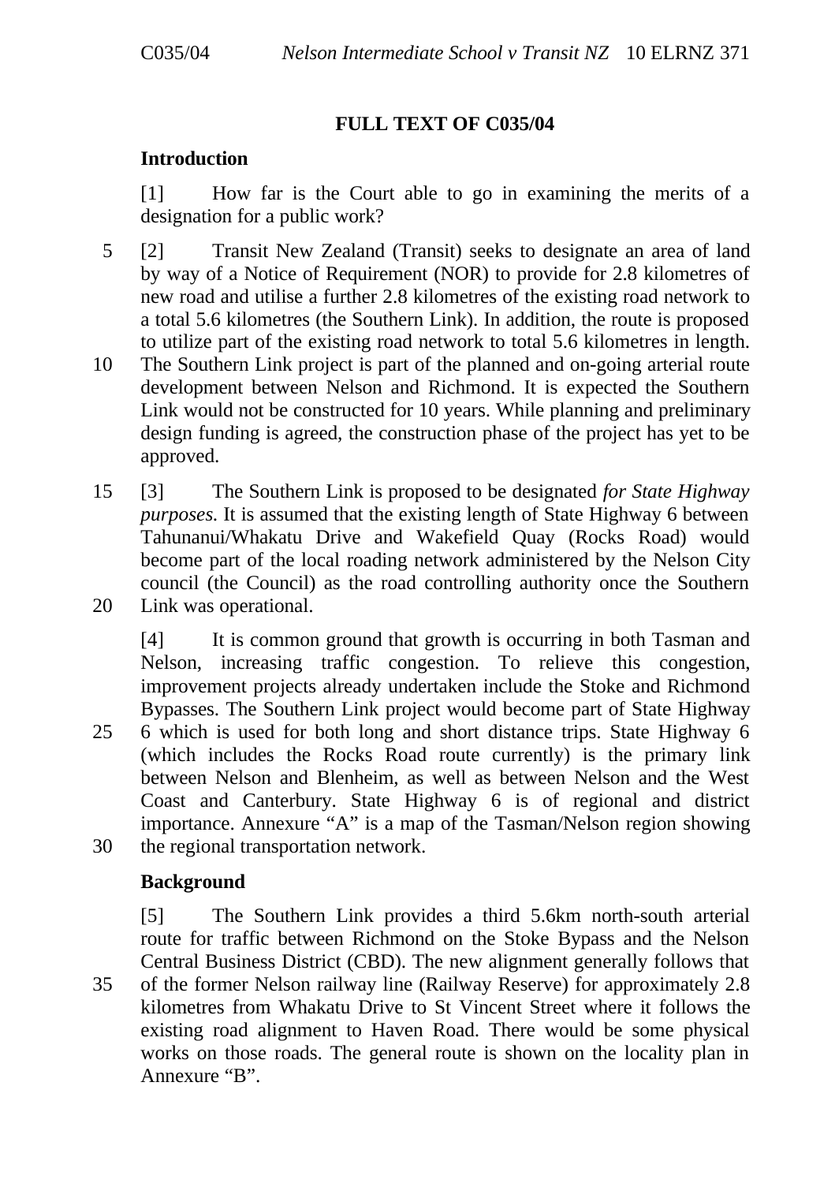**FULL TEXT OF C035/04**

## Introduction

[1] How far is the Court able to go in examining the merits of a designation for a public work?

[2] Transit New Zealand (Transit) seeks to designate an area of land by way of a Notice of Requirement (NOR) to provide for 2.8 kilometres of new road and utilise a further 2.8 kilometres of the existing road network to a total 5.6 kilometres (the Southern Link). In addition, the route is proposed to utilize part of the existing road network to total 5.6 kilometres in length. The Southern Link project is part of the planned and on-going arterial route development between Nelson and Richmond. It is expected the Southern Link would not be constructed for 10 years. While planning and preliminary design funding is agreed, the construction phase of the project has yet to be approved.

[3] The Southern Link is proposed to be designated *for State Highway purposes*. It is assumed that the existing length of State Highway 6 between Tahunanui/Whakatu Drive and Wakefield Quay (Rocks Road) would become part of the local roading network administered by the Nelson City council (the Council) as the road controlling authority once the Southern Link was operational.

[4] It is common ground that growth is occurring in both Tasman and Nelson, increasing traffic congestion. To relieve this congestion, improvement projects already undertaken include the Stoke and Richmond Bypasses. The Southern Link project would become part of State Highway 6 which is used for both long and short distance trips. State Highway 6 (which includes the Rocks Road route currently) is the primary link between Nelson and Blenheim, as well as between Nelson and the West Coast and Canterbury. State Highway 6 is of regional and district importance. Annexure "A" is a map of the Tasman/Nelson region showing the regional transportation network.

## Background

[5] The Southern Link provides a third 5.6km north-south arterial route for traffic between Richmond on the Stoke Bypass and the Nelson Central Business District (CBD). The new alignment generally follows that of the former Nelson railway line (Railway Reserve) for approximately 2.8 kilometres from Whakatu Drive to St Vincent Street where it follows the existing road alignment to Haven Road. There would be some physical works on those roads. The general route is shown on the locality plan in Annexure "B".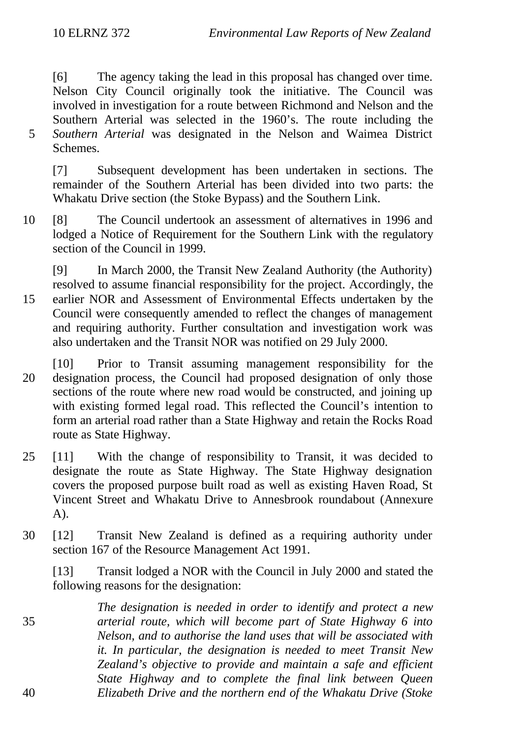[6] The agency taking the lead in this proposal has changed over time. Nelson City Council originally took the initiative. The Council was involved in investigation for a route between Richmond and Nelson and the Southern Arterial was selected in the 1960's. The route including the *Southern Arterial* was designated in the Nelson and Waimea District Schemes.

[7] Subsequent development has been undertaken in sections. The remainder of the Southern Arterial has been divided into two parts: the Whakatu Drive section (the Stoke Bypass) and the Southern Link.

[8] The Council undertook an assessment of alternatives in 1996 and lodged a Notice of Requirement for the Southern Link with the regulatory section of the Council in 1999.

[9] In March 2000, the Transit New Zealand Authority (the Authority) resolved to assume financial responsibility for the project. Accordingly, the earlier NOR and Assessment of Environmental Effects undertaken by the Council were consequently amended to reflect the changes of management and requiring authority. Further consultation and investigation work was also undertaken and the Transit NOR was notified on 29 July 2000.

[10] Prior to Transit assuming management responsibility for the designation process, the Council had proposed designation of only those sections of the route where new road would be constructed, and joining up with existing formed legal road. This reflected the Council's intention to form an arterial road rather than a State Highway and retain the Rocks Road route as State Highway.

[11] With the change of responsibility to Transit, it was decided to designate the route as State Highway. The State Highway designation covers the proposed purpose built road as well as existing Haven Road, St Vincent Street and Whakatu Drive to Annesbrook roundabout (Annexure A).

[12] Transit New Zealand is defined as a requiring authority under section 167 of the Resource Management Act 1991.

[13] Transit lodged a NOR with the Council in July 2000 and stated the following reasons for the designation:

> *The designation is needed in order to identify and protect a new arterial route, which will become part of State Highway 6 into Nelson, and to authorise the land uses that will be associated with it. In particular, the designation is needed to meet Transit New Zealand's objective to provide and maintain a safe and efficient State Highway and to complete the final link between Queen Elizabeth Drive and the northern end of the Whakatu Drive (Stoke*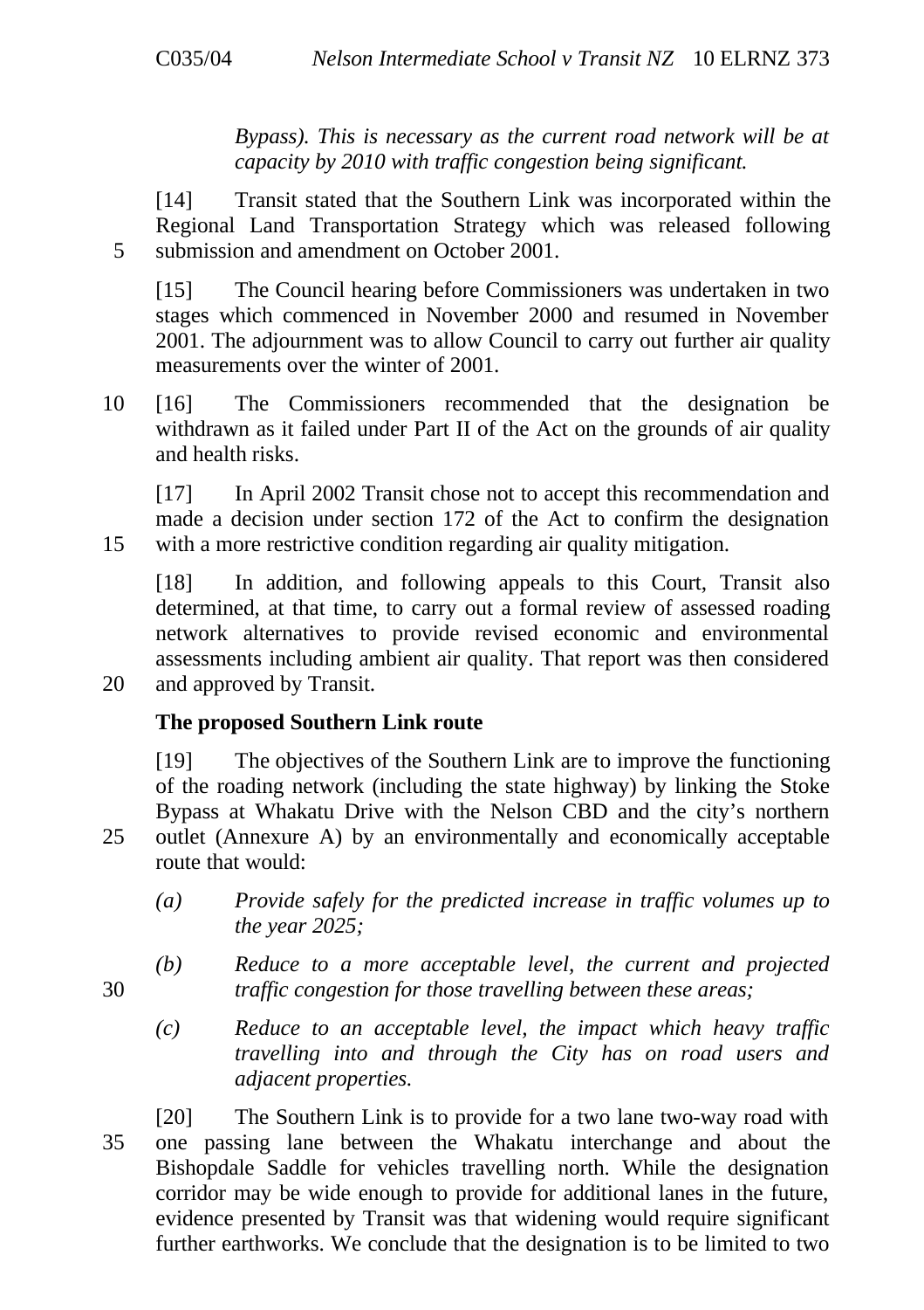*Bypass). This is necessary as the current road network will be at capacity by 2010 with traffic congestion being significant.*

[14] Transit stated that the Southern Link was incorporated within the Regional Land Transportation Strategy which was released following submission and amendment on October 2001.

[15] The Council hearing before Commissioners was undertaken in two stages which commenced in November 2000 and resumed in November 2001. The adjournment was to allow Council to carry out further air quality measurements over the winter of 2001.

[16] The Commissioners recommended that the designation be withdrawn as it failed under Part II of the Act on the grounds of air quality and health risks.

[17] In April 2002 Transit chose not to accept this recommendation and made a decision under section 172 of the Act to confirm the designation with a more restrictive condition regarding air quality mitigation.

[18] In addition, and following appeals to this Court, Transit also determined, at that time, to carry out a formal review of assessed roading network alternatives to provide revised economic and environmental assessments including ambient air quality. That report was then considered and approved by Transit.

**The proposed Southern Link route**

[19] The objectives of the Southern Link are to improve the functioning of the roading network (including the state highway) by linking the Stoke Bypass at Whakatu Drive with the Nelson CBD and the city's northern outlet (Annexure A) by an environmentally and economically acceptable route that would:

*(a) Provide safely for the predicted increase in traffic volumes up to the year 2025;*

*(b) Reduce to a more acceptable level, the current and projected traffic congestion for those travelling between these areas;*

*(c) Reduce to an acceptable level, the impact which heavy traffic travelling into and through the City has on road users and adjacent properties.*

[20] The Southern Link is to provide for a two lane two-way road with one passing lane between the Whakatu interchange and about the Bishopdale Saddle for vehicles travelling north. While the designation corridor may be wide enough to provide for additional lanes in the future, evidence presented by Transit was that widening would require significant further earthworks. We conclude that the designation is to be limited to two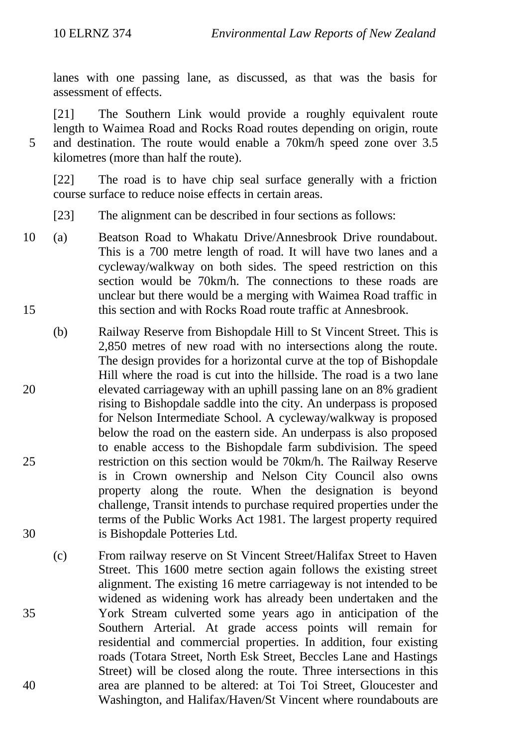lanes with one passing lane, as discussed, as that was the basis for assessment of effects.

[21] The Southern Link would provide a roughly equivalent route length to Waimea Road and Rocks Road routes depending on origin, route and destination. The route would enable a 70km/h speed zone over 3.5 kilometres (more than half the route).

[22] The road is to have chip seal surface generally with a friction course surface to reduce noise effects in certain areas.

[23] The alignment can be described in four sections as follows:

(a) Beatson Road to Whakatu Drive/Annesbrook Drive roundabout. This is a 700 metre length of road. It will have two lanes and a cycleway/walkway on both sides. The speed restriction on this section would be 70km/h. The connections to these roads are unclear but there would be a merging with Waimea Road traffic in this section and with Rocks Road route traffic at Annesbrook.

(b) Railway Reserve from Bishopdale Hill to St Vincent Street. This is 2,850 metres of new road with no intersections along the route. The design provides for a horizontal curve at the top of Bishopdale Hill where the road is cut into the hillside. The road is a two lane elevated carriageway with an uphill passing lane on an 8% gradient rising to Bishopdale saddle into the city. An underpass is proposed for Nelson Intermediate School. A cycleway/walkway is proposed below the road on the eastern side. An underpass is also proposed to enable access to the Bishopdale farm subdivision. The speed restriction on this section would be 70km/h. The Railway Reserve is in Crown ownership and Nelson City Council also owns property along the route. When the designation is beyond challenge, Transit intends to purchase required properties under the terms of the Public Works Act 1981. The largest property required is Bishopdale Potteries Ltd.

(c) From railway reserve on St Vincent Street/Halifax Street to Haven Street. This 1600 metre section again follows the existing street alignment. The existing 16 metre carriageway is not intended to be widened as widening work has already been undertaken and the York Stream culverted some years ago in anticipation of the Southern Arterial. At grade access points will remain for residential and commercial properties. In addition, four existing roads (Totara Street, North Esk Street, Beccles Lane and Hastings Street) will be closed along the route. Three intersections in this area are planned to be altered: at Toi Toi Street, Gloucester and Washington, and Halifax/Haven/St Vincent where roundabouts are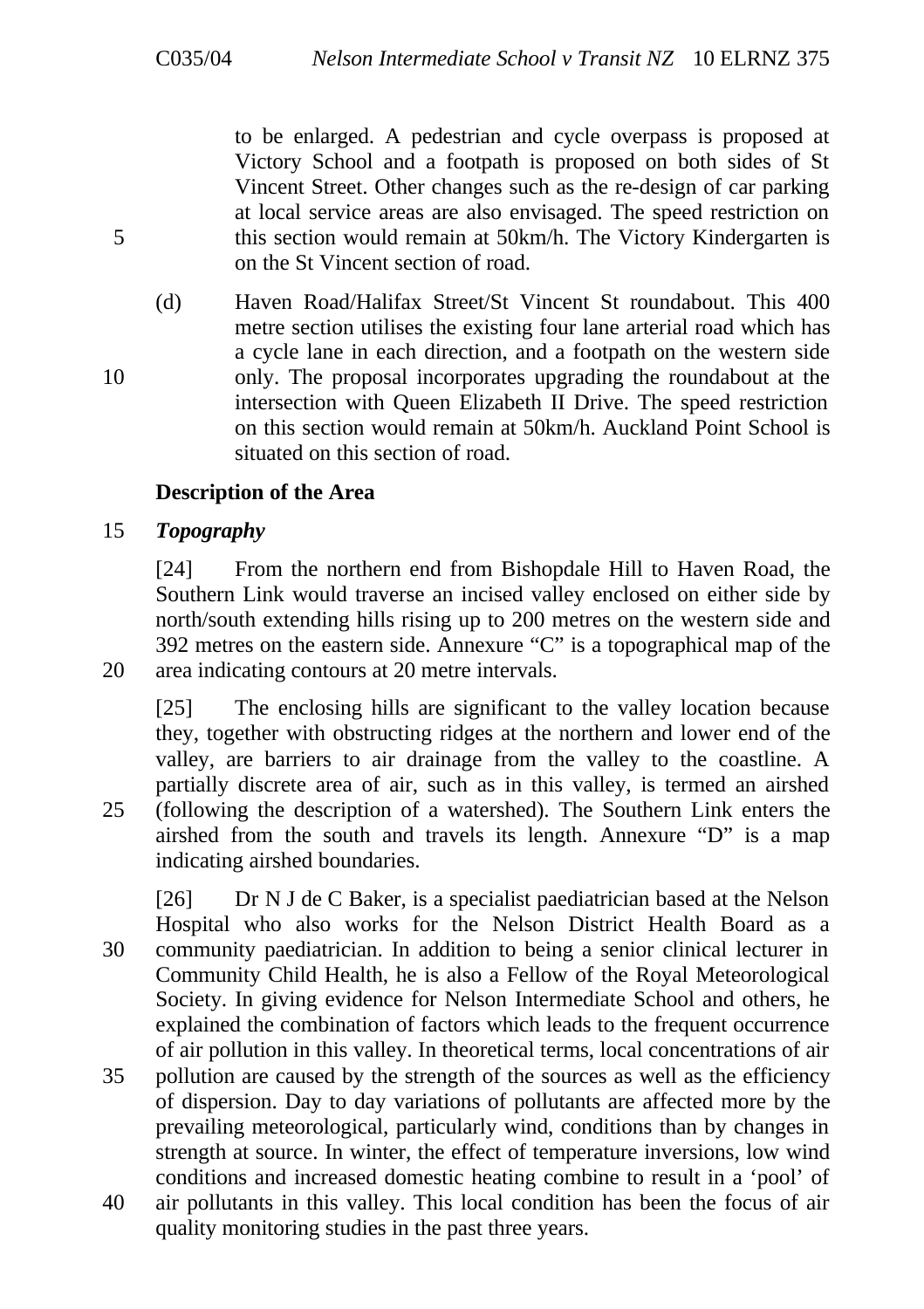to be enlarged. A pedestrian and cycle overpass is proposed at Victory School and a footpath is proposed on both sides of St Vincent Street. Other changes such as the re-design of car parking at local service areas are also envisaged. The speed restriction on this section would remain at 50km/h. The Victory Kindergarten is on the St Vincent section of road.

(d) Haven Road/Halifax Street/St Vincent St roundabout. This 400 metre section utilises the existing four lane arterial road which has a cycle lane in each direction, and a footpath on the western side only. The proposal incorporates upgrading the roundabout at the intersection with Queen Elizabeth II Drive. The speed restriction on this section would remain at 50km/h. Auckland Point School is situated on this section of road.

## Description of the Area

### *Topography*

[24] From the northern end from Bishopdale Hill to Haven Road, the Southern Link would traverse an incised valley enclosed on either side by north/south extending hills rising up to 200 metres on the western side and 392 metres on the eastern side. Annexure "C" is a topographical map of the area indicating contours at 20 metre intervals.

[25] The enclosing hills are significant to the valley location because they, together with obstructing ridges at the northern and lower end of the valley, are barriers to air drainage from the valley to the coastline. A partially discrete area of air, such as in this valley, is termed an airshed (following the description of a watershed). The Southern Link enters the airshed from the south and travels its length. Annexure "D" is a map indicating airshed boundaries.

[26] Dr N J de C Baker, is a specialist paediatrician based at the Nelson Hospital who also works for the Nelson District Health Board as a community paediatrician. In addition to being a senior clinical lecturer in Community Child Health, he is also a Fellow of the Royal Meteorological Society. In giving evidence for Nelson Intermediate School and others, he explained the combination of factors which leads to the frequent occurrence of air pollution in this valley. In theoretical terms, local concentrations of air pollution are caused by the strength of the sources as well as the efficiency of dispersion. Day to day variations of pollutants are affected more by the prevailing meteorological, particularly wind, conditions than by changes in strength at source. In winter, the effect of temperature inversions, low wind conditions and increased domestic heating combine to result in a 'pool' of air pollutants in this valley. This local condition has been the focus of air quality monitoring studies in the past three years.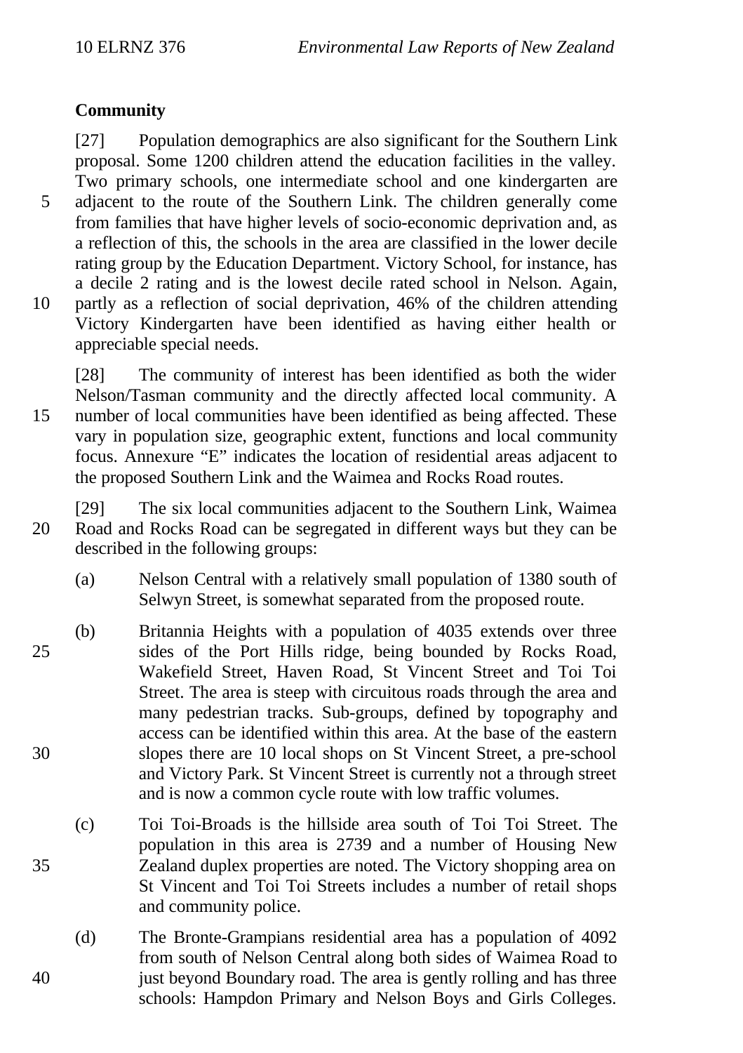**Community**

[27] Population demographics are also significant for the Southern Link proposal. Some 1200 children attend the education facilities in the valley. Two primary schools, one intermediate school and one kindergarten are adjacent to the route of the Southern Link. The children generally come from families that have higher levels of socio-economic deprivation and, as a reflection of this, the schools in the area are classified in the lower decile rating group by the Education Department. Victory School, for instance, has a decile 2 rating and is the lowest decile rated school in Nelson. Again, partly as a reflection of social deprivation, 46% of the children attending Victory Kindergarten have been identified as having either health or appreciable special needs.

[28] The community of interest has been identified as both the wider Nelson/Tasman community and the directly affected local community. A number of local communities have been identified as being affected. These vary in population size, geographic extent, functions and local community focus. Annexure "E" indicates the location of residential areas adjacent to the proposed Southern Link and the Waimea and Rocks Road routes.

[29] The six local communities adjacent to the Southern Link, Waimea Road and Rocks Road can be segregated in different ways but they can be described in the following groups:

(a) Nelson Central with a relatively small population of 1380 south of Selwyn Street, is somewhat separated from the proposed route.

(b) Britannia Heights with a population of 4035 extends over three sides of the Port Hills ridge, being bounded by Rocks Road, Wakefield Street, Haven Road, St Vincent Street and Toi Toi Street. The area is steep with circuitous roads through the area and many pedestrian tracks. Sub-groups, defined by topography and access can be identified within this area. At the base of the eastern slopes there are 10 local shops on St Vincent Street, a pre-school and Victory Park. St Vincent Street is currently not a through street and is now a common cycle route with low traffic volumes.

(c) Toi Toi-Broads is the hillside area south of Toi Toi Street. The population in this area is 2739 and a number of Housing New Zealand duplex properties are noted. The Victory shopping area on St Vincent and Toi Toi Streets includes a number of retail shops and community police.

(d) The Bronte-Grampians residential area has a population of 4092 from south of Nelson Central along both sides of Waimea Road to just beyond Boundary road. The area is gently rolling and has three schools: Hampdon Primary and Nelson Boys and Girls Colleges.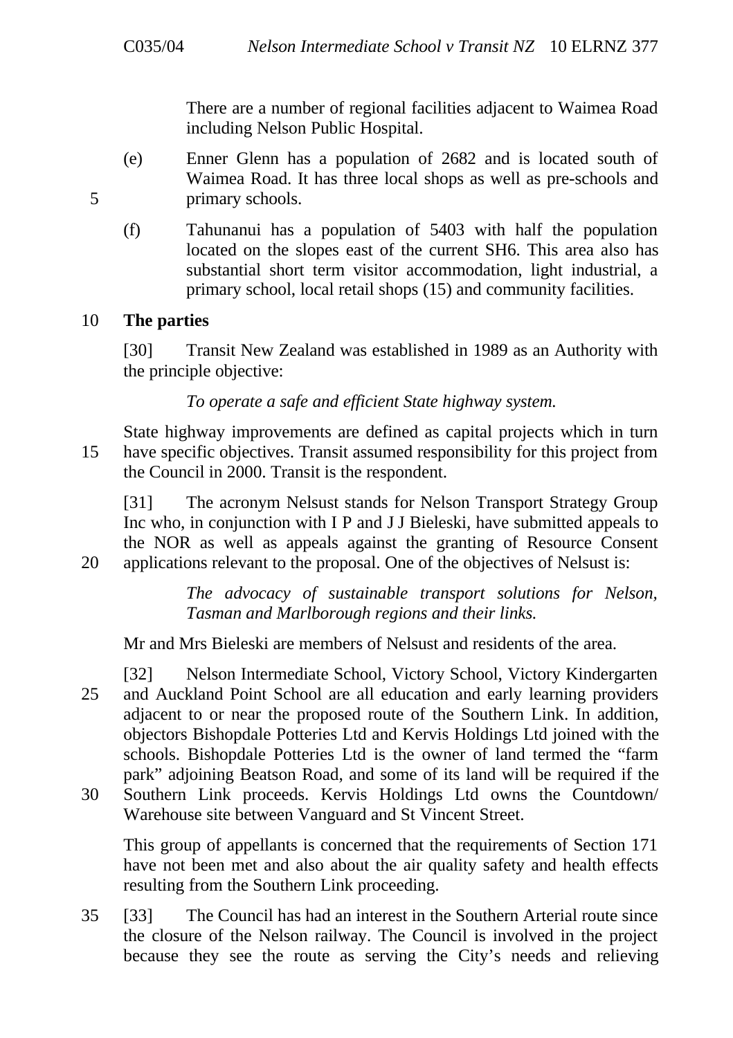There are a number of regional facilities adjacent to Waimea Road including Nelson Public Hospital.

(e) Enner Glenn has a population of 2682 and is located south of Waimea Road. It has three local shops as well as pre-schools and primary schools.

(f) Tahunanui has a population of 5403 with half the population located on the slopes east of the current SH6. This area also has substantial short term visitor accommodation, light industrial, a primary school, local retail shops (15) and community facilities.

**The parties**

[30] Transit New Zealand was established in 1989 as an Authority with the principle objective:

> *To operate a safe and efficient State highway system.*

State highway improvements are defined as capital projects which in turn have specific objectives. Transit assumed responsibility for this project from the Council in 2000. Transit is the respondent.

[31] The acronym Nelsust stands for Nelson Transport Strategy Group Inc who, in conjunction with I P and J J Bieleski, have submitted appeals to the NOR as well as appeals against the granting of Resource Consent applications relevant to the proposal. One of the objectives of Nelsust is:

> *The advocacy of sustainable transport solutions for Nelson, Tasman and Marlborough regions and their links.*

Mr and Mrs Bieleski are members of Nelsust and residents of the area.

[32] Nelson Intermediate School, Victory School, Victory Kindergarten and Auckland Point School are all education and early learning providers adjacent to or near the proposed route of the Southern Link. In addition, objectors Bishopdale Potteries Ltd and Kervis Holdings Ltd joined with the schools. Bishopdale Potteries Ltd is the owner of land termed the "farm park" adjoining Beatson Road, and some of its land will be required if the Southern Link proceeds. Kervis Holdings Ltd owns the Countdown/ Warehouse site between Vanguard and St Vincent Street.

This group of appellants is concerned that the requirements of Section 171 have not been met and also about the air quality safety and health effects resulting from the Southern Link proceeding.

[33] The Council has had an interest in the Southern Arterial route since the closure of the Nelson railway. The Council is involved in the project because they see the route as serving the City's needs and relieving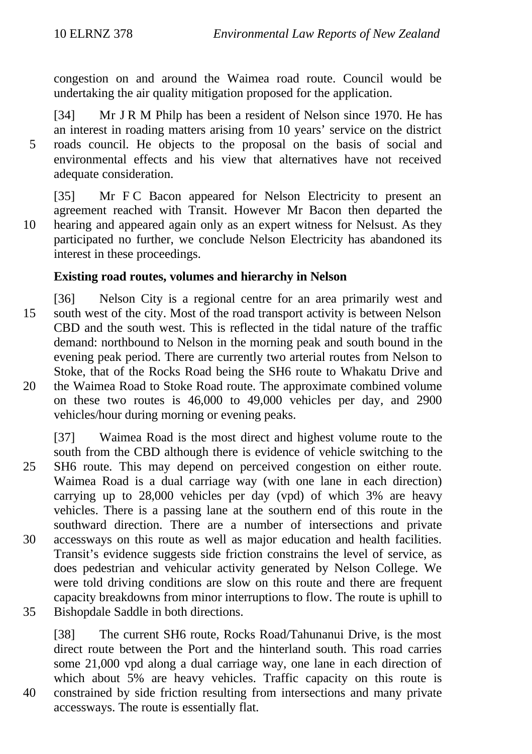congestion on and around the Waimea road route. Council would be undertaking the air quality mitigation proposed for the application.

[34] Mr J R M Philp has been a resident of Nelson since 1970. He has an interest in roading matters arising from 10 years' service on the district roads council. He objects to the proposal on the basis of social and environmental effects and his view that alternatives have not received adequate consideration.

[35] Mr F C Bacon appeared for Nelson Electricity to present an agreement reached with Transit. However Mr Bacon then departed the hearing and appeared again only as an expert witness for Nelsust. As they participated no further, we conclude Nelson Electricity has abandoned its interest in these proceedings.

**Existing road routes, volumes and hierarchy in Nelson**

[36] Nelson City is a regional centre for an area primarily west and south west of the city. Most of the road transport activity is between Nelson CBD and the south west. This is reflected in the tidal nature of the traffic demand: northbound to Nelson in the morning peak and south bound in the evening peak period. There are currently two arterial routes from Nelson to Stoke, that of the Rocks Road being the SH6 route to Whakatu Drive and the Waimea Road to Stoke Road route. The approximate combined volume on these two routes is 46,000 to 49,000 vehicles per day, and 2900 vehicles/hour during morning or evening peaks.

[37] Waimea Road is the most direct and highest volume route to the south from the CBD although there is evidence of vehicle switching to the SH6 route. This may depend on perceived congestion on either route. Waimea Road is a dual carriage way (with one lane in each direction) carrying up to 28,000 vehicles per day (vpd) of which 3% are heavy vehicles. There is a passing lane at the southern end of this route in the southward direction. There are a number of intersections and private accessways on this route as well as major education and health facilities. Transit's evidence suggests side friction constrains the level of service, as does pedestrian and vehicular activity generated by Nelson College. We were told driving conditions are slow on this route and there are frequent capacity breakdowns from minor interruptions to flow. The route is uphill to Bishopdale Saddle in both directions.

[38] The current SH6 route, Rocks Road/Tahunanui Drive, is the most direct route between the Port and the hinterland south. This road carries some 21,000 vpd along a dual carriage way, one lane in each direction of which about 5% are heavy vehicles. Traffic capacity on this route is constrained by side friction resulting from intersections and many private accessways. The route is essentially flat.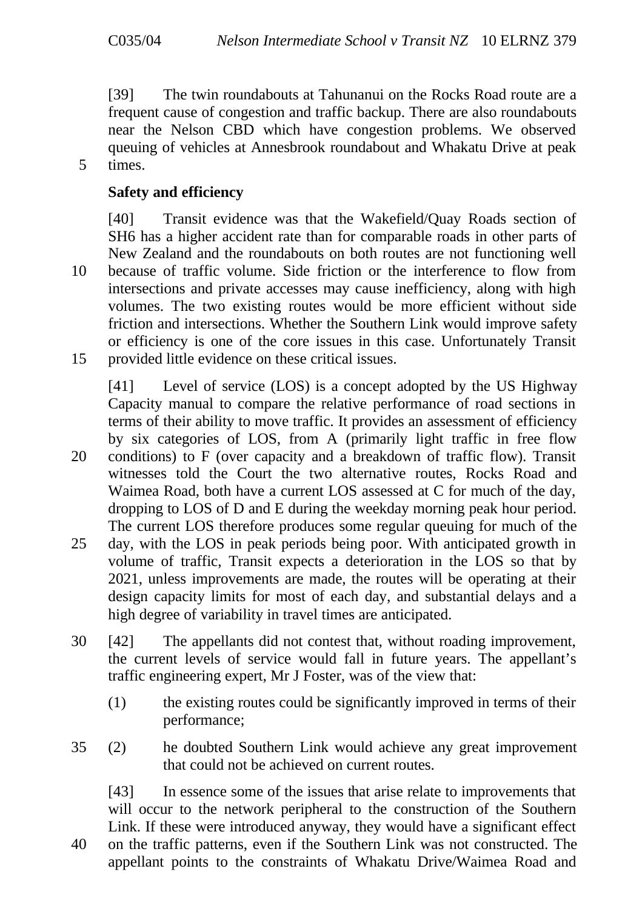[39] The twin roundabouts at Tahunanui on the Rocks Road route are a frequent cause of congestion and traffic backup. There are also roundabouts near the Nelson CBD which have congestion problems. We observed queuing of vehicles at Annesbrook roundabout and Whakatu Drive at peak times.

**Safety and efficiency**

[40] Transit evidence was that the Wakefield/Quay Roads section of SH6 has a higher accident rate than for comparable roads in other parts of New Zealand and the roundabouts on both routes are not functioning well because of traffic volume. Side friction or the interference to flow from intersections and private accesses may cause inefficiency, along with high volumes. The two existing routes would be more efficient without side friction and intersections. Whether the Southern Link would improve safety or efficiency is one of the core issues in this case. Unfortunately Transit provided little evidence on these critical issues.

[41] Level of service (LOS) is a concept adopted by the US Highway Capacity manual to compare the relative performance of road sections in terms of their ability to move traffic. It provides an assessment of efficiency by six categories of LOS, from A (primarily light traffic in free flow conditions) to F (over capacity and a breakdown of traffic flow). Transit witnesses told the Court the two alternative routes, Rocks Road and Waimea Road, both have a current LOS assessed at C for much of the day, dropping to LOS of D and E during the weekday morning peak hour period. The current LOS therefore produces some regular queuing for much of the day, with the LOS in peak periods being poor. With anticipated growth in volume of traffic, Transit expects a deterioration in the LOS so that by 2021, unless improvements are made, the routes will be operating at their design capacity limits for most of each day, and substantial delays and a high degree of variability in travel times are anticipated.

[42] The appellants did not contest that, without roading improvement, the current levels of service would fall in future years. The appellant's traffic engineering expert, Mr J Foster, was of the view that:

(1) the existing routes could be significantly improved in terms of their performance;

(2) he doubted Southern Link would achieve any great improvement that could not be achieved on current routes.

[43] In essence some of the issues that arise relate to improvements that will occur to the network peripheral to the construction of the Southern Link. If these were introduced anyway, they would have a significant effect on the traffic patterns, even if the Southern Link was not constructed. The appellant points to the constraints of Whakatu Drive/Waimea Road and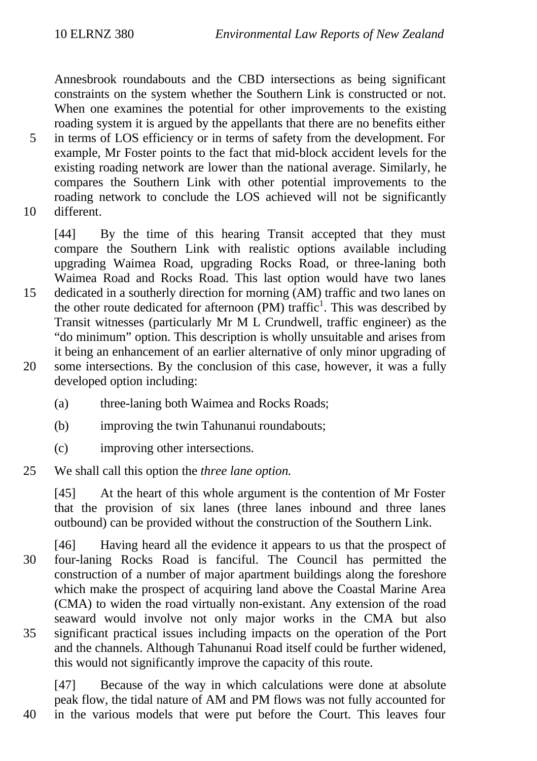Annesbrook roundabouts and the CBD intersections as being significant constraints on the system whether the Southern Link is constructed or not. When one examines the potential for other improvements to the existing roading system it is argued by the appellants that there are no benefits either in terms of LOS efficiency or in terms of safety from the development. For example, Mr Foster points to the fact that mid-block accident levels for the existing roading network are lower than the national average. Similarly, he compares the Southern Link with other potential improvements to the roading network to conclude the LOS achieved will not be significantly different.

[44] By the time of this hearing Transit accepted that they must compare the Southern Link with realistic options available including upgrading Waimea Road, upgrading Rocks Road, or three-laning both Waimea Road and Rocks Road. This last option would have two lanes dedicated in a southerly direction for morning (AM) traffic and two lanes on the other route dedicated for afternoon (PM) traffic[1]. This was described by Transit witnesses (particularly Mr M L Crundwell, traffic engineer) as the "do minimum" option. This description is wholly unsuitable and arises from it being an enhancement of an earlier alternative of only minor upgrading of some intersections. By the conclusion of this case, however, it was a fully developed option including:

(a) three-laning both Waimea and Rocks Roads;

(b) improving the twin Tahunanui roundabouts;

(c) improving other intersections.

We shall call this option the *three lane option.*

[45] At the heart of this whole argument is the contention of Mr Foster that the provision of six lanes (three lanes inbound and three lanes outbound) can be provided without the construction of the Southern Link.

[46] Having heard all the evidence it appears to us that the prospect of four-laning Rocks Road is fanciful. The Council has permitted the construction of a number of major apartment buildings along the foreshore which make the prospect of acquiring land above the Coastal Marine Area (CMA) to widen the road virtually non-existant. Any extension of the road seaward would involve not only major works in the CMA but also significant practical issues including impacts on the operation of the Port and the channels. Although Tahunanui Road itself could be further widened, this would not significantly improve the capacity of this route.

[47] Because of the way in which calculations were done at absolute peak flow, the tidal nature of AM and PM flows was not fully accounted for in the various models that were put before the Court. This leaves four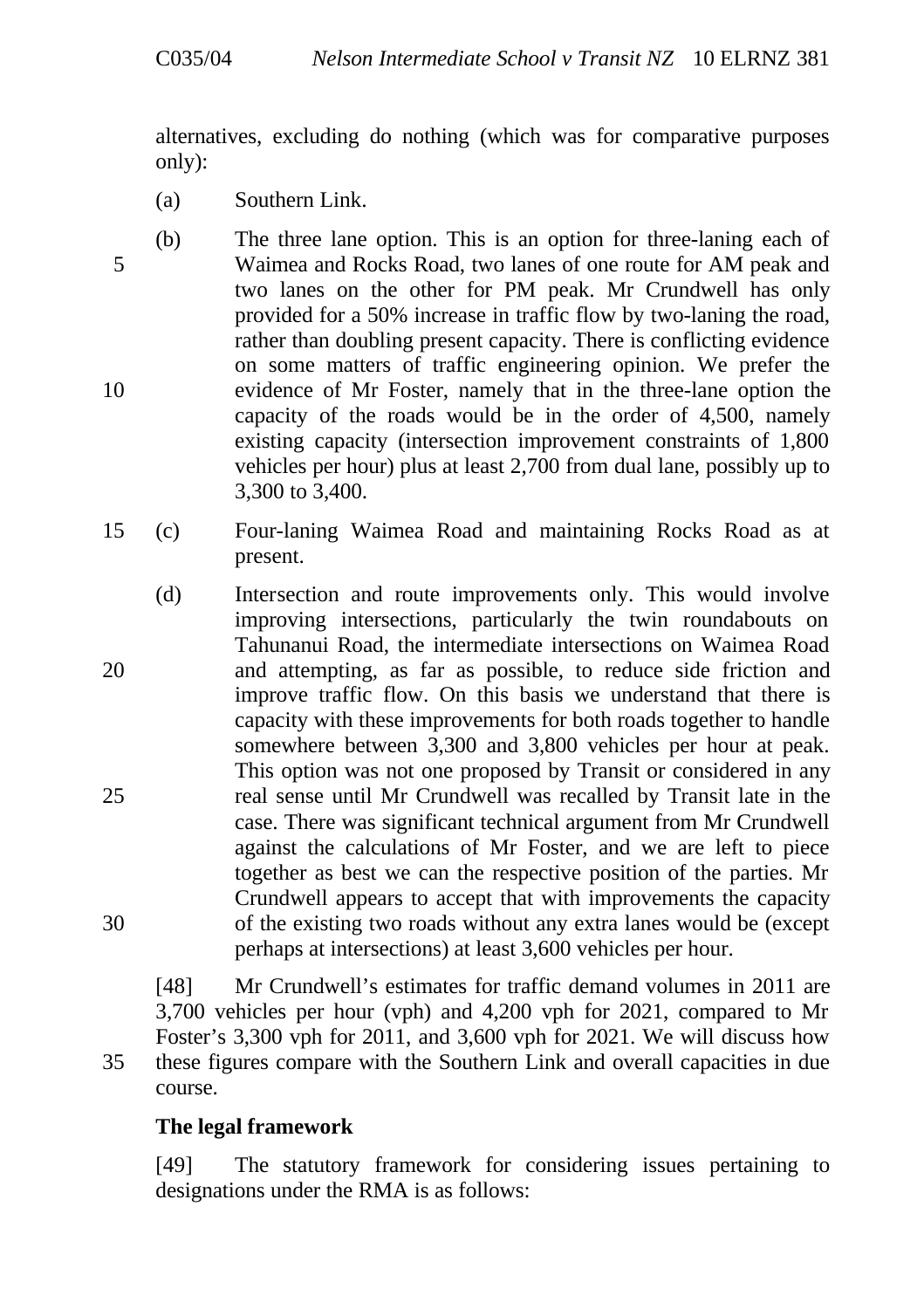alternatives, excluding do nothing (which was for comparative purposes only):

(a) Southern Link.

(b) The three lane option. This is an option for three-laning each of Waimea and Rocks Road, two lanes of one route for AM peak and two lanes on the other for PM peak. Mr Crundwell has only provided for a 50% increase in traffic flow by two-laning the road, rather than doubling present capacity. There is conflicting evidence on some matters of traffic engineering opinion. We prefer the evidence of Mr Foster, namely that in the three-lane option the capacity of the roads would be in the order of 4,500, namely existing capacity (intersection improvement constraints of 1,800 vehicles per hour) plus at least 2,700 from dual lane, possibly up to 3,300 to 3,400.

(c) Four-laning Waimea Road and maintaining Rocks Road as at present.

(d) Intersection and route improvements only. This would involve improving intersections, particularly the twin roundabouts on Tahunanui Road, the intermediate intersections on Waimea Road and attempting, as far as possible, to reduce side friction and improve traffic flow. On this basis we understand that there is capacity with these improvements for both roads together to handle somewhere between 3,300 and 3,800 vehicles per hour at peak. This option was not one proposed by Transit or considered in any real sense until Mr Crundwell was recalled by Transit late in the case. There was significant technical argument from Mr Crundwell against the calculations of Mr Foster, and we are left to piece together as best we can the respective position of the parties. Mr Crundwell appears to accept that with improvements the capacity of the existing two roads without any extra lanes would be (except perhaps at intersections) at least 3,600 vehicles per hour.

[48] Mr Crundwell's estimates for traffic demand volumes in 2011 are 3,700 vehicles per hour (vph) and 4,200 vph for 2021, compared to Mr Foster's 3,300 vph for 2011, and 3,600 vph for 2021. We will discuss how these figures compare with the Southern Link and overall capacities in due course.

## The legal framework

[49] The statutory framework for considering issues pertaining to designations under the RMA is as follows: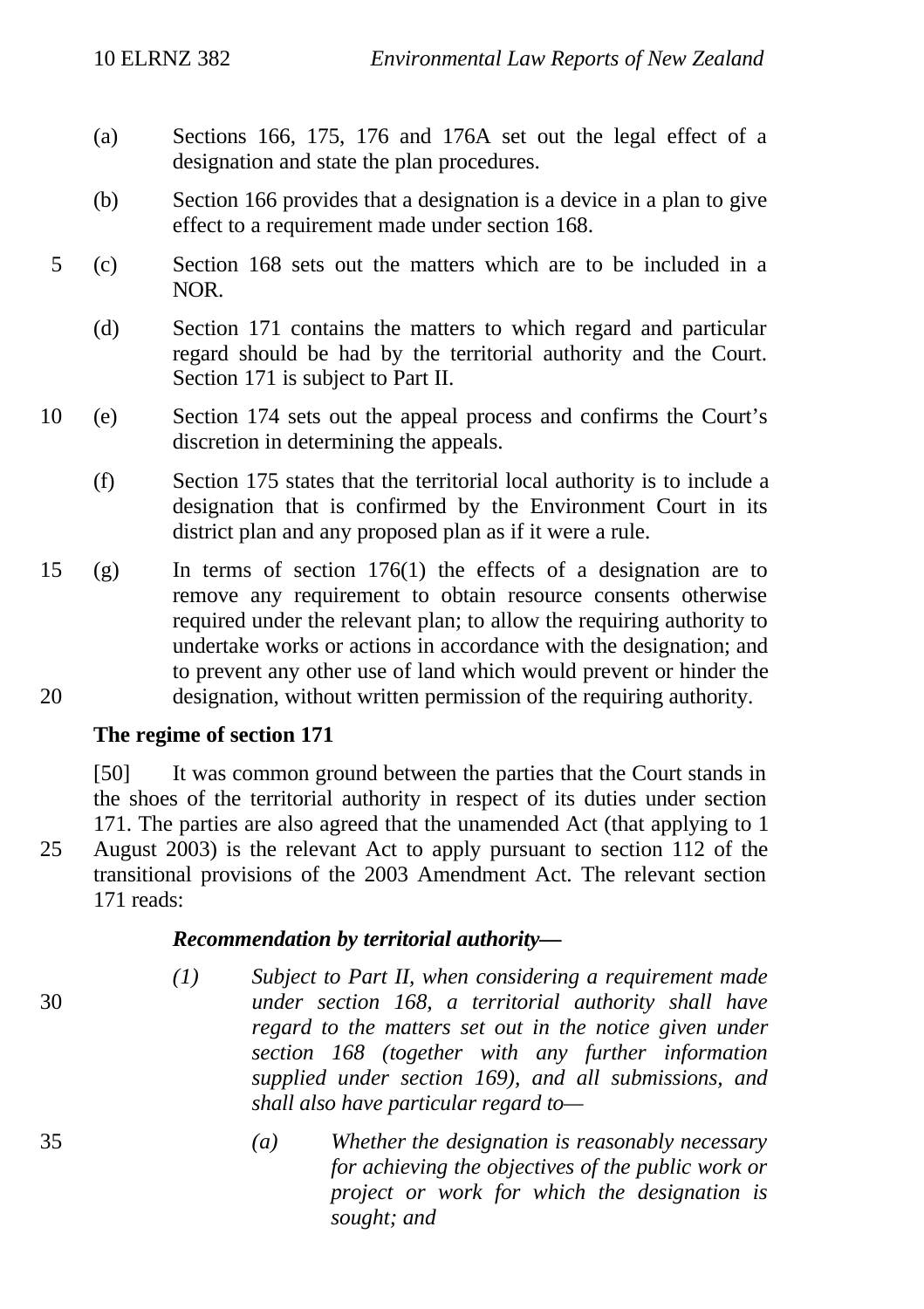(a) Sections 166, 175, 176 and 176A set out the legal effect of a designation and state the plan procedures.

(b) Section 166 provides that a designation is a device in a plan to give effect to a requirement made under section 168.

(c) Section 168 sets out the matters which are to be included in a NOR.

(d) Section 171 contains the matters to which regard and particular regard should be had by the territorial authority and the Court. Section 171 is subject to Part II.

(e) Section 174 sets out the appeal process and confirms the Court's discretion in determining the appeals.

(f) Section 175 states that the territorial local authority is to include a designation that is confirmed by the Environment Court in its district plan and any proposed plan as if it were a rule.

(g) In terms of section 176(1) the effects of a designation are to remove any requirement to obtain resource consents otherwise required under the relevant plan; to allow the requiring authority to undertake works or actions in accordance with the designation; and to prevent any other use of land which would prevent or hinder the designation, without written permission of the requiring authority.

**The regime of section 171**

[50] It was common ground between the parties that the Court stands in the shoes of the territorial authority in respect of its duties under section 171. The parties are also agreed that the unamended Act (that applying to 1 August 2003) is the relevant Act to apply pursuant to section 112 of the transitional provisions of the 2003 Amendment Act. The relevant section 171 reads:

> ***Recommendation by territorial authority—***
>
> *(1) Subject to Part II, when considering a requirement made under section 168, a territorial authority shall have regard to the matters set out in the notice given under section 168 (together with any further information supplied under section 169), and all submissions, and shall also have particular regard to—*
>
> *(a) Whether the designation is reasonably necessary for achieving the objectives of the public work or project or work for which the designation is sought; and*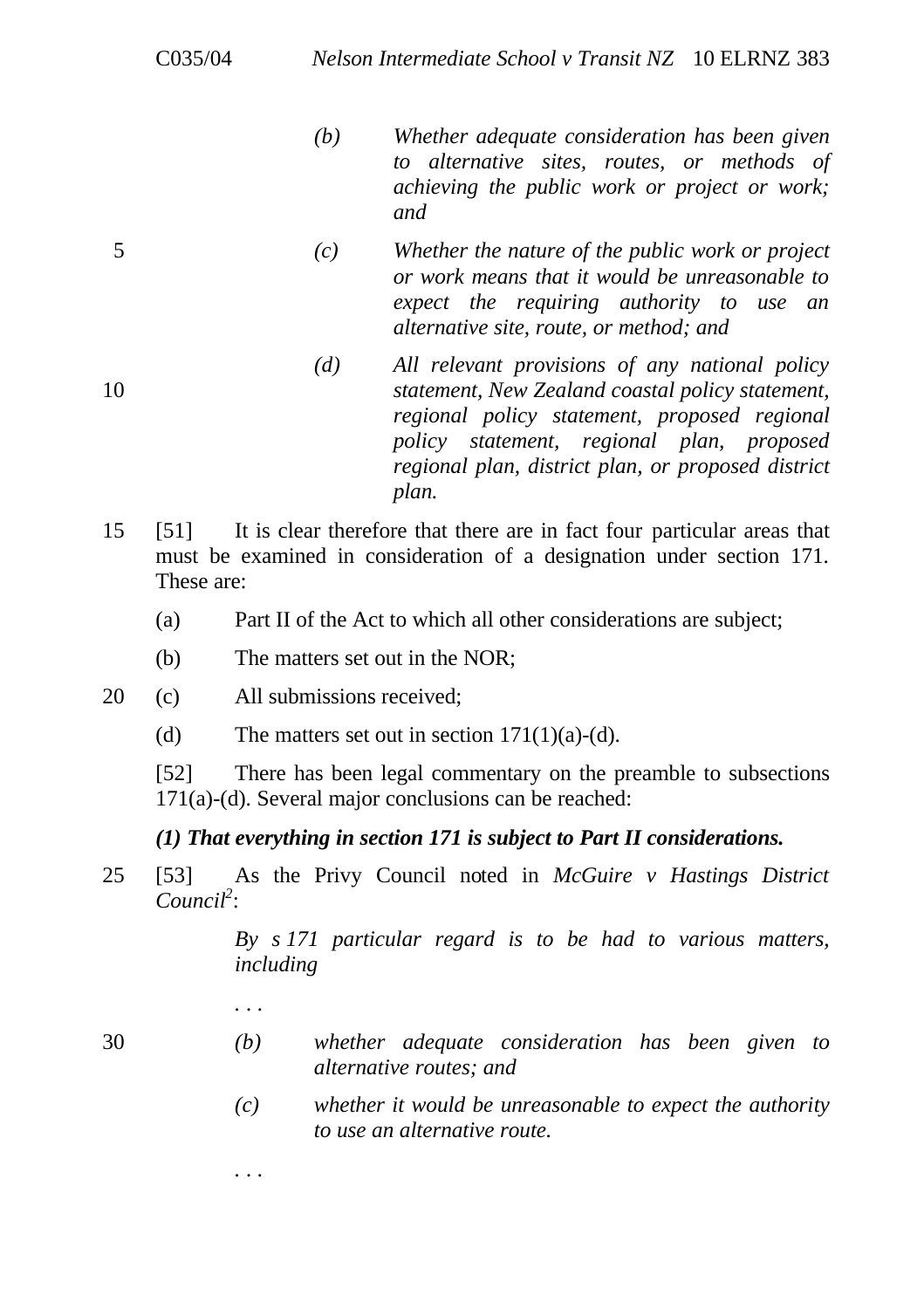> *(b) Whether adequate consideration has been given to alternative sites, routes, or methods of achieving the public work or project or work; and*
>
> *(c) Whether the nature of the public work or project or work means that it would be unreasonable to expect the requiring authority to use an alternative site, route, or method; and*
>
> *(d) All relevant provisions of any national policy statement, New Zealand coastal policy statement, regional policy statement, proposed regional policy statement, regional plan, proposed regional plan, district plan, or proposed district plan.*

[51] It is clear therefore that there are in fact four particular areas that must be examined in consideration of a designation under section 171. These are:

(a) Part II of the Act to which all other considerations are subject;

(b) The matters set out in the NOR;

(c) All submissions received;

(d) The matters set out in section 171(1)(a)-(d).

[52] There has been legal commentary on the preamble to subsections 171(a)-(d). Several major conclusions can be reached:

***(1) That everything in section 171 is subject to Part II considerations.***

[53] As the Privy Council noted in *McGuire v Hastings District Council*[2]:

> *By s 171 particular regard is to be had to various matters, including*
>
> . . .
>
> *(b) whether adequate consideration has been given to alternative routes; and*
>
> *(c) whether it would be unreasonable to expect the authority to use an alternative route.*
>
> . . .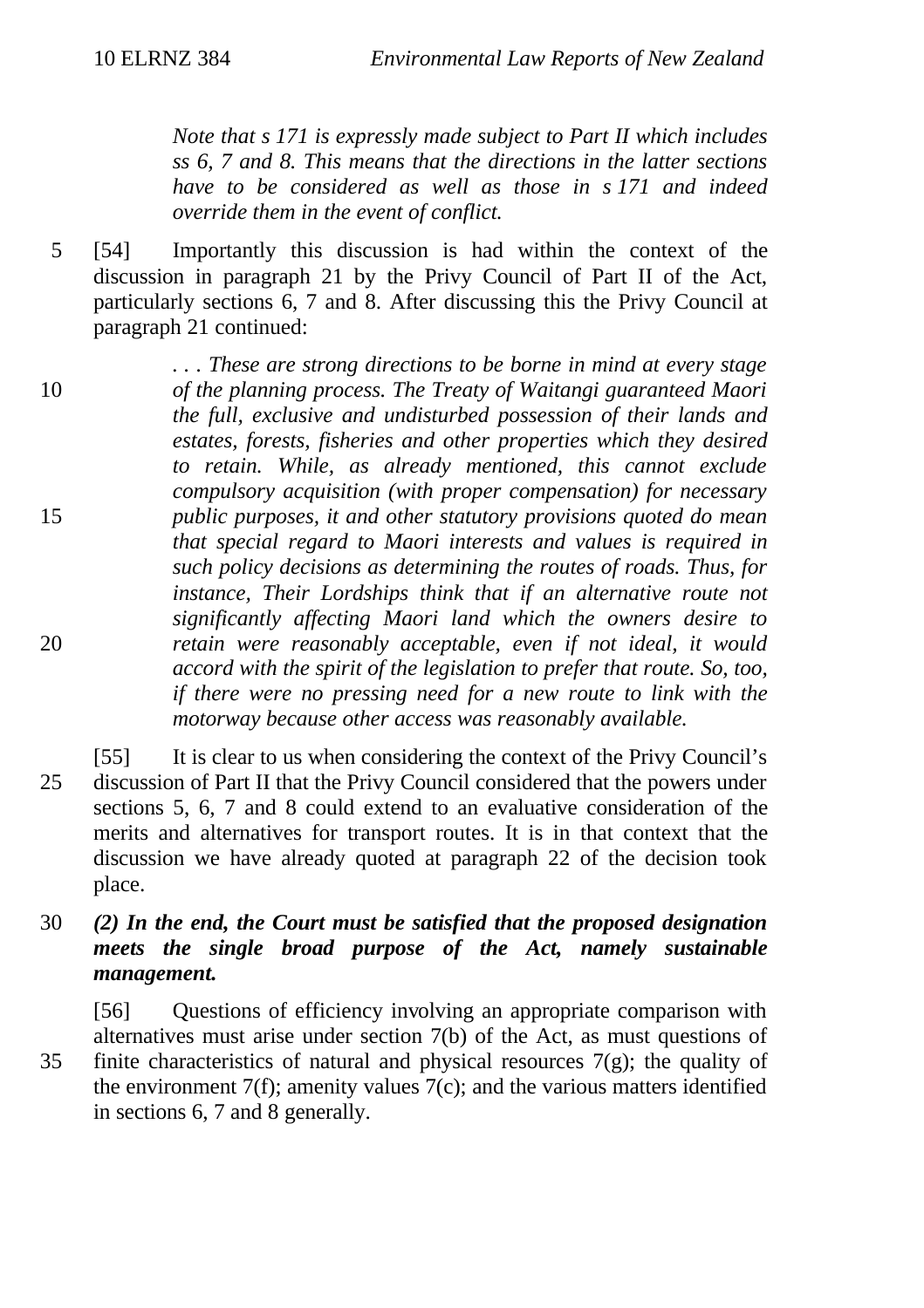> *Note that s 171 is expressly made subject to Part II which includes ss 6, 7 and 8. This means that the directions in the latter sections have to be considered as well as those in s 171 and indeed override them in the event of conflict.*

[54] Importantly this discussion is had within the context of the discussion in paragraph 21 by the Privy Council of Part II of the Act, particularly sections 6, 7 and 8. After discussing this the Privy Council at paragraph 21 continued:

> *. . . These are strong directions to be borne in mind at every stage of the planning process. The Treaty of Waitangi guaranteed Maori the full, exclusive and undisturbed possession of their lands and estates, forests, fisheries and other properties which they desired to retain. While, as already mentioned, this cannot exclude compulsory acquisition (with proper compensation) for necessary public purposes, it and other statutory provisions quoted do mean that special regard to Maori interests and values is required in such policy decisions as determining the routes of roads. Thus, for instance, Their Lordships think that if an alternative route not significantly affecting Maori land which the owners desire to retain were reasonably acceptable, even if not ideal, it would accord with the spirit of the legislation to prefer that route. So, too, if there were no pressing need for a new route to link with the motorway because other access was reasonably available.*

[55] It is clear to us when considering the context of the Privy Council's discussion of Part II that the Privy Council considered that the powers under sections 5, 6, 7 and 8 could extend to an evaluative consideration of the merits and alternatives for transport routes. It is in that context that the discussion we have already quoted at paragraph 22 of the decision took place.

***(2) In the end, the Court must be satisfied that the proposed designation meets the single broad purpose of the Act, namely sustainable management.***

[56] Questions of efficiency involving an appropriate comparison with alternatives must arise under section 7(b) of the Act, as must questions of finite characteristics of natural and physical resources 7(g); the quality of the environment 7(f); amenity values 7(c); and the various matters identified in sections 6, 7 and 8 generally.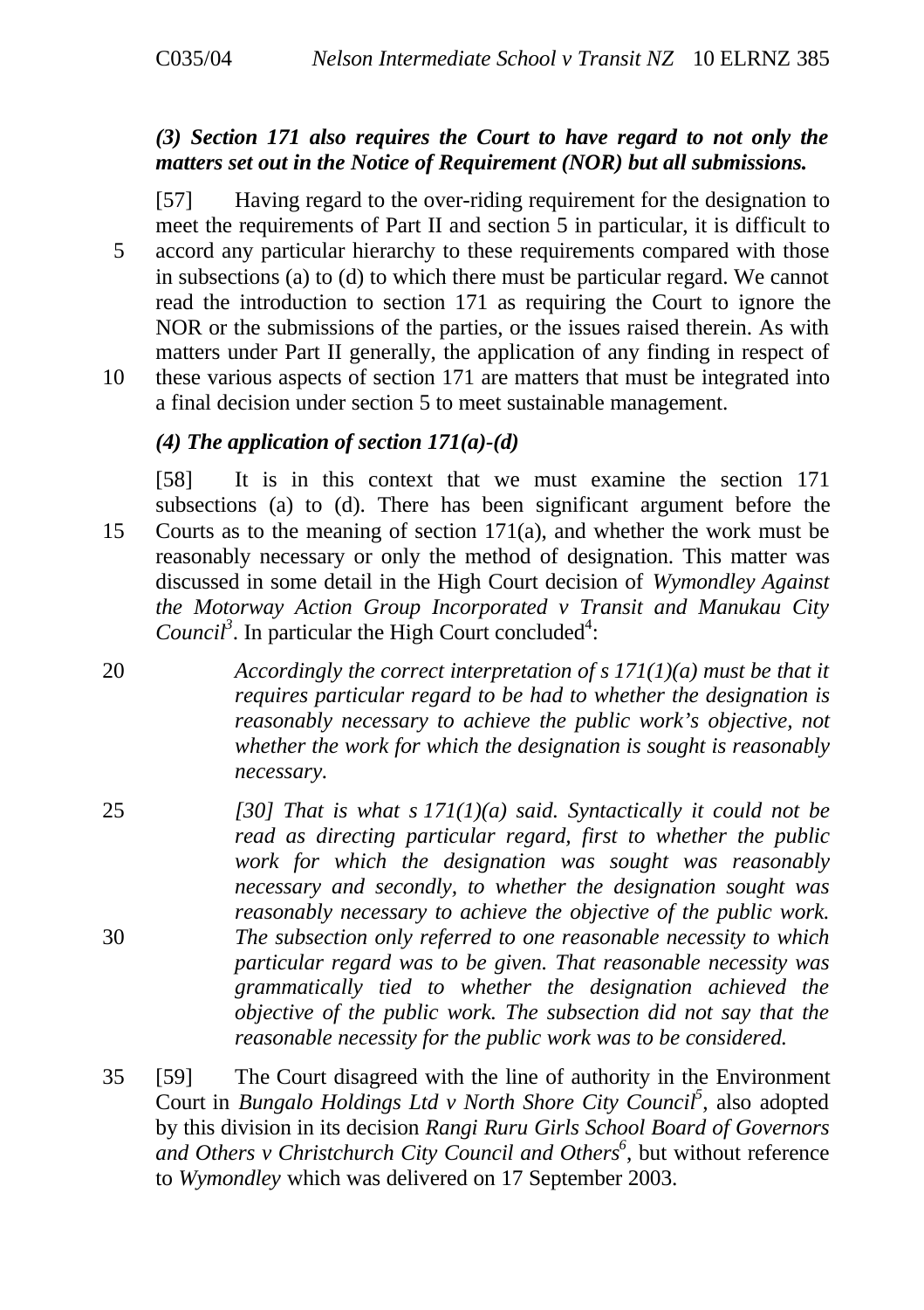***(3) Section 171 also requires the Court to have regard to not only the matters set out in the Notice of Requirement (NOR) but all submissions.***

[57] Having regard to the over-riding requirement for the designation to meet the requirements of Part II and section 5 in particular, it is difficult to accord any particular hierarchy to these requirements compared with those in subsections (a) to (d) to which there must be particular regard. We cannot read the introduction to section 171 as requiring the Court to ignore the NOR or the submissions of the parties, or the issues raised therein. As with matters under Part II generally, the application of any finding in respect of these various aspects of section 171 are matters that must be integrated into a final decision under section 5 to meet sustainable management.

***(4) The application of section 171(a)-(d)***

[58] It is in this context that we must examine the section 171 subsections (a) to (d). There has been significant argument before the Courts as to the meaning of section 171(a), and whether the work must be reasonably necessary or only the method of designation. This matter was discussed in some detail in the High Court decision of *Wymondley Against the Motorway Action Group Incorporated v Transit and Manukau City Council*[3]. In particular the High Court concluded[4]:

> *Accordingly the correct interpretation of s 171(1)(a) must be that it requires particular regard to be had to whether the designation is reasonably necessary to achieve the public work's objective, not whether the work for which the designation is sought is reasonably necessary.*
>
> *[30] That is what s 171(1)(a) said. Syntactically it could not be read as directing particular regard, first to whether the public work for which the designation was sought was reasonably necessary and secondly, to whether the designation sought was reasonably necessary to achieve the objective of the public work. The subsection only referred to one reasonable necessity to which particular regard was to be given. That reasonable necessity was grammatically tied to whether the designation achieved the objective of the public work. The subsection did not say that the reasonable necessity for the public work was to be considered.*

[59] The Court disagreed with the line of authority in the Environment Court in *Bungalo Holdings Ltd v North Shore City Council*[5], also adopted by this division in its decision *Rangi Ruru Girls School Board of Governors and Others v Christchurch City Council and Others*[6], but without reference to *Wymondley* which was delivered on 17 September 2003.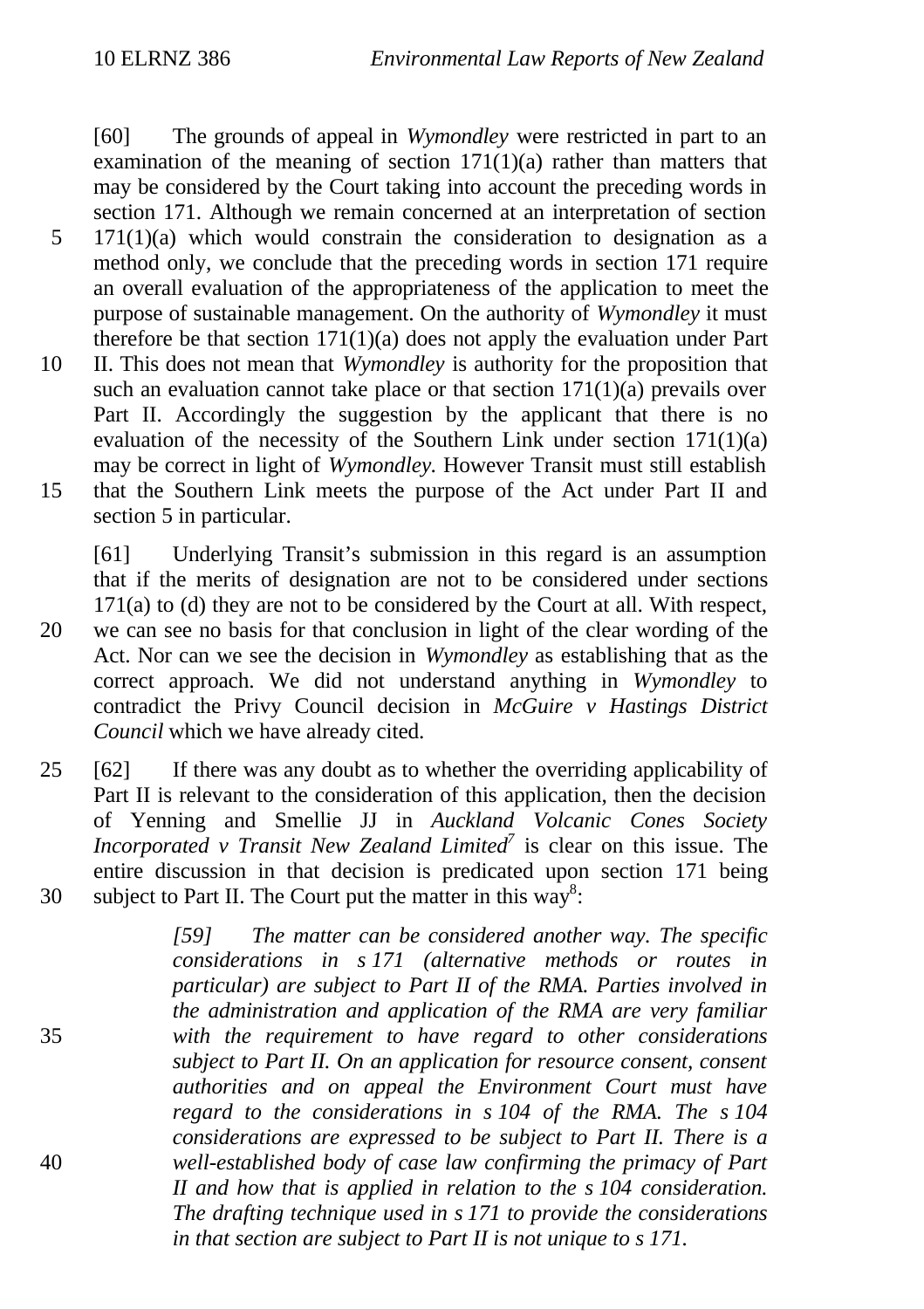[60] The grounds of appeal in *Wymondley* were restricted in part to an examination of the meaning of section 171(1)(a) rather than matters that may be considered by the Court taking into account the preceding words in section 171. Although we remain concerned at an interpretation of section 171(1)(a) which would constrain the consideration to designation as a method only, we conclude that the preceding words in section 171 require an overall evaluation of the appropriateness of the application to meet the purpose of sustainable management. On the authority of *Wymondley* it must therefore be that section 171(1)(a) does not apply the evaluation under Part II. This does not mean that *Wymondley* is authority for the proposition that such an evaluation cannot take place or that section 171(1)(a) prevails over Part II. Accordingly the suggestion by the applicant that there is no evaluation of the necessity of the Southern Link under section 171(1)(a) may be correct in light of *Wymondley*. However Transit must still establish that the Southern Link meets the purpose of the Act under Part II and section 5 in particular.

[61] Underlying Transit's submission in this regard is an assumption that if the merits of designation are not to be considered under sections 171(a) to (d) they are not to be considered by the Court at all. With respect, we can see no basis for that conclusion in light of the clear wording of the Act. Nor can we see the decision in *Wymondley* as establishing that as the correct approach. We did not understand anything in *Wymondley* to contradict the Privy Council decision in *McGuire v Hastings District Council* which we have already cited.

[62] If there was any doubt as to whether the overriding applicability of Part II is relevant to the consideration of this application, then the decision of Yenning and Smellie JJ in *Auckland Volcanic Cones Society Incorporated v Transit New Zealand Limited*[7] is clear on this issue. The entire discussion in that decision is predicated upon section 171 being subject to Part II. The Court put the matter in this way[8]:

> *[59] The matter can be considered another way. The specific considerations in s 171 (alternative methods or routes in particular) are subject to Part II of the RMA. Parties involved in the administration and application of the RMA are very familiar with the requirement to have regard to other considerations subject to Part II. On an application for resource consent, consent authorities and on appeal the Environment Court must have regard to the considerations in s 104 of the RMA. The s 104 considerations are expressed to be subject to Part II. There is a well-established body of case law confirming the primacy of Part II and how that is applied in relation to the s 104 consideration. The drafting technique used in s 171 to provide the considerations in that section are subject to Part II is not unique to s 171.*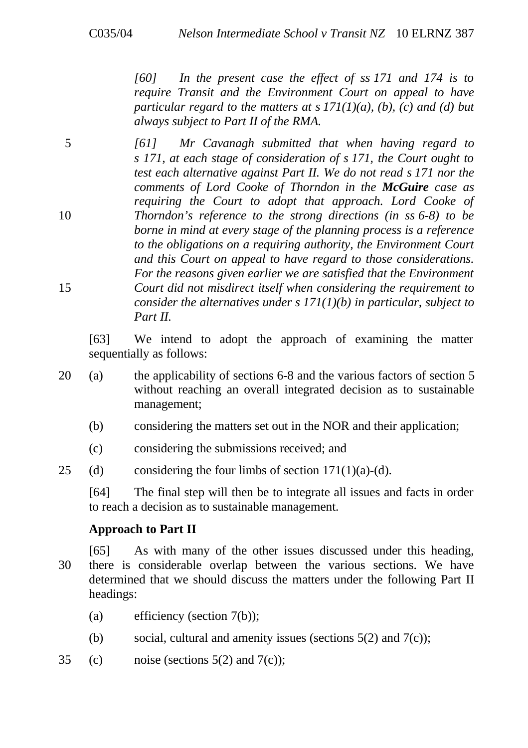> *[60] In the present case the effect of ss 171 and 174 is to require Transit and the Environment Court on appeal to have particular regard to the matters at s 171(1)(a), (b), (c) and (d) but always subject to Part II of the RMA.*
>
> *[61] Mr Cavanagh submitted that when having regard to s 171, at each stage of consideration of s 171, the Court ought to test each alternative against Part II. We do not read s 171 nor the comments of Lord Cooke of Thorndon in the* ***McGuire*** *case as requiring the Court to adopt that approach. Lord Cooke of Thorndon's reference to the strong directions (in ss 6-8) to be borne in mind at every stage of the planning process is a reference to the obligations on a requiring authority, the Environment Court and this Court on appeal to have regard to those considerations. For the reasons given earlier we are satisfied that the Environment Court did not misdirect itself when considering the requirement to consider the alternatives under s 171(1)(b) in particular, subject to Part II.*

[63] We intend to adopt the approach of examining the matter sequentially as follows:

(a) the applicability of sections 6-8 and the various factors of section 5 without reaching an overall integrated decision as to sustainable management;

(b) considering the matters set out in the NOR and their application;

(c) considering the submissions received; and

(d) considering the four limbs of section 171(1)(a)-(d).

[64] The final step will then be to integrate all issues and facts in order to reach a decision as to sustainable management.

### Approach to Part II

[65] As with many of the other issues discussed under this heading, there is considerable overlap between the various sections. We have determined that we should discuss the matters under the following Part II headings:

(a) efficiency (section 7(b));

(b) social, cultural and amenity issues (sections 5(2) and 7(c));

(c) noise (sections 5(2) and 7(c));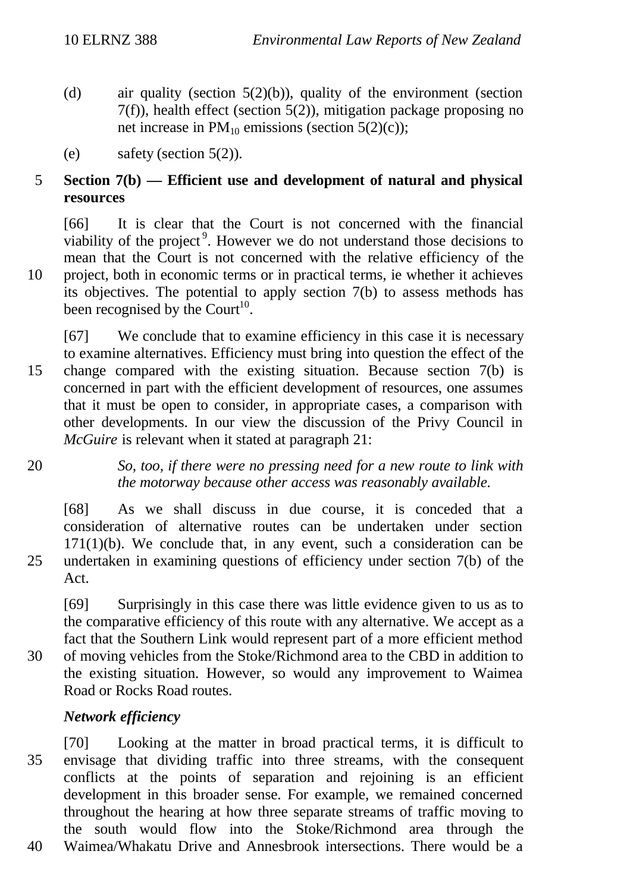(d) air quality (section 5(2)(b)), quality of the environment (section 7(f)), health effect (section 5(2)), mitigation package proposing no net increase in $PM_{10}$ emissions (section 5(2)(c));

(e) safety (section 5(2)).

**Section 7(b) — Efficient use and development of natural and physical resources**

[66] It is clear that the Court is not concerned with the financial viability of the project[9]. However we do not understand those decisions to mean that the Court is not concerned with the relative efficiency of the project, both in economic terms or in practical terms, ie whether it achieves its objectives. The potential to apply section 7(b) to assess methods has been recognised by the Court[10].

[67] We conclude that to examine efficiency in this case it is necessary to examine alternatives. Efficiency must bring into question the effect of the change compared with the existing situation. Because section 7(b) is concerned in part with the efficient development of resources, one assumes that it must be open to consider, in appropriate cases, a comparison with other developments. In our view the discussion of the Privy Council in *McGuire* is relevant when it stated at paragraph 21:

> *So, too, if there were no pressing need for a new route to link with the motorway because other access was reasonably available.*

[68] As we shall discuss in due course, it is conceded that a consideration of alternative routes can be undertaken under section 171(1)(b). We conclude that, in any event, such a consideration can be undertaken in examining questions of efficiency under section 7(b) of the Act.

[69] Surprisingly in this case there was little evidence given to us as to the comparative efficiency of this route with any alternative. We accept as a fact that the Southern Link would represent part of a more efficient method of moving vehicles from the Stoke/Richmond area to the CBD in addition to the existing situation. However, so would any improvement to Waimea Road or Rocks Road routes.

***Network efficiency***

[70] Looking at the matter in broad practical terms, it is difficult to envisage that dividing traffic into three streams, with the consequent conflicts at the points of separation and rejoining is an efficient development in this broader sense. For example, we remained concerned throughout the hearing at how three separate streams of traffic moving to the south would flow into the Stoke/Richmond area through the Waimea/Whakatu Drive and Annesbrook intersections. There would be a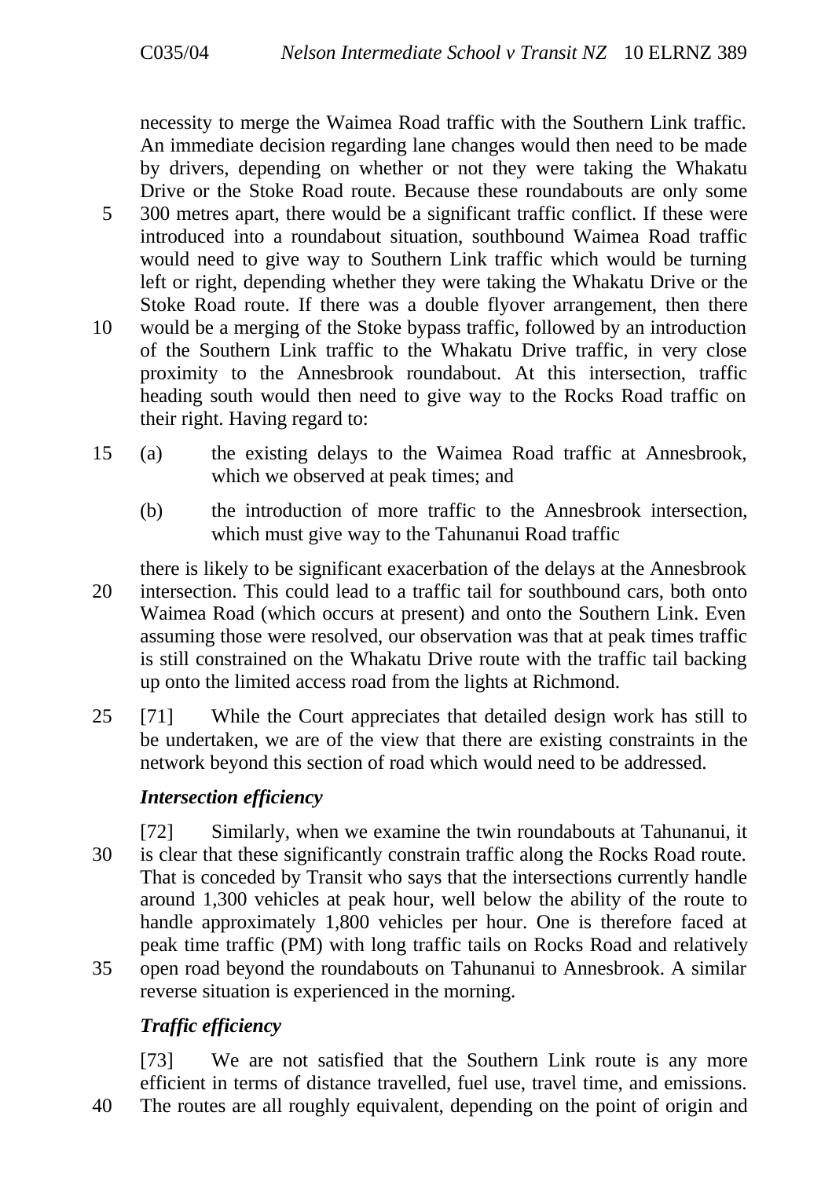necessity to merge the Waimea Road traffic with the Southern Link traffic. An immediate decision regarding lane changes would then need to be made by drivers, depending on whether or not they were taking the Whakatu Drive or the Stoke Road route. Because these roundabouts are only some 300 metres apart, there would be a significant traffic conflict. If these were introduced into a roundabout situation, southbound Waimea Road traffic would need to give way to Southern Link traffic which would be turning left or right, depending whether they were taking the Whakatu Drive or the Stoke Road route. If there was a double flyover arrangement, then there would be a merging of the Stoke bypass traffic, followed by an introduction of the Southern Link traffic to the Whakatu Drive traffic, in very close proximity to the Annesbrook roundabout. At this intersection, traffic heading south would then need to give way to the Rocks Road traffic on their right. Having regard to:

(a) the existing delays to the Waimea Road traffic at Annesbrook, which we observed at peak times; and

(b) the introduction of more traffic to the Annesbrook intersection, which must give way to the Tahunanui Road traffic

there is likely to be significant exacerbation of the delays at the Annesbrook intersection. This could lead to a traffic tail for southbound cars, both onto Waimea Road (which occurs at present) and onto the Southern Link. Even assuming those were resolved, our observation was that at peak times traffic is still constrained on the Whakatu Drive route with the traffic tail backing up onto the limited access road from the lights at Richmond.

[71] While the Court appreciates that detailed design work has still to be undertaken, we are of the view that there are existing constraints in the network beyond this section of road which would need to be addressed.

### *Intersection efficiency*

[72] Similarly, when we examine the twin roundabouts at Tahunanui, it is clear that these significantly constrain traffic along the Rocks Road route. That is conceded by Transit who says that the intersections currently handle around 1,300 vehicles at peak hour, well below the ability of the route to handle approximately 1,800 vehicles per hour. One is therefore faced at peak time traffic (PM) with long traffic tails on Rocks Road and relatively open road beyond the roundabouts on Tahunanui to Annesbrook. A similar reverse situation is experienced in the morning.

### *Traffic efficiency*

[73] We are not satisfied that the Southern Link route is any more efficient in terms of distance travelled, fuel use, travel time, and emissions. The routes are all roughly equivalent, depending on the point of origin and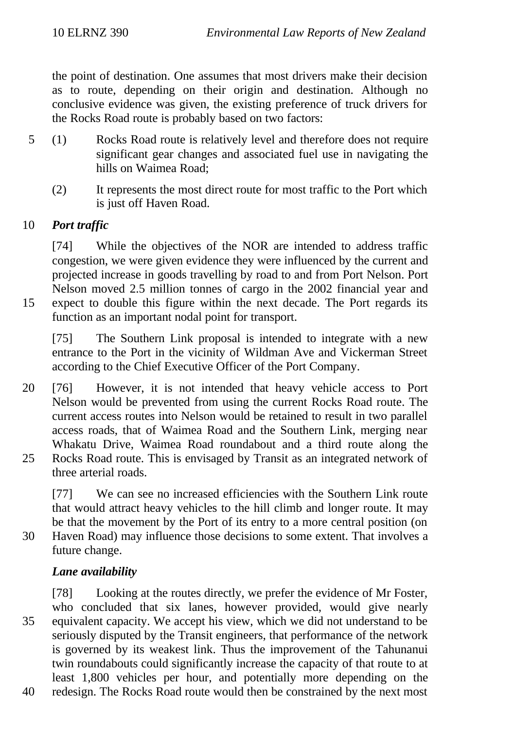the point of destination. One assumes that most drivers make their decision as to route, depending on their origin and destination. Although no conclusive evidence was given, the existing preference of truck drivers for the Rocks Road route is probably based on two factors:

(1) Rocks Road route is relatively level and therefore does not require significant gear changes and associated fuel use in navigating the hills on Waimea Road;

(2) It represents the most direct route for most traffic to the Port which is just off Haven Road.

### *Port traffic*

[74] While the objectives of the NOR are intended to address traffic congestion, we were given evidence they were influenced by the current and projected increase in goods travelling by road to and from Port Nelson. Port Nelson moved 2.5 million tonnes of cargo in the 2002 financial year and expect to double this figure within the next decade. The Port regards its function as an important nodal point for transport.

[75] The Southern Link proposal is intended to integrate with a new entrance to the Port in the vicinity of Wildman Ave and Vickerman Street according to the Chief Executive Officer of the Port Company.

[76] However, it is not intended that heavy vehicle access to Port Nelson would be prevented from using the current Rocks Road route. The current access routes into Nelson would be retained to result in two parallel access roads, that of Waimea Road and the Southern Link, merging near Whakatu Drive, Waimea Road roundabout and a third route along the Rocks Road route. This is envisaged by Transit as an integrated network of three arterial roads.

[77] We can see no increased efficiencies with the Southern Link route that would attract heavy vehicles to the hill climb and longer route. It may be that the movement by the Port of its entry to a more central position (on Haven Road) may influence those decisions to some extent. That involves a future change.

### *Lane availability*

[78] Looking at the routes directly, we prefer the evidence of Mr Foster, who concluded that six lanes, however provided, would give nearly equivalent capacity. We accept his view, which we did not understand to be seriously disputed by the Transit engineers, that performance of the network is governed by its weakest link. Thus the improvement of the Tahunanui twin roundabouts could significantly increase the capacity of that route to at least 1,800 vehicles per hour, and potentially more depending on the redesign. The Rocks Road route would then be constrained by the next most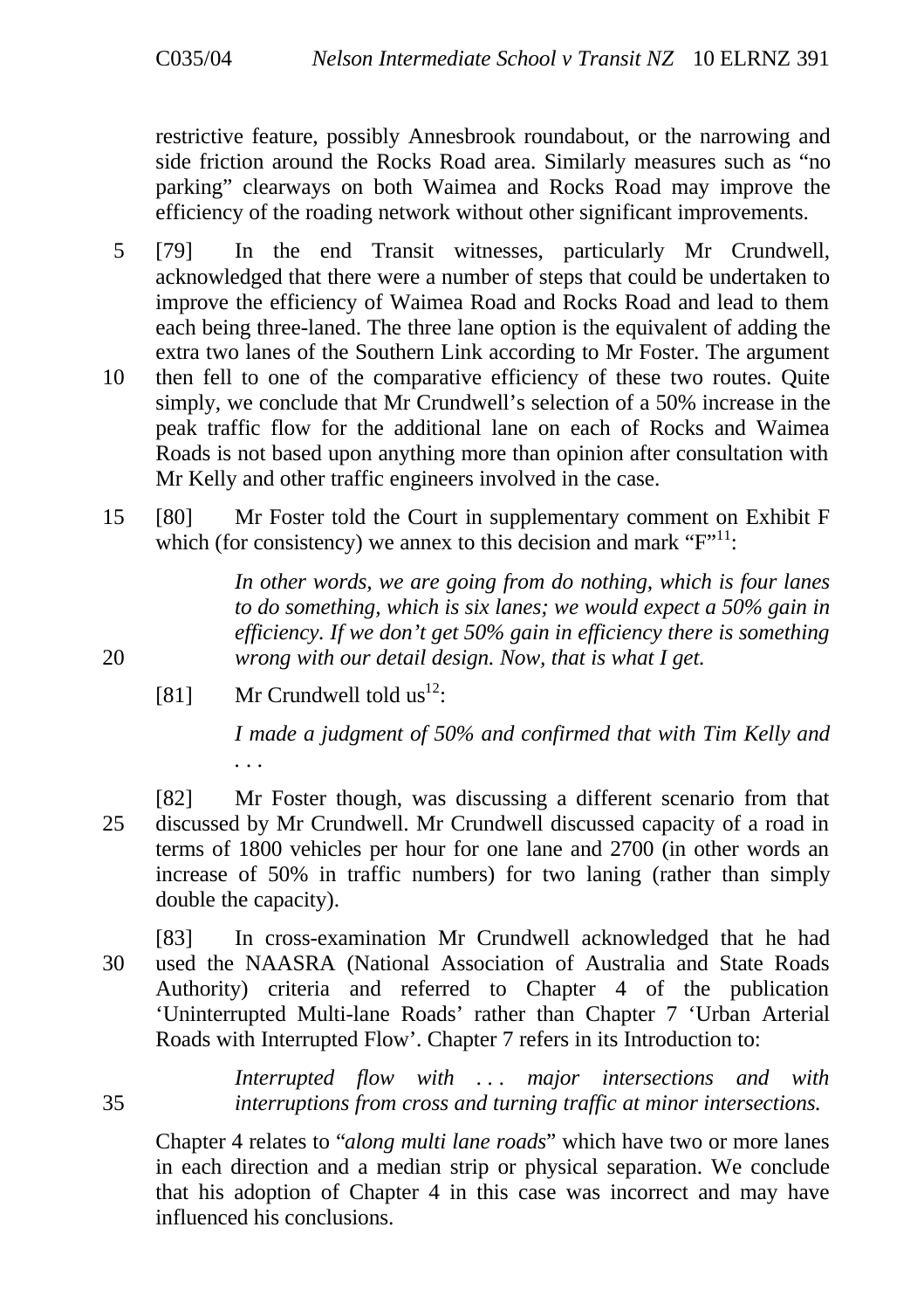restrictive feature, possibly Annesbrook roundabout, or the narrowing and side friction around the Rocks Road area. Similarly measures such as "no parking" clearways on both Waimea and Rocks Road may improve the efficiency of the roading network without other significant improvements.

[79] In the end Transit witnesses, particularly Mr Crundwell, acknowledged that there were a number of steps that could be undertaken to improve the efficiency of Waimea Road and Rocks Road and lead to them each being three-laned. The three lane option is the equivalent of adding the extra two lanes of the Southern Link according to Mr Foster. The argument then fell to one of the comparative efficiency of these two routes. Quite simply, we conclude that Mr Crundwell's selection of a 50% increase in the peak traffic flow for the additional lane on each of Rocks and Waimea Roads is not based upon anything more than opinion after consultation with Mr Kelly and other traffic engineers involved in the case.

[80] Mr Foster told the Court in supplementary comment on Exhibit F which (for consistency) we annex to this decision and mark "F"[11]:

> *In other words, we are going from do nothing, which is four lanes to do something, which is six lanes; we would expect a 50% gain in efficiency. If we don't get 50% gain in efficiency there is something wrong with our detail design. Now, that is what I get.*

[81] Mr Crundwell told us[12]:

> *I made a judgment of 50% and confirmed that with Tim Kelly and . . .*

[82] Mr Foster though, was discussing a different scenario from that discussed by Mr Crundwell. Mr Crundwell discussed capacity of a road in terms of 1800 vehicles per hour for one lane and 2700 (in other words an increase of 50% in traffic numbers) for two laning (rather than simply double the capacity).

[83] In cross-examination Mr Crundwell acknowledged that he had used the NAASRA (National Association of Australia and State Roads Authority) criteria and referred to Chapter 4 of the publication 'Uninterrupted Multi-lane Roads' rather than Chapter 7 'Urban Arterial Roads with Interrupted Flow'. Chapter 7 refers in its Introduction to:

> *Interrupted flow with . . . major intersections and with interruptions from cross and turning traffic at minor intersections.*

Chapter 4 relates to "*along multi lane roads*" which have two or more lanes in each direction and a median strip or physical separation. We conclude that his adoption of Chapter 4 in this case was incorrect and may have influenced his conclusions.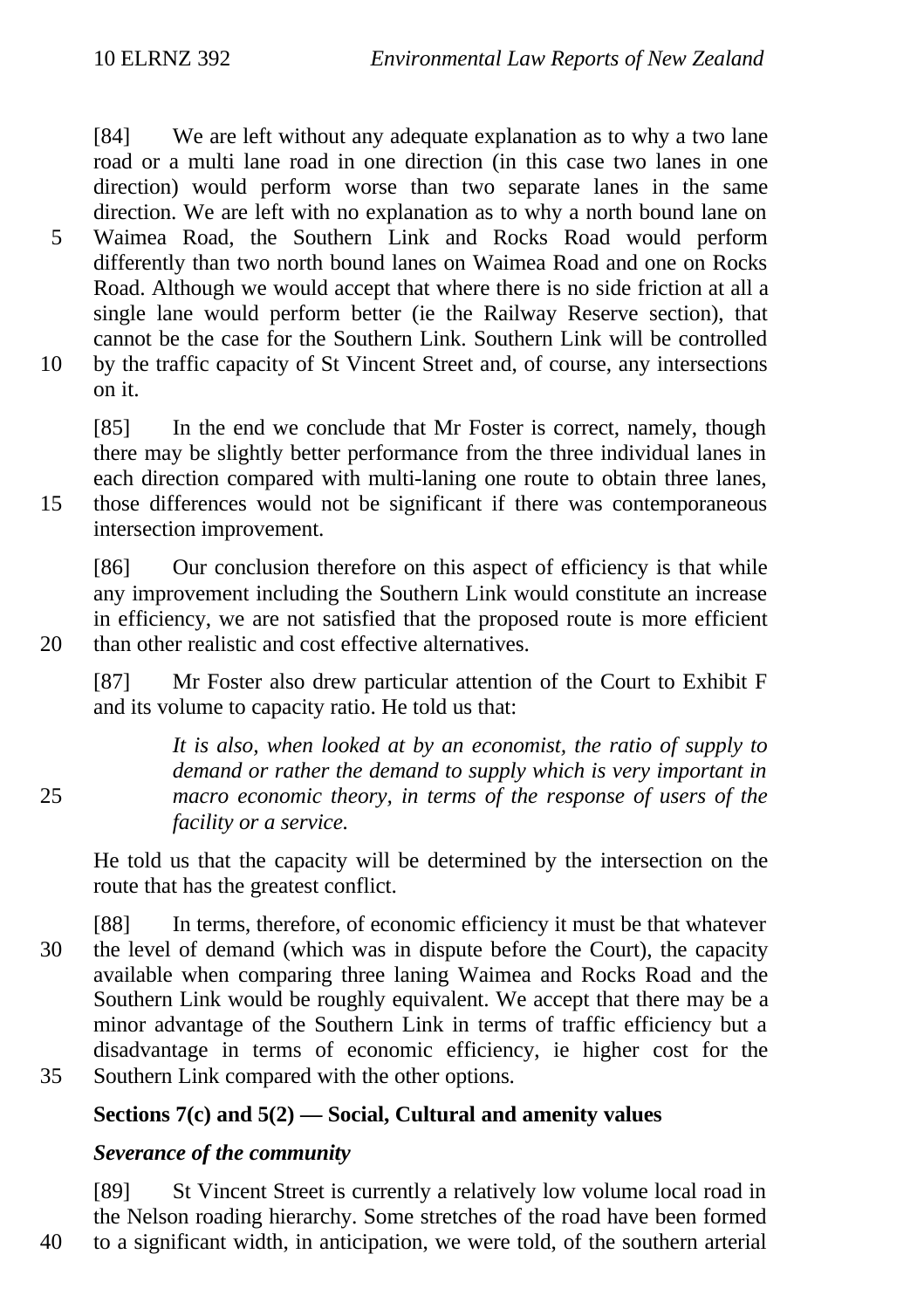[84] We are left without any adequate explanation as to why a two lane road or a multi lane road in one direction (in this case two lanes in one direction) would perform worse than two separate lanes in the same direction. We are left with no explanation as to why a north bound lane on Waimea Road, the Southern Link and Rocks Road would perform differently than two north bound lanes on Waimea Road and one on Rocks Road. Although we would accept that where there is no side friction at all a single lane would perform better (ie the Railway Reserve section), that cannot be the case for the Southern Link. Southern Link will be controlled by the traffic capacity of St Vincent Street and, of course, any intersections on it.

[85] In the end we conclude that Mr Foster is correct, namely, though there may be slightly better performance from the three individual lanes in each direction compared with multi-laning one route to obtain three lanes, those differences would not be significant if there was contemporaneous intersection improvement.

[86] Our conclusion therefore on this aspect of efficiency is that while any improvement including the Southern Link would constitute an increase in efficiency, we are not satisfied that the proposed route is more efficient than other realistic and cost effective alternatives.

[87] Mr Foster also drew particular attention of the Court to Exhibit F and its volume to capacity ratio. He told us that:

> *It is also, when looked at by an economist, the ratio of supply to demand or rather the demand to supply which is very important in macro economic theory, in terms of the response of users of the facility or a service.*

He told us that the capacity will be determined by the intersection on the route that has the greatest conflict.

[88] In terms, therefore, of economic efficiency it must be that whatever the level of demand (which was in dispute before the Court), the capacity available when comparing three laning Waimea and Rocks Road and the Southern Link would be roughly equivalent. We accept that there may be a minor advantage of the Southern Link in terms of traffic efficiency but a disadvantage in terms of economic efficiency, ie higher cost for the Southern Link compared with the other options.

### Sections 7(c) and 5(2) — Social, Cultural and amenity values

#### *Severance of the community*

[89] St Vincent Street is currently a relatively low volume local road in the Nelson roading hierarchy. Some stretches of the road have been formed to a significant width, in anticipation, we were told, of the southern arterial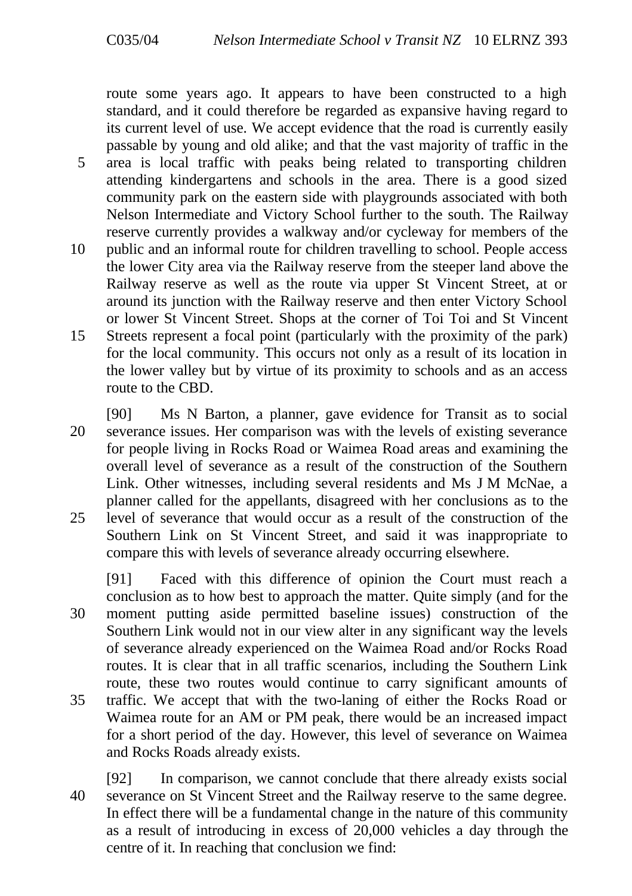route some years ago. It appears to have been constructed to a high standard, and it could therefore be regarded as expansive having regard to its current level of use. We accept evidence that the road is currently easily passable by young and old alike; and that the vast majority of traffic in the area is local traffic with peaks being related to transporting children attending kindergartens and schools in the area. There is a good sized community park on the eastern side with playgrounds associated with both Nelson Intermediate and Victory School further to the south. The Railway reserve currently provides a walkway and/or cycleway for members of the public and an informal route for children travelling to school. People access the lower City area via the Railway reserve from the steeper land above the Railway reserve as well as the route via upper St Vincent Street, at or around its junction with the Railway reserve and then enter Victory School or lower St Vincent Street. Shops at the corner of Toi Toi and St Vincent Streets represent a focal point (particularly with the proximity of the park) for the local community. This occurs not only as a result of its location in the lower valley but by virtue of its proximity to schools and as an access route to the CBD.

[90] Ms N Barton, a planner, gave evidence for Transit as to social severance issues. Her comparison was with the levels of existing severance for people living in Rocks Road or Waimea Road areas and examining the overall level of severance as a result of the construction of the Southern Link. Other witnesses, including several residents and Ms J M McNae, a planner called for the appellants, disagreed with her conclusions as to the level of severance that would occur as a result of the construction of the Southern Link on St Vincent Street, and said it was inappropriate to compare this with levels of severance already occurring elsewhere.

[91] Faced with this difference of opinion the Court must reach a conclusion as to how best to approach the matter. Quite simply (and for the moment putting aside permitted baseline issues) construction of the Southern Link would not in our view alter in any significant way the levels of severance already experienced on the Waimea Road and/or Rocks Road routes. It is clear that in all traffic scenarios, including the Southern Link route, these two routes would continue to carry significant amounts of traffic. We accept that with the two-laning of either the Rocks Road or Waimea route for an AM or PM peak, there would be an increased impact for a short period of the day. However, this level of severance on Waimea and Rocks Roads already exists.

[92] In comparison, we cannot conclude that there already exists social severance on St Vincent Street and the Railway reserve to the same degree. In effect there will be a fundamental change in the nature of this community as a result of introducing in excess of 20,000 vehicles a day through the centre of it. In reaching that conclusion we find: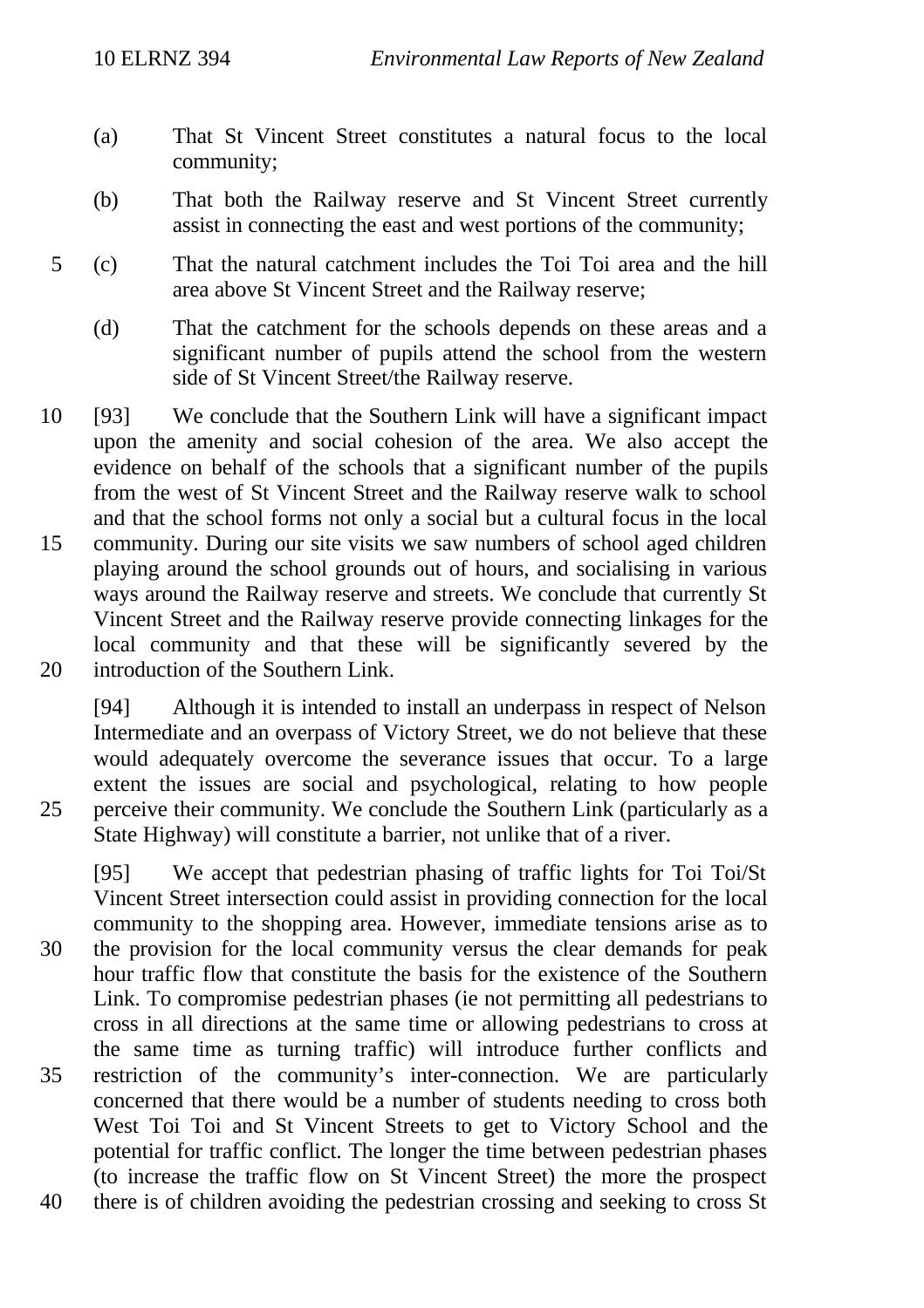(a) That St Vincent Street constitutes a natural focus to the local community;

(b) That both the Railway reserve and St Vincent Street currently assist in connecting the east and west portions of the community;

(c) That the natural catchment includes the Toi Toi area and the hill area above St Vincent Street and the Railway reserve;

(d) That the catchment for the schools depends on these areas and a significant number of pupils attend the school from the western side of St Vincent Street/the Railway reserve.

[93] We conclude that the Southern Link will have a significant impact upon the amenity and social cohesion of the area. We also accept the evidence on behalf of the schools that a significant number of the pupils from the west of St Vincent Street and the Railway reserve walk to school and that the school forms not only a social but a cultural focus in the local community. During our site visits we saw numbers of school aged children playing around the school grounds out of hours, and socialising in various ways around the Railway reserve and streets. We conclude that currently St Vincent Street and the Railway reserve provide connecting linkages for the local community and that these will be significantly severed by the introduction of the Southern Link.

[94] Although it is intended to install an underpass in respect of Nelson Intermediate and an overpass of Victory Street, we do not believe that these would adequately overcome the severance issues that occur. To a large extent the issues are social and psychological, relating to how people perceive their community. We conclude the Southern Link (particularly as a State Highway) will constitute a barrier, not unlike that of a river.

[95] We accept that pedestrian phasing of traffic lights for Toi Toi/St Vincent Street intersection could assist in providing connection for the local community to the shopping area. However, immediate tensions arise as to the provision for the local community versus the clear demands for peak hour traffic flow that constitute the basis for the existence of the Southern Link. To compromise pedestrian phases (ie not permitting all pedestrians to cross in all directions at the same time or allowing pedestrians to cross at the same time as turning traffic) will introduce further conflicts and restriction of the community's inter-connection. We are particularly concerned that there would be a number of students needing to cross both West Toi Toi and St Vincent Streets to get to Victory School and the potential for traffic conflict. The longer the time between pedestrian phases (to increase the traffic flow on St Vincent Street) the more the prospect there is of children avoiding the pedestrian crossing and seeking to cross St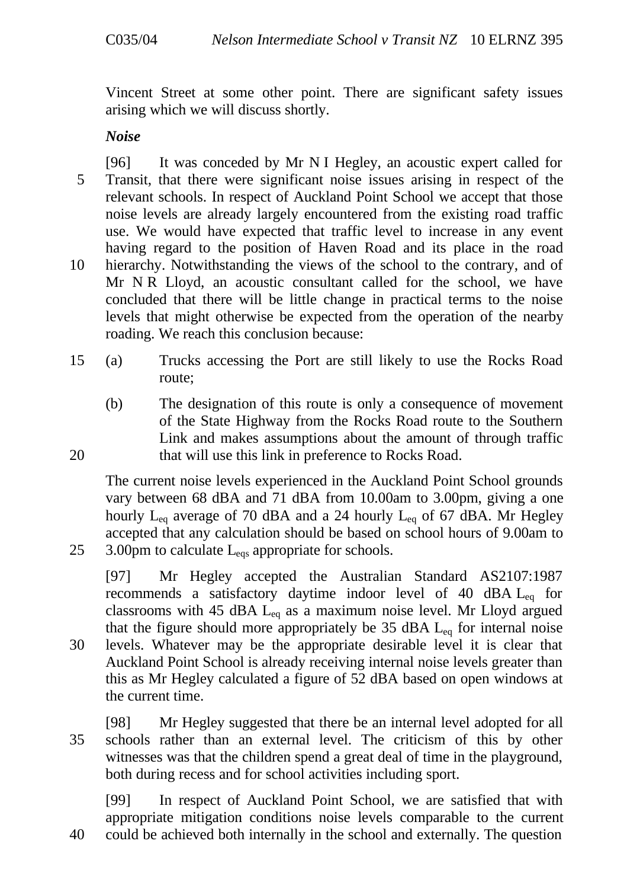Vincent Street at some other point. There are significant safety issues arising which we will discuss shortly.

***Noise***

[96] It was conceded by Mr N I Hegley, an acoustic expert called for Transit, that there were significant noise issues arising in respect of the relevant schools. In respect of Auckland Point School we accept that those noise levels are already largely encountered from the existing road traffic use. We would have expected that traffic level to increase in any event having regard to the position of Haven Road and its place in the road hierarchy. Notwithstanding the views of the school to the contrary, and of Mr N R Lloyd, an acoustic consultant called for the school, we have concluded that there will be little change in practical terms to the noise levels that might otherwise be expected from the operation of the nearby roading. We reach this conclusion because:

(a) Trucks accessing the Port are still likely to use the Rocks Road route;

(b) The designation of this route is only a consequence of movement of the State Highway from the Rocks Road route to the Southern Link and makes assumptions about the amount of through traffic that will use this link in preference to Rocks Road.

The current noise levels experienced in the Auckland Point School grounds vary between 68 dBA and 71 dBA from 10.00am to 3.00pm, giving a one hourly $L_{eq}$ average of 70 dBA and a 24 hourly $L_{eq}$ of 67 dBA. Mr Hegley accepted that any calculation should be based on school hours of 9.00am to 3.00pm to calculate $L_{eqs}$ appropriate for schools.

[97] Mr Hegley accepted the Australian Standard AS2107:1987 recommends a satisfactory daytime indoor level of 40 dBA $L_{eq}$ for classrooms with 45 dBA $L_{eq}$ as a maximum noise level. Mr Lloyd argued that the figure should more appropriately be 35 dBA $L_{eq}$ for internal noise levels. Whatever may be the appropriate desirable level it is clear that Auckland Point School is already receiving internal noise levels greater than this as Mr Hegley calculated a figure of 52 dBA based on open windows at the current time.

[98] Mr Hegley suggested that there be an internal level adopted for all schools rather than an external level. The criticism of this by other witnesses was that the children spend a great deal of time in the playground, both during recess and for school activities including sport.

[99] In respect of Auckland Point School, we are satisfied that with appropriate mitigation conditions noise levels comparable to the current could be achieved both internally in the school and externally. The question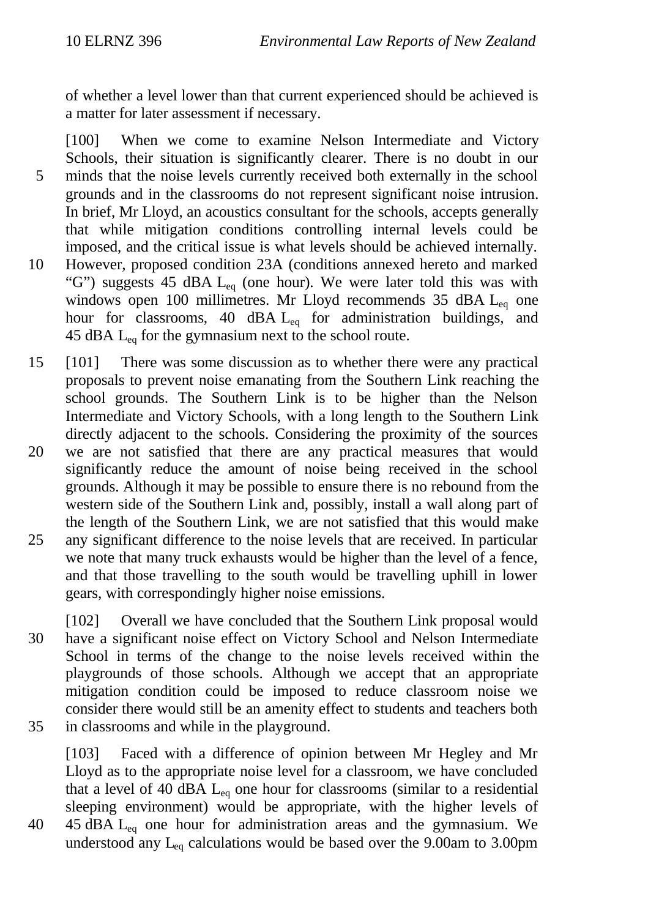of whether a level lower than that current experienced should be achieved is a matter for later assessment if necessary.

[100] When we come to examine Nelson Intermediate and Victory Schools, their situation is significantly clearer. There is no doubt in our minds that the noise levels currently received both externally in the school grounds and in the classrooms do not represent significant noise intrusion. In brief, Mr Lloyd, an acoustics consultant for the schools, accepts generally that while mitigation conditions controlling internal levels could be imposed, and the critical issue is what levels should be achieved internally. However, proposed condition 23A (conditions annexed hereto and marked "G") suggests 45 dBA $L_{eq}$ (one hour). We were later told this was with windows open 100 millimetres. Mr Lloyd recommends 35 dBA $L_{eq}$ one hour for classrooms, 40 dBA $L_{eq}$ for administration buildings, and 45 dBA $L_{eq}$ for the gymnasium next to the school route.

[101] There was some discussion as to whether there were any practical proposals to prevent noise emanating from the Southern Link reaching the school grounds. The Southern Link is to be higher than the Nelson Intermediate and Victory Schools, with a long length to the Southern Link directly adjacent to the schools. Considering the proximity of the sources we are not satisfied that there are any practical measures that would significantly reduce the amount of noise being received in the school grounds. Although it may be possible to ensure there is no rebound from the western side of the Southern Link and, possibly, install a wall along part of the length of the Southern Link, we are not satisfied that this would make any significant difference to the noise levels that are received. In particular we note that many truck exhausts would be higher than the level of a fence, and that those travelling to the south would be travelling uphill in lower gears, with correspondingly higher noise emissions.

[102] Overall we have concluded that the Southern Link proposal would have a significant noise effect on Victory School and Nelson Intermediate School in terms of the change to the noise levels received within the playgrounds of those schools. Although we accept that an appropriate mitigation condition could be imposed to reduce classroom noise we consider there would still be an amenity effect to students and teachers both in classrooms and while in the playground.

[103] Faced with a difference of opinion between Mr Hegley and Mr Lloyd as to the appropriate noise level for a classroom, we have concluded that a level of 40 dBA $L_{eq}$ one hour for classrooms (similar to a residential sleeping environment) would be appropriate, with the higher levels of 45 dBA $L_{eq}$ one hour for administration areas and the gymnasium. We understood any $L_{eq}$ calculations would be based over the 9.00am to 3.00pm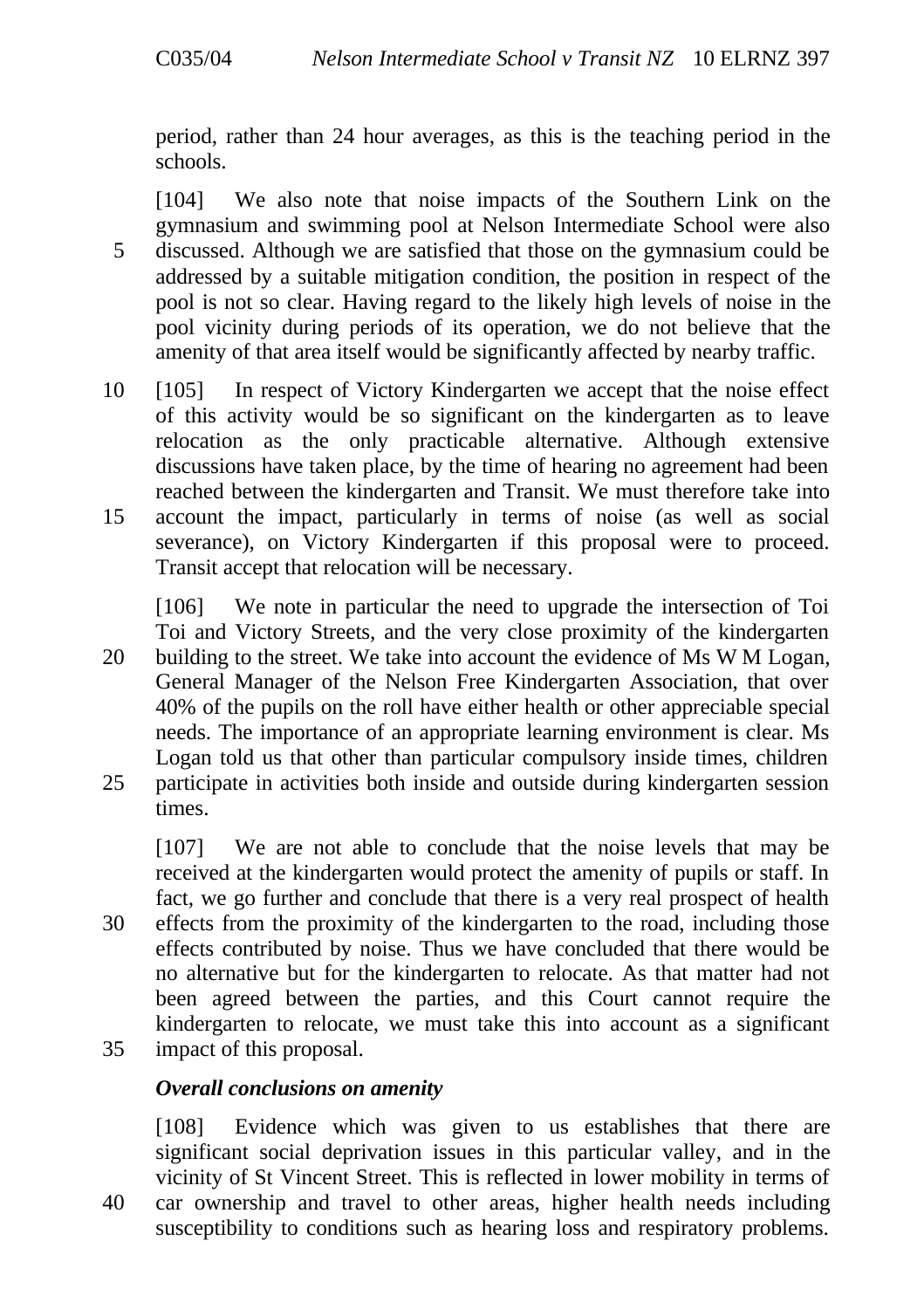period, rather than 24 hour averages, as this is the teaching period in the schools.

[104] We also note that noise impacts of the Southern Link on the gymnasium and swimming pool at Nelson Intermediate School were also discussed. Although we are satisfied that those on the gymnasium could be addressed by a suitable mitigation condition, the position in respect of the pool is not so clear. Having regard to the likely high levels of noise in the pool vicinity during periods of its operation, we do not believe that the amenity of that area itself would be significantly affected by nearby traffic.

[105] In respect of Victory Kindergarten we accept that the noise effect of this activity would be so significant on the kindergarten as to leave relocation as the only practicable alternative. Although extensive discussions have taken place, by the time of hearing no agreement had been reached between the kindergarten and Transit. We must therefore take into account the impact, particularly in terms of noise (as well as social severance), on Victory Kindergarten if this proposal were to proceed. Transit accept that relocation will be necessary.

[106] We note in particular the need to upgrade the intersection of Toi Toi and Victory Streets, and the very close proximity of the kindergarten building to the street. We take into account the evidence of Ms W M Logan, General Manager of the Nelson Free Kindergarten Association, that over 40% of the pupils on the roll have either health or other appreciable special needs. The importance of an appropriate learning environment is clear. Ms Logan told us that other than particular compulsory inside times, children participate in activities both inside and outside during kindergarten session times.

[107] We are not able to conclude that the noise levels that may be received at the kindergarten would protect the amenity of pupils or staff. In fact, we go further and conclude that there is a very real prospect of health effects from the proximity of the kindergarten to the road, including those effects contributed by noise. Thus we have concluded that there would be no alternative but for the kindergarten to relocate. As that matter had not been agreed between the parties, and this Court cannot require the kindergarten to relocate, we must take this into account as a significant impact of this proposal.

***Overall conclusions on amenity***

[108] Evidence which was given to us establishes that there are significant social deprivation issues in this particular valley, and in the vicinity of St Vincent Street. This is reflected in lower mobility in terms of car ownership and travel to other areas, higher health needs including susceptibility to conditions such as hearing loss and respiratory problems.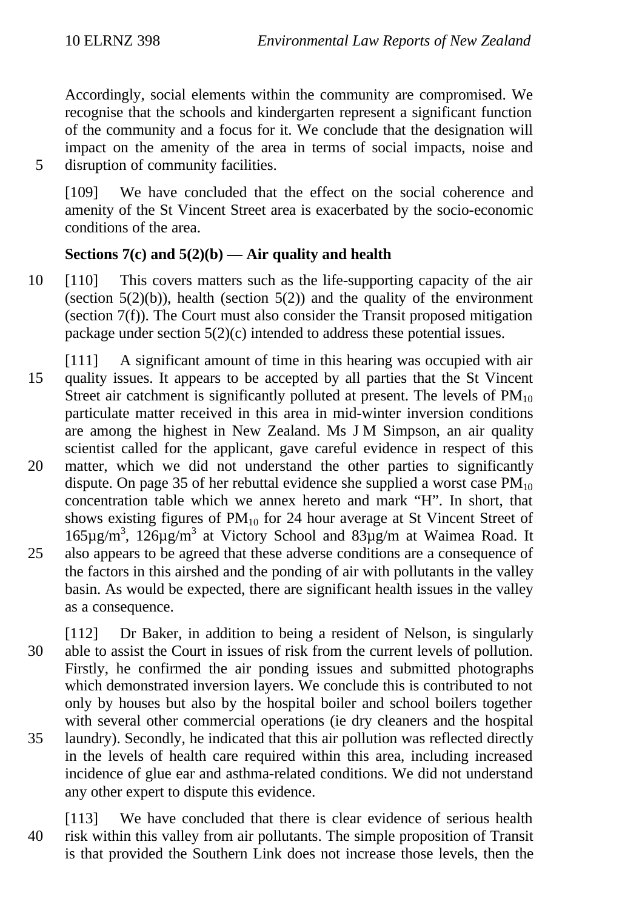Accordingly, social elements within the community are compromised. We recognise that the schools and kindergarten represent a significant function of the community and a focus for it. We conclude that the designation will impact on the amenity of the area in terms of social impacts, noise and disruption of community facilities.

[109] We have concluded that the effect on the social coherence and amenity of the St Vincent Street area is exacerbated by the socio-economic conditions of the area.

**Sections 7(c) and 5(2)(b) — Air quality and health**

[110] This covers matters such as the life-supporting capacity of the air (section 5(2)(b)), health (section 5(2)) and the quality of the environment (section 7(f)). The Court must also consider the Transit proposed mitigation package under section 5(2)(c) intended to address these potential issues.

[111] A significant amount of time in this hearing was occupied with air quality issues. It appears to be accepted by all parties that the St Vincent Street air catchment is significantly polluted at present. The levels of $PM_{10}$ particulate matter received in this area in mid-winter inversion conditions are among the highest in New Zealand. Ms J M Simpson, an air quality scientist called for the applicant, gave careful evidence in respect of this matter, which we did not understand the other parties to significantly dispute. On page 35 of her rebuttal evidence she supplied a worst case $PM_{10}$ concentration table which we annex hereto and mark "H". In short, that shows existing figures of $PM_{10}$ for 24 hour average at St Vincent Street of 165µg/$m^3$, 126µg/$m^3$ at Victory School and 83µg/m at Waimea Road. It also appears to be agreed that these adverse conditions are a consequence of the factors in this airshed and the ponding of air with pollutants in the valley basin. As would be expected, there are significant health issues in the valley as a consequence.

[112] Dr Baker, in addition to being a resident of Nelson, is singularly able to assist the Court in issues of risk from the current levels of pollution. Firstly, he confirmed the air ponding issues and submitted photographs which demonstrated inversion layers. We conclude this is contributed to not only by houses but also by the hospital boiler and school boilers together with several other commercial operations (ie dry cleaners and the hospital laundry). Secondly, he indicated that this air pollution was reflected directly in the levels of health care required within this area, including increased incidence of glue ear and asthma-related conditions. We did not understand any other expert to dispute this evidence.

[113] We have concluded that there is clear evidence of serious health risk within this valley from air pollutants. The simple proposition of Transit is that provided the Southern Link does not increase those levels, then the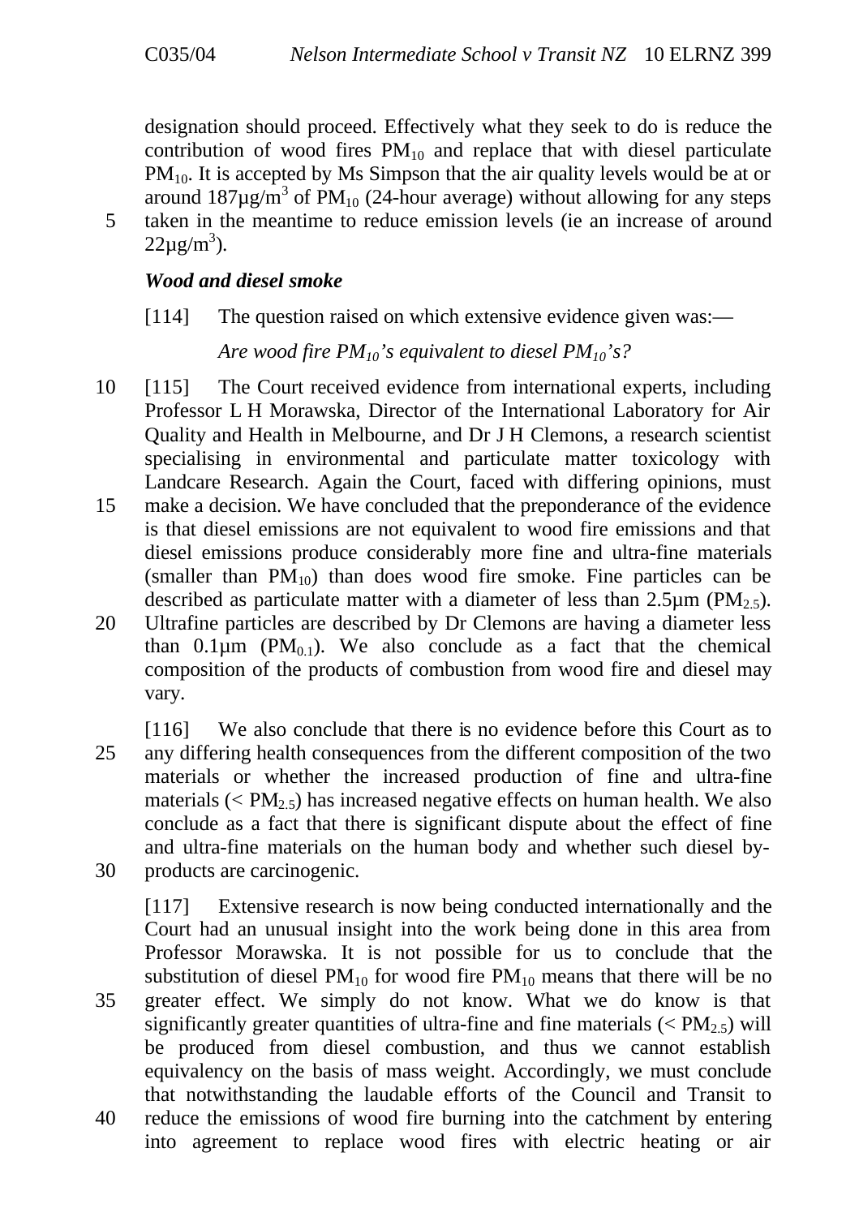designation should proceed. Effectively what they seek to do is reduce the contribution of wood fires $PM_{10}$ and replace that with diesel particulate $PM_{10}$. It is accepted by Ms Simpson that the air quality levels would be at or around $187 \mu g/m^3$ of $PM_{10}$ (24-hour average) without allowing for any steps taken in the meantime to reduce emission levels (ie an increase of around $22 \mu g/m^3$).

### *Wood and diesel smoke*

[114] The question raised on which extensive evidence given was:—

*Are wood fire $PM_{10}$'s equivalent to diesel $PM_{10}$'s?*

[115] The Court received evidence from international experts, including Professor L H Morawska, Director of the International Laboratory for Air Quality and Health in Melbourne, and Dr J H Clemons, a research scientist specialising in environmental and particulate matter toxicology with Landcare Research. Again the Court, faced with differing opinions, must make a decision. We have concluded that the preponderance of the evidence is that diesel emissions are not equivalent to wood fire emissions and that diesel emissions produce considerably more fine and ultra-fine materials (smaller than $PM_{10}$) than does wood fire smoke. Fine particles can be described as particulate matter with a diameter of less than $2.5 \mu m$ ($PM_{2.5}$). Ultrafine particles are described by Dr Clemons are having a diameter less than $0.1 \mu m$ ($PM_{0.1}$). We also conclude as a fact that the chemical composition of the products of combustion from wood fire and diesel may vary.

[116] We also conclude that there is no evidence before this Court as to any differing health consequences from the different composition of the two materials or whether the increased production of fine and ultra-fine materials ($< PM_{2.5}$) has increased negative effects on human health. We also conclude as a fact that there is significant dispute about the effect of fine and ultra-fine materials on the human body and whether such diesel by-products are carcinogenic.

[117] Extensive research is now being conducted internationally and the Court had an unusual insight into the work being done in this area from Professor Morawska. It is not possible for us to conclude that the substitution of diesel $PM_{10}$ for wood fire $PM_{10}$ means that there will be no greater effect. We simply do not know. What we do know is that significantly greater quantities of ultra-fine and fine materials ($< PM_{2.5}$) will be produced from diesel combustion, and thus we cannot establish equivalency on the basis of mass weight. Accordingly, we must conclude that notwithstanding the laudable efforts of the Council and Transit to reduce the emissions of wood fire burning into the catchment by entering into agreement to replace wood fires with electric heating or air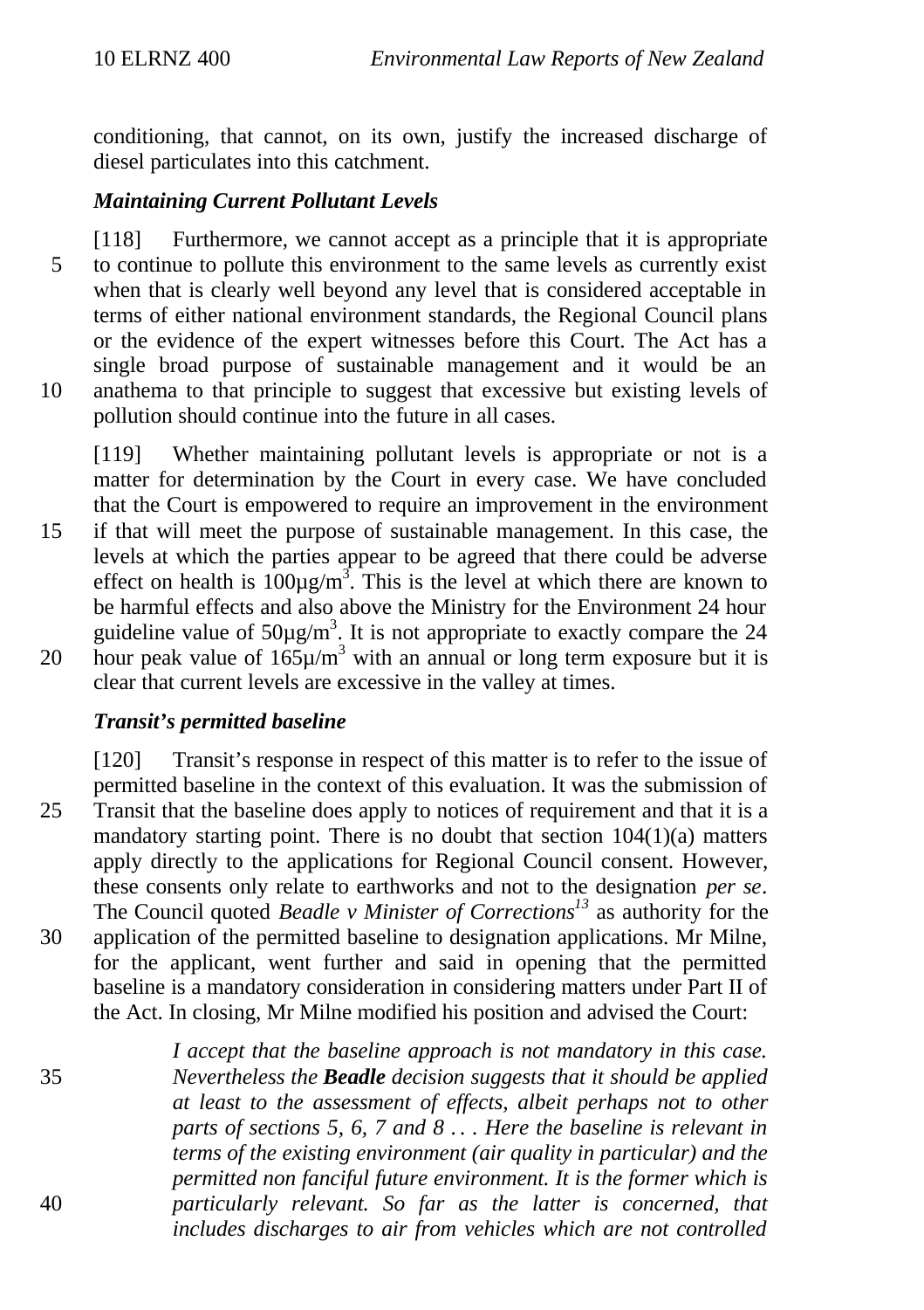conditioning, that cannot, on its own, justify the increased discharge of diesel particulates into this catchment.

### *Maintaining Current Pollutant Levels*

[118] Furthermore, we cannot accept as a principle that it is appropriate to continue to pollute this environment to the same levels as currently exist when that is clearly well beyond any level that is considered acceptable in terms of either national environment standards, the Regional Council plans or the evidence of the expert witnesses before this Court. The Act has a single broad purpose of sustainable management and it would be an anathema to that principle to suggest that excessive but existing levels of pollution should continue into the future in all cases.

[119] Whether maintaining pollutant levels is appropriate or not is a matter for determination by the Court in every case. We have concluded that the Court is empowered to require an improvement in the environment if that will meet the purpose of sustainable management. In this case, the levels at which the parties appear to be agreed that there could be adverse effect on health is 100µg/m$^3$. This is the level at which there are known to be harmful effects and also above the Ministry for the Environment 24 hour guideline value of 50µg/m$^3$. It is not appropriate to exactly compare the 24 hour peak value of 165µ/m$^3$ with an annual or long term exposure but it is clear that current levels are excessive in the valley at times.

### *Transit's permitted baseline*

[120] Transit's response in respect of this matter is to refer to the issue of permitted baseline in the context of this evaluation. It was the submission of Transit that the baseline does apply to notices of requirement and that it is a mandatory starting point. There is no doubt that section 104(1)(a) matters apply directly to the applications for Regional Council consent. However, these consents only relate to earthworks and not to the designation *per se*. The Council quoted *Beadle v Minister of Corrections*[13] as authority for the application of the permitted baseline to designation applications. Mr Milne, for the applicant, went further and said in opening that the permitted baseline is a mandatory consideration in considering matters under Part II of the Act. In closing, Mr Milne modified his position and advised the Court:

> *I accept that the baseline approach is not mandatory in this case. Nevertheless the **Beadle** decision suggests that it should be applied at least to the assessment of effects, albeit perhaps not to other parts of sections 5, 6, 7 and 8 . . . Here the baseline is relevant in terms of the existing environment (air quality in particular) and the permitted non fanciful future environment. It is the former which is particularly relevant. So far as the latter is concerned, that includes discharges to air from vehicles which are not controlled*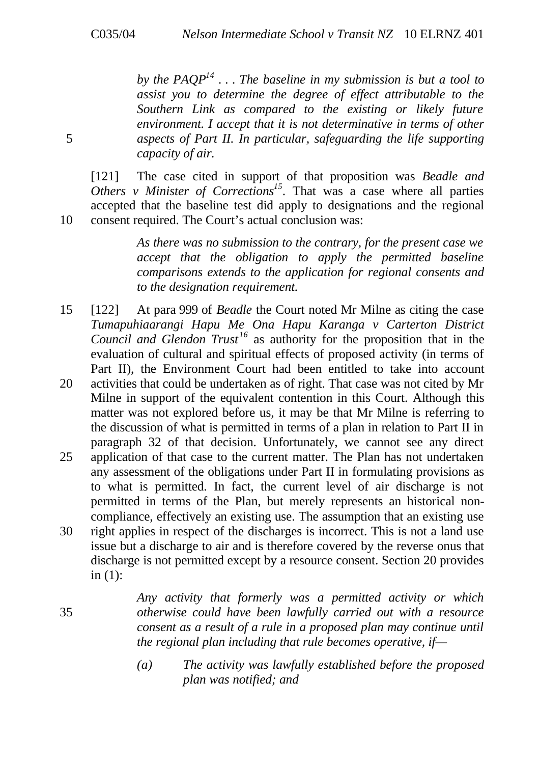> *by the PAQP*[14] *. . . The baseline in my submission is but a tool to assist you to determine the degree of effect attributable to the Southern Link as compared to the existing or likely future environment. I accept that it is not determinative in terms of other aspects of Part II. In particular, safeguarding the life supporting capacity of air.*

[121] The case cited in support of that proposition was *Beadle and Others v Minister of Corrections*[15]. That was a case where all parties accepted that the baseline test did apply to designations and the regional consent required. The Court's actual conclusion was:

> *As there was no submission to the contrary, for the present case we accept that the obligation to apply the permitted baseline comparisons extends to the application for regional consents and to the designation requirement.*

[122] At para 999 of *Beadle* the Court noted Mr Milne as citing the case *Tumapuhiaarangi Hapu Me Ona Hapu Karanga v Carterton District Council and Glendon Trust*[16] as authority for the proposition that in the evaluation of cultural and spiritual effects of proposed activity (in terms of Part II), the Environment Court had been entitled to take into account activities that could be undertaken as of right. That case was not cited by Mr Milne in support of the equivalent contention in this Court. Although this matter was not explored before us, it may be that Mr Milne is referring to the discussion of what is permitted in terms of a plan in relation to Part II in paragraph 32 of that decision. Unfortunately, we cannot see any direct application of that case to the current matter. The Plan has not undertaken any assessment of the obligations under Part II in formulating provisions as to what is permitted. In fact, the current level of air discharge is not permitted in terms of the Plan, but merely represents an historical non-compliance, effectively an existing use. The assumption that an existing use right applies in respect of the discharges is incorrect. This is not a land use issue but a discharge to air and is therefore covered by the reverse onus that discharge is not permitted except by a resource consent. Section 20 provides in (1):

> *Any activity that formerly was a permitted activity or which otherwise could have been lawfully carried out with a resource consent as a result of a rule in a proposed plan may continue until the regional plan including that rule becomes operative, if—*
>
> *(a) The activity was lawfully established before the proposed plan was notified; and*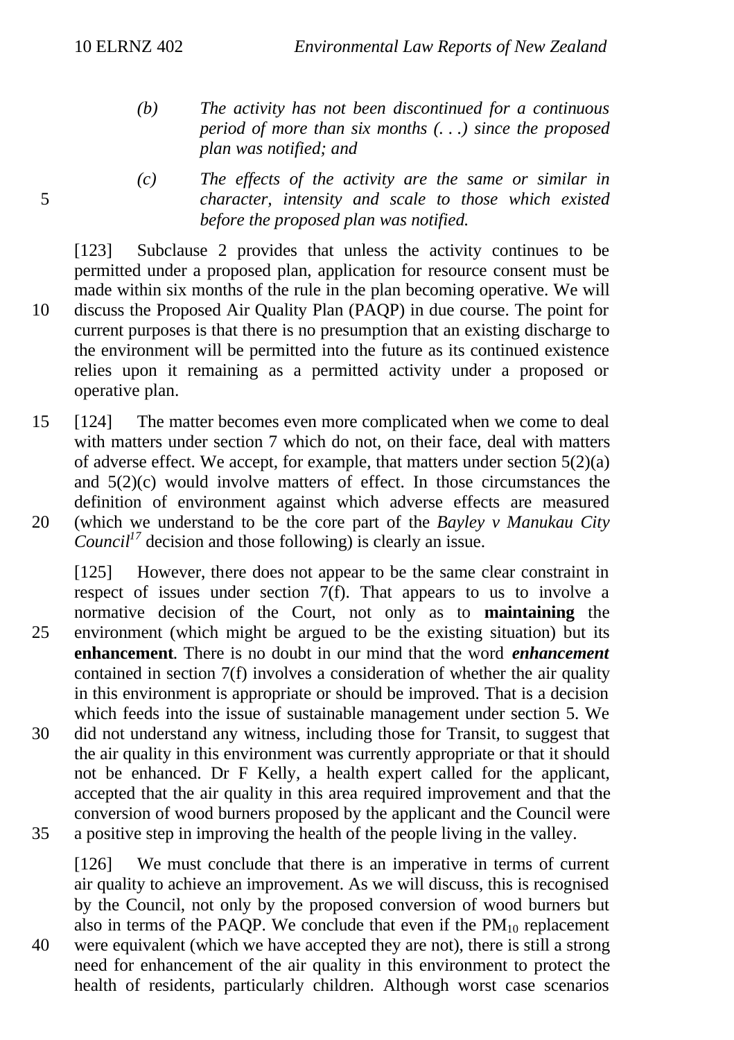> *(b) The activity has not been discontinued for a continuous period of more than six months (. . .) since the proposed plan was notified; and*
>
> *(c) The effects of the activity are the same or similar in character, intensity and scale to those which existed before the proposed plan was notified.*

[123] Subclause 2 provides that unless the activity continues to be permitted under a proposed plan, application for resource consent must be made within six months of the rule in the plan becoming operative. We will discuss the Proposed Air Quality Plan (PAQP) in due course. The point for current purposes is that there is no presumption that an existing discharge to the environment will be permitted into the future as its continued existence relies upon it remaining as a permitted activity under a proposed or operative plan.

[124] The matter becomes even more complicated when we come to deal with matters under section 7 which do not, on their face, deal with matters of adverse effect. We accept, for example, that matters under section 5(2)(a) and 5(2)(c) would involve matters of effect. In those circumstances the definition of environment against which adverse effects are measured (which we understand to be the core part of the *Bayley v Manukau City Council*[17] decision and those following) is clearly an issue.

[125] However, there does not appear to be the same clear constraint in respect of issues under section 7(f). That appears to us to involve a normative decision of the Court, not only as to **maintaining** the environment (which might be argued to be the existing situation) but its **enhancement**. There is no doubt in our mind that the word ***enhancement*** contained in section 7(f) involves a consideration of whether the air quality in this environment is appropriate or should be improved. That is a decision which feeds into the issue of sustainable management under section 5. We did not understand any witness, including those for Transit, to suggest that the air quality in this environment was currently appropriate or that it should not be enhanced. Dr F Kelly, a health expert called for the applicant, accepted that the air quality in this area required improvement and that the conversion of wood burners proposed by the applicant and the Council were a positive step in improving the health of the people living in the valley.

[126] We must conclude that there is an imperative in terms of current air quality to achieve an improvement. As we will discuss, this is recognised by the Council, not only by the proposed conversion of wood burners but also in terms of the PAQP. We conclude that even if the $PM_{10}$ replacement were equivalent (which we have accepted they are not), there is still a strong need for enhancement of the air quality in this environment to protect the health of residents, particularly children. Although worst case scenarios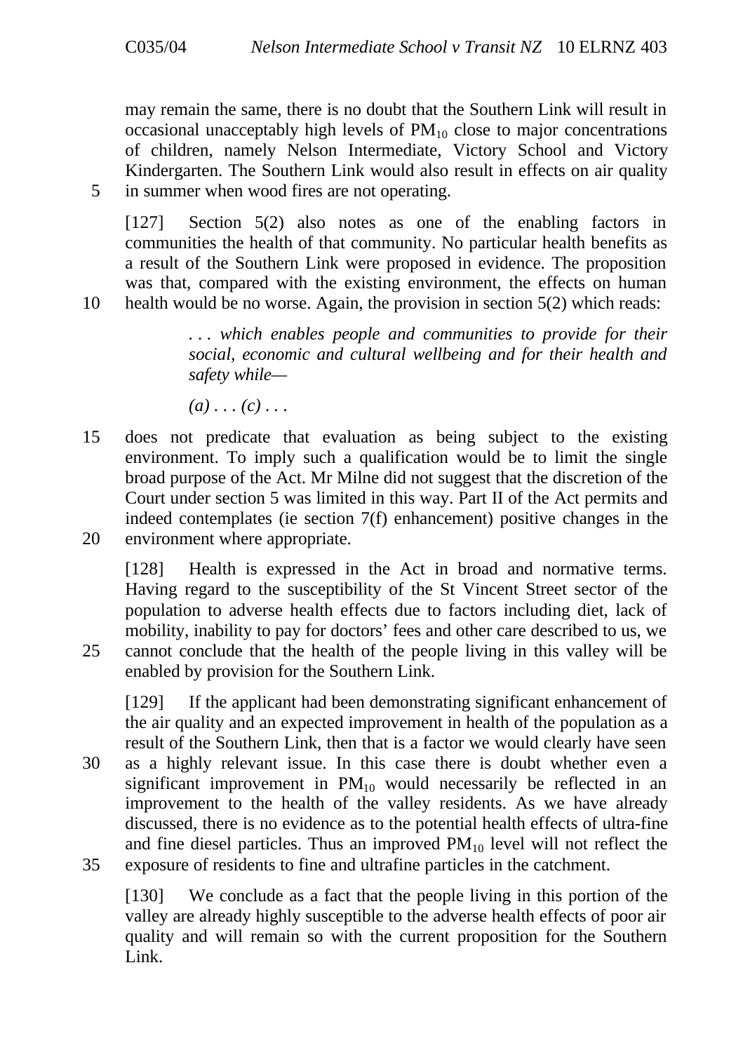may remain the same, there is no doubt that the Southern Link will result in occasional unacceptably high levels of $PM_{10}$ close to major concentrations of children, namely Nelson Intermediate, Victory School and Victory Kindergarten. The Southern Link would also result in effects on air quality in summer when wood fires are not operating.

[127] Section 5(2) also notes as one of the enabling factors in communities the health of that community. No particular health benefits as a result of the Southern Link were proposed in evidence. The proposition was that, compared with the existing environment, the effects on human health would be no worse. Again, the provision in section 5(2) which reads:

> *. . . which enables people and communities to provide for their social, economic and cultural wellbeing and for their health and safety while—*
>
> *(a) . . . (c) . . .*

does not predicate that evaluation as being subject to the existing environment. To imply such a qualification would be to limit the single broad purpose of the Act. Mr Milne did not suggest that the discretion of the Court under section 5 was limited in this way. Part II of the Act permits and indeed contemplates (ie section 7(f) enhancement) positive changes in the environment where appropriate.

[128] Health is expressed in the Act in broad and normative terms. Having regard to the susceptibility of the St Vincent Street sector of the population to adverse health effects due to factors including diet, lack of mobility, inability to pay for doctors' fees and other care described to us, we cannot conclude that the health of the people living in this valley will be enabled by provision for the Southern Link.

[129] If the applicant had been demonstrating significant enhancement of the air quality and an expected improvement in health of the population as a result of the Southern Link, then that is a factor we would clearly have seen as a highly relevant issue. In this case there is doubt whether even a significant improvement in $PM_{10}$ would necessarily be reflected in an improvement to the health of the valley residents. As we have already discussed, there is no evidence as to the potential health effects of ultra-fine and fine diesel particles. Thus an improved $PM_{10}$ level will not reflect the exposure of residents to fine and ultrafine particles in the catchment.

[130] We conclude as a fact that the people living in this portion of the valley are already highly susceptible to the adverse health effects of poor air quality and will remain so with the current proposition for the Southern Link.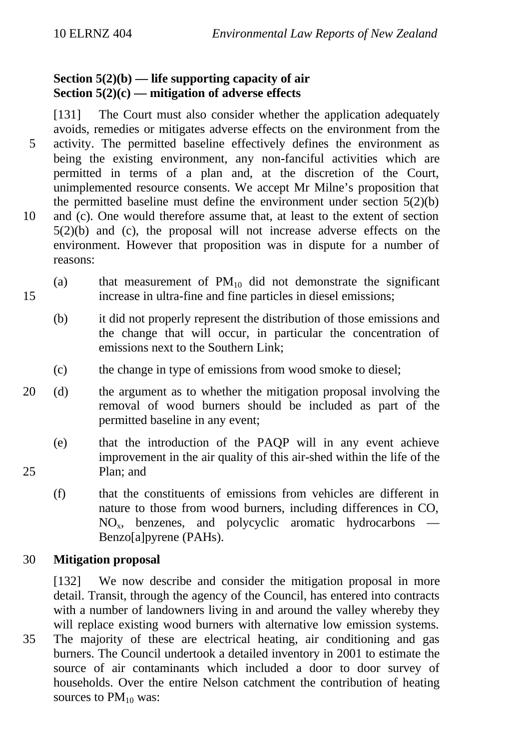**Section 5(2)(b) — life supporting capacity of air**
**Section 5(2)(c) — mitigation of adverse effects**

[131] The Court must also consider whether the application adequately avoids, remedies or mitigates adverse effects on the environment from the activity. The permitted baseline effectively defines the environment as being the existing environment, any non-fanciful activities which are permitted in terms of a plan and, at the discretion of the Court, unimplemented resource consents. We accept Mr Milne's proposition that the permitted baseline must define the environment under section 5(2)(b) and (c). One would therefore assume that, at least to the extent of section 5(2)(b) and (c), the proposal will not increase adverse effects on the environment. However that proposition was in dispute for a number of reasons:

(a) that measurement of $PM_{10}$ did not demonstrate the significant increase in ultra-fine and fine particles in diesel emissions;

(b) it did not properly represent the distribution of those emissions and the change that will occur, in particular the concentration of emissions next to the Southern Link;

(c) the change in type of emissions from wood smoke to diesel;

(d) the argument as to whether the mitigation proposal involving the removal of wood burners should be included as part of the permitted baseline in any event;

(e) that the introduction of the PAQP will in any event achieve improvement in the air quality of this air-shed within the life of the Plan; and

(f) that the constituents of emissions from vehicles are different in nature to those from wood burners, including differences in CO, $NO_x$, benzenes, and polycyclic aromatic hydrocarbons — Benzo[a]pyrene (PAHs).

**Mitigation proposal**

[132] We now describe and consider the mitigation proposal in more detail. Transit, through the agency of the Council, has entered into contracts with a number of landowners living in and around the valley whereby they will replace existing wood burners with alternative low emission systems. The majority of these are electrical heating, air conditioning and gas burners. The Council undertook a detailed inventory in 2001 to estimate the source of air contaminants which included a door to door survey of households. Over the entire Nelson catchment the contribution of heating sources to $PM_{10}$ was: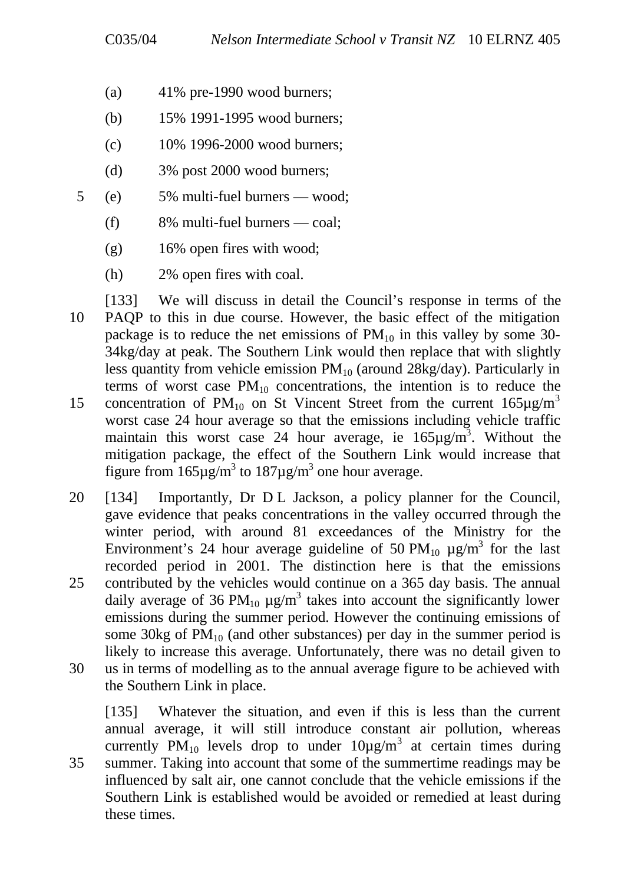(a) 41% pre-1990 wood burners;

(b) 15% 1991-1995 wood burners;

(c) 10% 1996-2000 wood burners;

(d) 3% post 2000 wood burners;

(e) 5% multi-fuel burners — wood;

(f) 8% multi-fuel burners — coal;

(g) 16% open fires with wood;

(h) 2% open fires with coal.

[133] We will discuss in detail the Council's response in terms of the PAQP to this in due course. However, the basic effect of the mitigation package is to reduce the net emissions of $PM_{10}$ in this valley by some 30-34kg/day at peak. The Southern Link would then replace that with slightly less quantity from vehicle emission $PM_{10}$ (around 28kg/day). Particularly in terms of worst case $PM_{10}$ concentrations, the intention is to reduce the concentration of $PM_{10}$ on St Vincent Street from the current 165µg/m$^3$ worst case 24 hour average so that the emissions including vehicle traffic maintain this worst case 24 hour average, ie 165µg/m$^3$. Without the mitigation package, the effect of the Southern Link would increase that figure from 165µg/m$^3$ to 187µg/m$^3$ one hour average.

[134] Importantly, Dr D L Jackson, a policy planner for the Council, gave evidence that peaks concentrations in the valley occurred through the winter period, with around 81 exceedances of the Ministry for the Environment's 24 hour average guideline of 50 $PM_{10}$ µg/m$^3$ for the last recorded period in 2001. The distinction here is that the emissions contributed by the vehicles would continue on a 365 day basis. The annual daily average of 36 $PM_{10}$ µg/m$^3$ takes into account the significantly lower emissions during the summer period. However the continuing emissions of some 30kg of $PM_{10}$ (and other substances) per day in the summer period is likely to increase this average. Unfortunately, there was no detail given to us in terms of modelling as to the annual average figure to be achieved with the Southern Link in place.

[135] Whatever the situation, and even if this is less than the current annual average, it will still introduce constant air pollution, whereas currently $PM_{10}$ levels drop to under 10µg/m$^3$ at certain times during summer. Taking into account that some of the summertime readings may be influenced by salt air, one cannot conclude that the vehicle emissions if the Southern Link is established would be avoided or remedied at least during these times.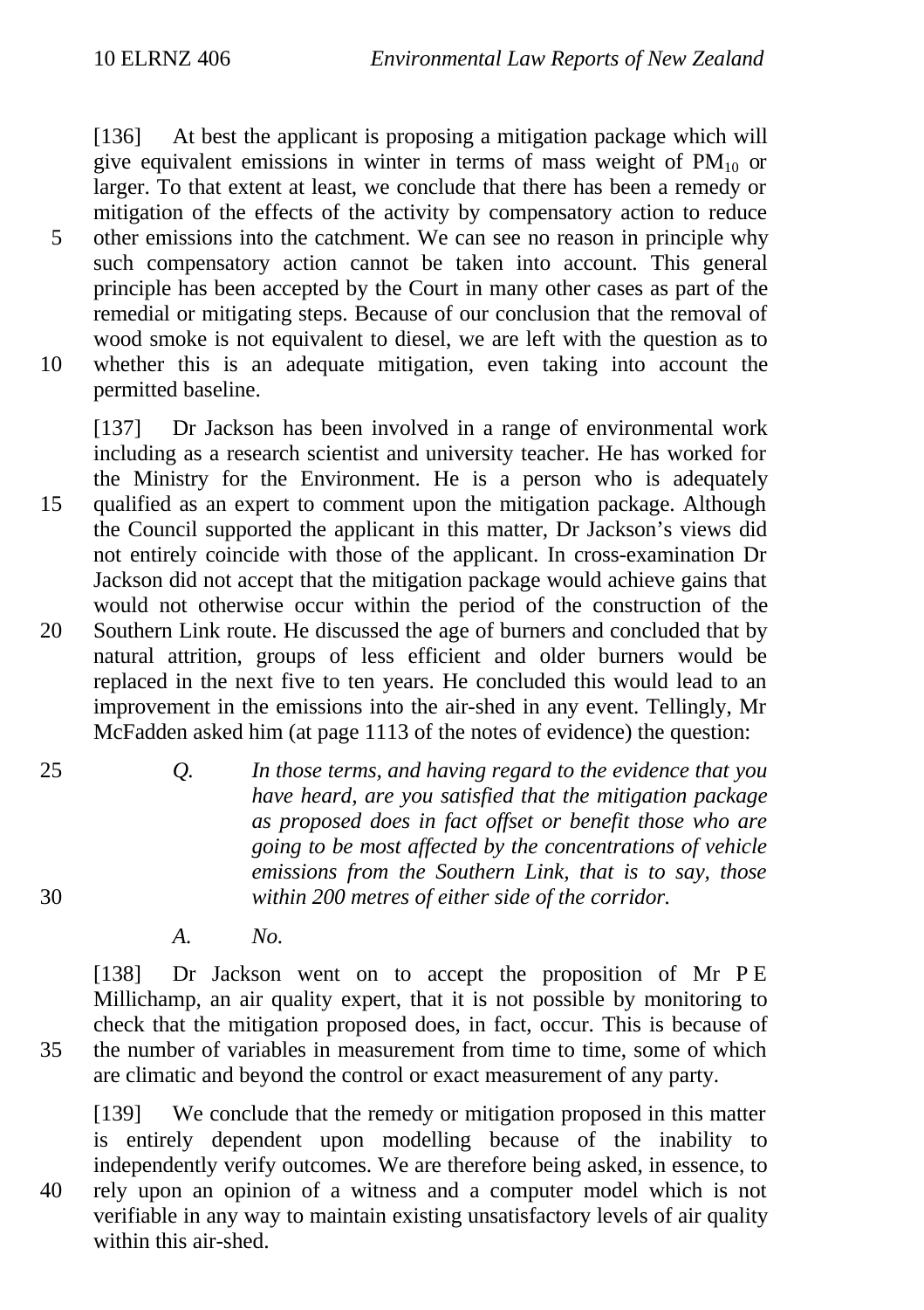[136] At best the applicant is proposing a mitigation package which will give equivalent emissions in winter in terms of mass weight of $PM_{10}$ or larger. To that extent at least, we conclude that there has been a remedy or mitigation of the effects of the activity by compensatory action to reduce other emissions into the catchment. We can see no reason in principle why such compensatory action cannot be taken into account. This general principle has been accepted by the Court in many other cases as part of the remedial or mitigating steps. Because of our conclusion that the removal of wood smoke is not equivalent to diesel, we are left with the question as to whether this is an adequate mitigation, even taking into account the permitted baseline.

[137] Dr Jackson has been involved in a range of environmental work including as a research scientist and university teacher. He has worked for the Ministry for the Environment. He is a person who is adequately qualified as an expert to comment upon the mitigation package. Although the Council supported the applicant in this matter, Dr Jackson's views did not entirely coincide with those of the applicant. In cross-examination Dr Jackson did not accept that the mitigation package would achieve gains that would not otherwise occur within the period of the construction of the Southern Link route. He discussed the age of burners and concluded that by natural attrition, groups of less efficient and older burners would be replaced in the next five to ten years. He concluded this would lead to an improvement in the emissions into the air-shed in any event. Tellingly, Mr McFadden asked him (at page 1113 of the notes of evidence) the question:

> *Q.* *In those terms, and having regard to the evidence that you have heard, are you satisfied that the mitigation package as proposed does in fact offset or benefit those who are going to be most affected by the concentrations of vehicle emissions from the Southern Link, that is to say, those within 200 metres of either side of the corridor.*
>
> *A.* *No.*

[138] Dr Jackson went on to accept the proposition of Mr P E Millichamp, an air quality expert, that it is not possible by monitoring to check that the mitigation proposed does, in fact, occur. This is because of the number of variables in measurement from time to time, some of which are climatic and beyond the control or exact measurement of any party.

[139] We conclude that the remedy or mitigation proposed in this matter is entirely dependent upon modelling because of the inability to independently verify outcomes. We are therefore being asked, in essence, to rely upon an opinion of a witness and a computer model which is not verifiable in any way to maintain existing unsatisfactory levels of air quality within this air-shed.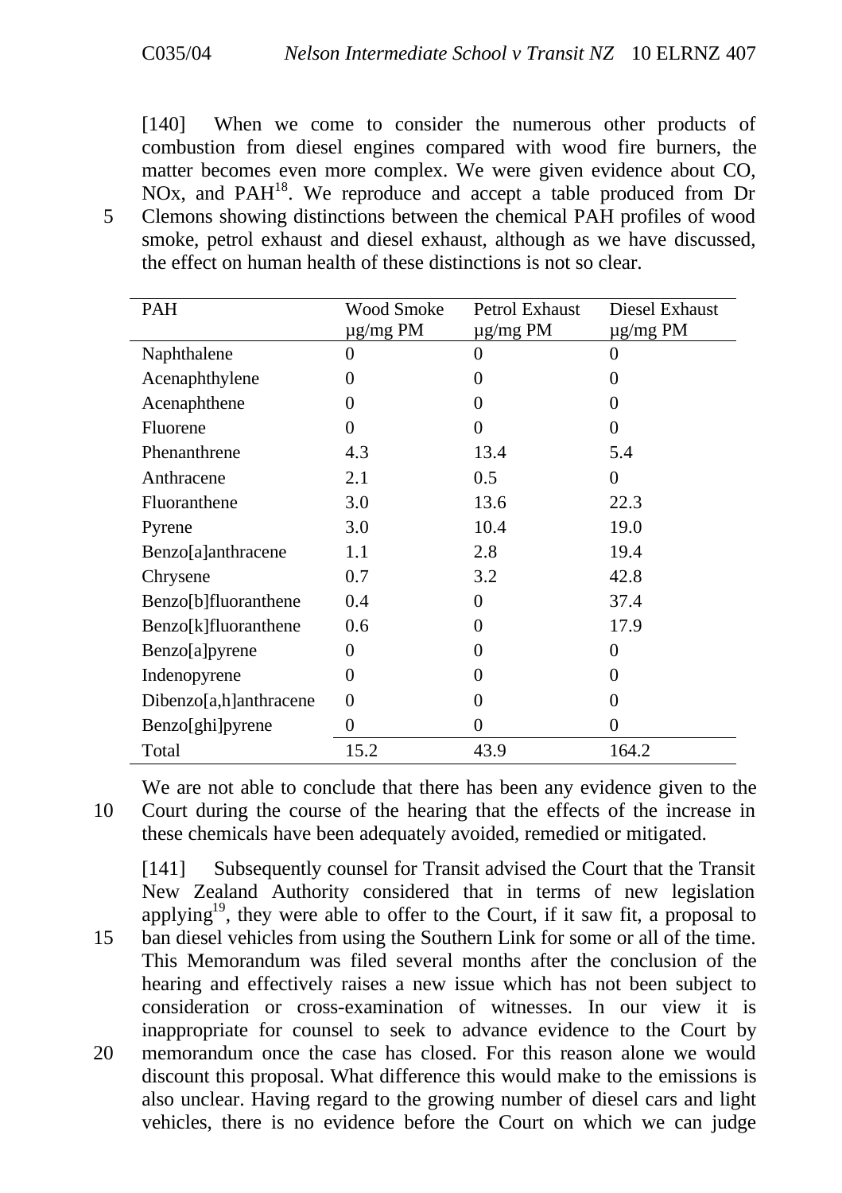[140] When we come to consider the numerous other products of combustion from diesel engines compared with wood fire burners, the matter becomes even more complex. We were given evidence about CO, NOx, and PAH[18]. We reproduce and accept a table produced from Dr Clemons showing distinctions between the chemical PAH profiles of wood smoke, petrol exhaust and diesel exhaust, although as we have discussed, the effect on human health of these distinctions is not so clear.

| PAH | Wood Smoke µg/mg PM | Petrol Exhaust µg/mg PM | Diesel Exhaust µg/mg PM |
|---|---|---|---|
| Naphthalene | 0 | 0 | 0 |
| Acenaphthylene | 0 | 0 | 0 |
| Acenaphthene | 0 | 0 | 0 |
| Fluorene | 0 | 0 | 0 |
| Phenanthrene | 4.3 | 13.4 | 5.4 |
| Anthracene | 2.1 | 0.5 | 0 |
| Fluoranthene | 3.0 | 13.6 | 22.3 |
| Pyrene | 3.0 | 10.4 | 19.0 |
| Benzo[a]anthracene | 1.1 | 2.8 | 19.4 |
| Chrysene | 0.7 | 3.2 | 42.8 |
| Benzo[b]fluoranthene | 0.4 | 0 | 37.4 |
| Benzo[k]fluoranthene | 0.6 | 0 | 17.9 |
| Benzo[a]pyrene | 0 | 0 | 0 |
| Indenopyrene | 0 | 0 | 0 |
| Dibenzo[a,h]anthracene | 0 | 0 | 0 |
| Benzo[ghi]pyrene | 0 | 0 | 0 |
| Total | 15.2 | 43.9 | 164.2 |

We are not able to conclude that there has been any evidence given to the Court during the course of the hearing that the effects of the increase in these chemicals have been adequately avoided, remedied or mitigated.

[141] Subsequently counsel for Transit advised the Court that the Transit New Zealand Authority considered that in terms of new legislation applying[19], they were able to offer to the Court, if it saw fit, a proposal to ban diesel vehicles from using the Southern Link for some or all of the time. This Memorandum was filed several months after the conclusion of the hearing and effectively raises a new issue which has not been subject to consideration or cross-examination of witnesses. In our view it is inappropriate for counsel to seek to advance evidence to the Court by memorandum once the case has closed. For this reason alone we would discount this proposal. What difference this would make to the emissions is also unclear. Having regard to the growing number of diesel cars and light vehicles, there is no evidence before the Court on which we can judge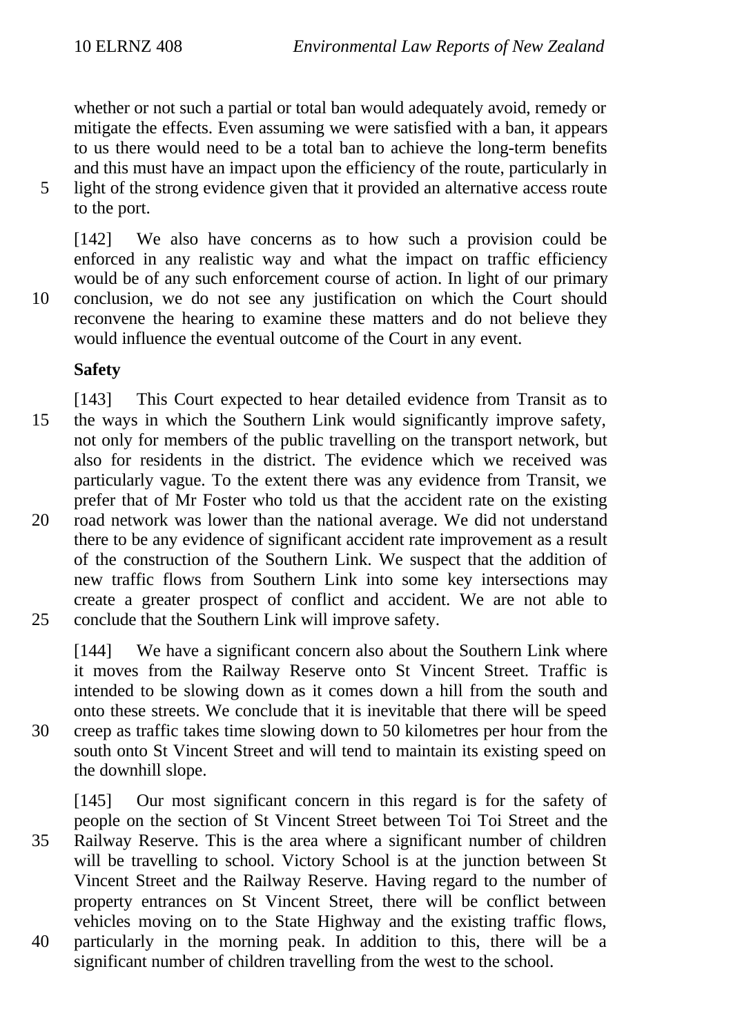whether or not such a partial or total ban would adequately avoid, remedy or mitigate the effects. Even assuming we were satisfied with a ban, it appears to us there would need to be a total ban to achieve the long-term benefits and this must have an impact upon the efficiency of the route, particularly in light of the strong evidence given that it provided an alternative access route to the port.

[142] We also have concerns as to how such a provision could be enforced in any realistic way and what the impact on traffic efficiency would be of any such enforcement course of action. In light of our primary conclusion, we do not see any justification on which the Court should reconvene the hearing to examine these matters and do not believe they would influence the eventual outcome of the Court in any event.

**Safety**

[143] This Court expected to hear detailed evidence from Transit as to the ways in which the Southern Link would significantly improve safety, not only for members of the public travelling on the transport network, but also for residents in the district. The evidence which we received was particularly vague. To the extent there was any evidence from Transit, we prefer that of Mr Foster who told us that the accident rate on the existing road network was lower than the national average. We did not understand there to be any evidence of significant accident rate improvement as a result of the construction of the Southern Link. We suspect that the addition of new traffic flows from Southern Link into some key intersections may create a greater prospect of conflict and accident. We are not able to conclude that the Southern Link will improve safety.

[144] We have a significant concern also about the Southern Link where it moves from the Railway Reserve onto St Vincent Street. Traffic is intended to be slowing down as it comes down a hill from the south and onto these streets. We conclude that it is inevitable that there will be speed creep as traffic takes time slowing down to 50 kilometres per hour from the south onto St Vincent Street and will tend to maintain its existing speed on the downhill slope.

[145] Our most significant concern in this regard is for the safety of people on the section of St Vincent Street between Toi Toi Street and the Railway Reserve. This is the area where a significant number of children will be travelling to school. Victory School is at the junction between St Vincent Street and the Railway Reserve. Having regard to the number of property entrances on St Vincent Street, there will be conflict between vehicles moving on to the State Highway and the existing traffic flows, particularly in the morning peak. In addition to this, there will be a significant number of children travelling from the west to the school.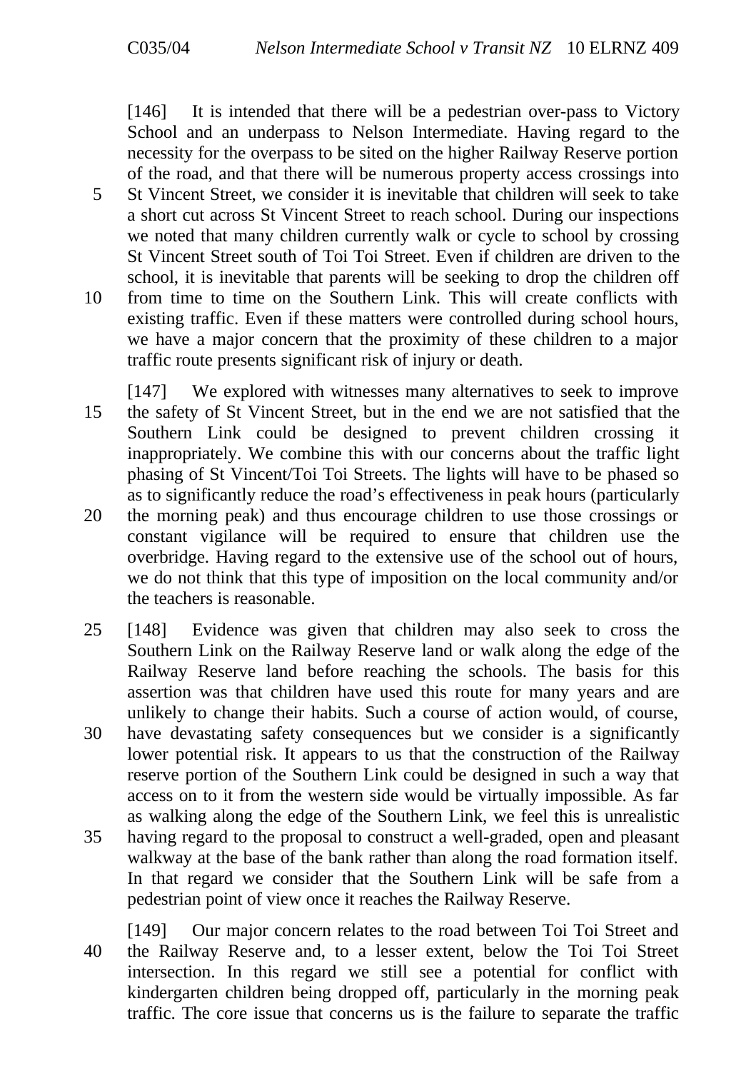[146] It is intended that there will be a pedestrian over-pass to Victory School and an underpass to Nelson Intermediate. Having regard to the necessity for the overpass to be sited on the higher Railway Reserve portion of the road, and that there will be numerous property access crossings into St Vincent Street, we consider it is inevitable that children will seek to take a short cut across St Vincent Street to reach school. During our inspections we noted that many children currently walk or cycle to school by crossing St Vincent Street south of Toi Toi Street. Even if children are driven to the school, it is inevitable that parents will be seeking to drop the children off from time to time on the Southern Link. This will create conflicts with existing traffic. Even if these matters were controlled during school hours, we have a major concern that the proximity of these children to a major traffic route presents significant risk of injury or death.

[147] We explored with witnesses many alternatives to seek to improve the safety of St Vincent Street, but in the end we are not satisfied that the Southern Link could be designed to prevent children crossing it inappropriately. We combine this with our concerns about the traffic light phasing of St Vincent/Toi Toi Streets. The lights will have to be phased so as to significantly reduce the road's effectiveness in peak hours (particularly the morning peak) and thus encourage children to use those crossings or constant vigilance will be required to ensure that children use the overbridge. Having regard to the extensive use of the school out of hours, we do not think that this type of imposition on the local community and/or the teachers is reasonable.

[148] Evidence was given that children may also seek to cross the Southern Link on the Railway Reserve land or walk along the edge of the Railway Reserve land before reaching the schools. The basis for this assertion was that children have used this route for many years and are unlikely to change their habits. Such a course of action would, of course, have devastating safety consequences but we consider is a significantly lower potential risk. It appears to us that the construction of the Railway reserve portion of the Southern Link could be designed in such a way that access on to it from the western side would be virtually impossible. As far as walking along the edge of the Southern Link, we feel this is unrealistic having regard to the proposal to construct a well-graded, open and pleasant walkway at the base of the bank rather than along the road formation itself. In that regard we consider that the Southern Link will be safe from a pedestrian point of view once it reaches the Railway Reserve.

[149] Our major concern relates to the road between Toi Toi Street and the Railway Reserve and, to a lesser extent, below the Toi Toi Street intersection. In this regard we still see a potential for conflict with kindergarten children being dropped off, particularly in the morning peak traffic. The core issue that concerns us is the failure to separate the traffic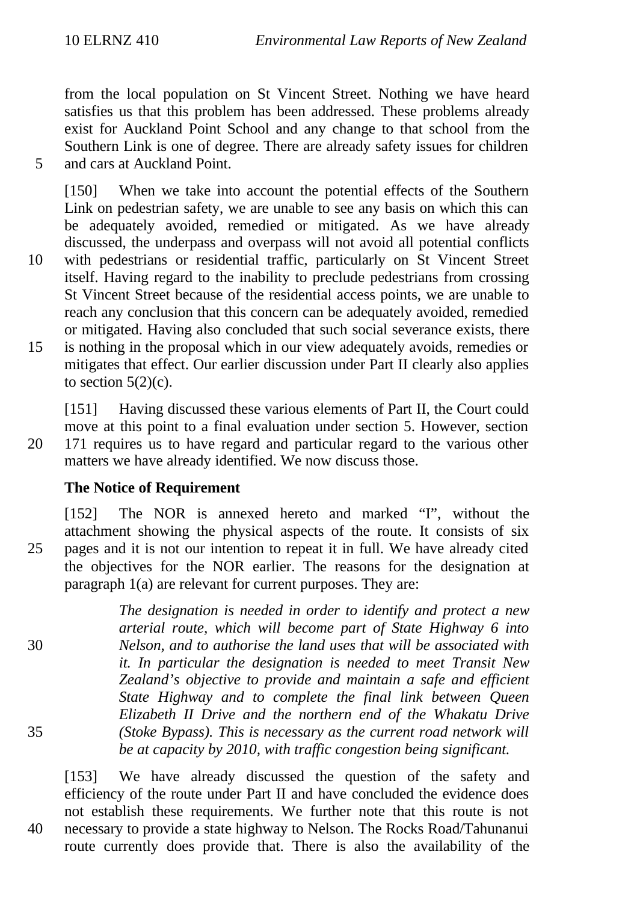from the local population on St Vincent Street. Nothing we have heard satisfies us that this problem has been addressed. These problems already exist for Auckland Point School and any change to that school from the Southern Link is one of degree. There are already safety issues for children and cars at Auckland Point.

[150] When we take into account the potential effects of the Southern Link on pedestrian safety, we are unable to see any basis on which this can be adequately avoided, remedied or mitigated. As we have already discussed, the underpass and overpass will not avoid all potential conflicts with pedestrians or residential traffic, particularly on St Vincent Street itself. Having regard to the inability to preclude pedestrians from crossing St Vincent Street because of the residential access points, we are unable to reach any conclusion that this concern can be adequately avoided, remedied or mitigated. Having also concluded that such social severance exists, there is nothing in the proposal which in our view adequately avoids, remedies or mitigates that effect. Our earlier discussion under Part II clearly also applies to section 5(2)(c).

[151] Having discussed these various elements of Part II, the Court could move at this point to a final evaluation under section 5. However, section 171 requires us to have regard and particular regard to the various other matters we have already identified. We now discuss those.

**The Notice of Requirement**

[152] The NOR is annexed hereto and marked "I", without the attachment showing the physical aspects of the route. It consists of six pages and it is not our intention to repeat it in full. We have already cited the objectives for the NOR earlier. The reasons for the designation at paragraph 1(a) are relevant for current purposes. They are:

> *The designation is needed in order to identify and protect a new arterial route, which will become part of State Highway 6 into Nelson, and to authorise the land uses that will be associated with it. In particular the designation is needed to meet Transit New Zealand's objective to provide and maintain a safe and efficient State Highway and to complete the final link between Queen Elizabeth II Drive and the northern end of the Whakatu Drive (Stoke Bypass). This is necessary as the current road network will be at capacity by 2010, with traffic congestion being significant.*

[153] We have already discussed the question of the safety and efficiency of the route under Part II and have concluded the evidence does not establish these requirements. We further note that this route is not necessary to provide a state highway to Nelson. The Rocks Road/Tahunanui route currently does provide that. There is also the availability of the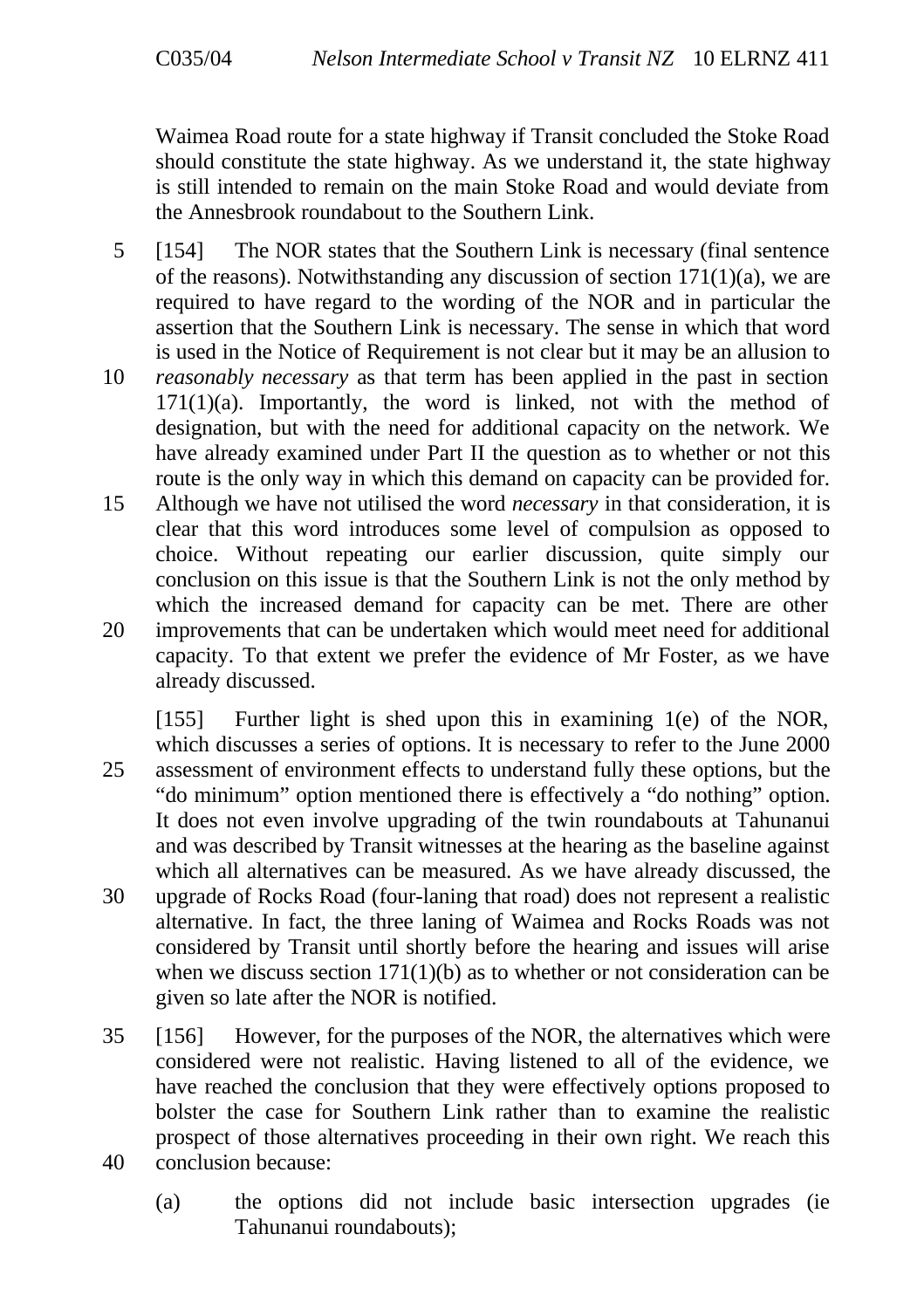Waimea Road route for a state highway if Transit concluded the Stoke Road should constitute the state highway. As we understand it, the state highway is still intended to remain on the main Stoke Road and would deviate from the Annesbrook roundabout to the Southern Link.

[154] The NOR states that the Southern Link is necessary (final sentence of the reasons). Notwithstanding any discussion of section 171(1)(a), we are required to have regard to the wording of the NOR and in particular the assertion that the Southern Link is necessary. The sense in which that word is used in the Notice of Requirement is not clear but it may be an allusion to *reasonably necessary* as that term has been applied in the past in section 171(1)(a). Importantly, the word is linked, not with the method of designation, but with the need for additional capacity on the network. We have already examined under Part II the question as to whether or not this route is the only way in which this demand on capacity can be provided for. Although we have not utilised the word *necessary* in that consideration, it is clear that this word introduces some level of compulsion as opposed to choice. Without repeating our earlier discussion, quite simply our conclusion on this issue is that the Southern Link is not the only method by which the increased demand for capacity can be met. There are other improvements that can be undertaken which would meet need for additional capacity. To that extent we prefer the evidence of Mr Foster, as we have already discussed.

[155] Further light is shed upon this in examining 1(e) of the NOR, which discusses a series of options. It is necessary to refer to the June 2000 assessment of environment effects to understand fully these options, but the "do minimum" option mentioned there is effectively a "do nothing" option. It does not even involve upgrading of the twin roundabouts at Tahunanui and was described by Transit witnesses at the hearing as the baseline against which all alternatives can be measured. As we have already discussed, the upgrade of Rocks Road (four-laning that road) does not represent a realistic alternative. In fact, the three laning of Waimea and Rocks Roads was not considered by Transit until shortly before the hearing and issues will arise when we discuss section 171(1)(b) as to whether or not consideration can be given so late after the NOR is notified.

[156] However, for the purposes of the NOR, the alternatives which were considered were not realistic. Having listened to all of the evidence, we have reached the conclusion that they were effectively options proposed to bolster the case for Southern Link rather than to examine the realistic prospect of those alternatives proceeding in their own right. We reach this conclusion because:

(a) the options did not include basic intersection upgrades (ie Tahunanui roundabouts);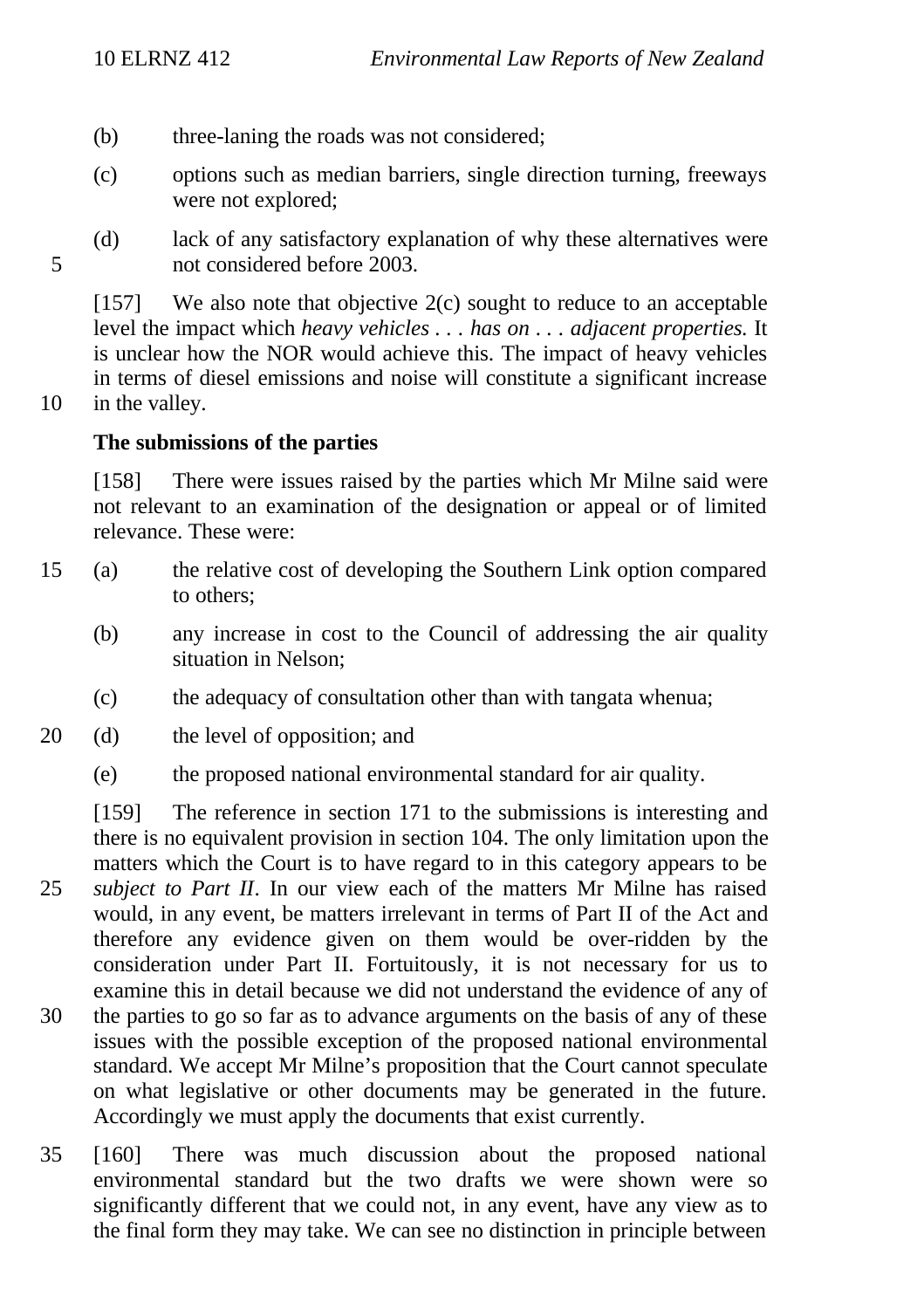(b) three-laning the roads was not considered;

(c) options such as median barriers, single direction turning, freeways were not explored;

(d) lack of any satisfactory explanation of why these alternatives were not considered before 2003.

[157] We also note that objective 2(c) sought to reduce to an acceptable level the impact which *heavy vehicles . . . has on . . . adjacent properties.* It is unclear how the NOR would achieve this. The impact of heavy vehicles in terms of diesel emissions and noise will constitute a significant increase in the valley.

**The submissions of the parties**

[158] There were issues raised by the parties which Mr Milne said were not relevant to an examination of the designation or appeal or of limited relevance. These were:

(a) the relative cost of developing the Southern Link option compared to others;

(b) any increase in cost to the Council of addressing the air quality situation in Nelson;

(c) the adequacy of consultation other than with tangata whenua;

(d) the level of opposition; and

(e) the proposed national environmental standard for air quality.

[159] The reference in section 171 to the submissions is interesting and there is no equivalent provision in section 104. The only limitation upon the matters which the Court is to have regard to in this category appears to be *subject to Part II*. In our view each of the matters Mr Milne has raised would, in any event, be matters irrelevant in terms of Part II of the Act and therefore any evidence given on them would be over-ridden by the consideration under Part II. Fortuitously, it is not necessary for us to examine this in detail because we did not understand the evidence of any of the parties to go so far as to advance arguments on the basis of any of these issues with the possible exception of the proposed national environmental standard. We accept Mr Milne's proposition that the Court cannot speculate on what legislative or other documents may be generated in the future. Accordingly we must apply the documents that exist currently.

[160] There was much discussion about the proposed national environmental standard but the two drafts we were shown were so significantly different that we could not, in any event, have any view as to the final form they may take. We can see no distinction in principle between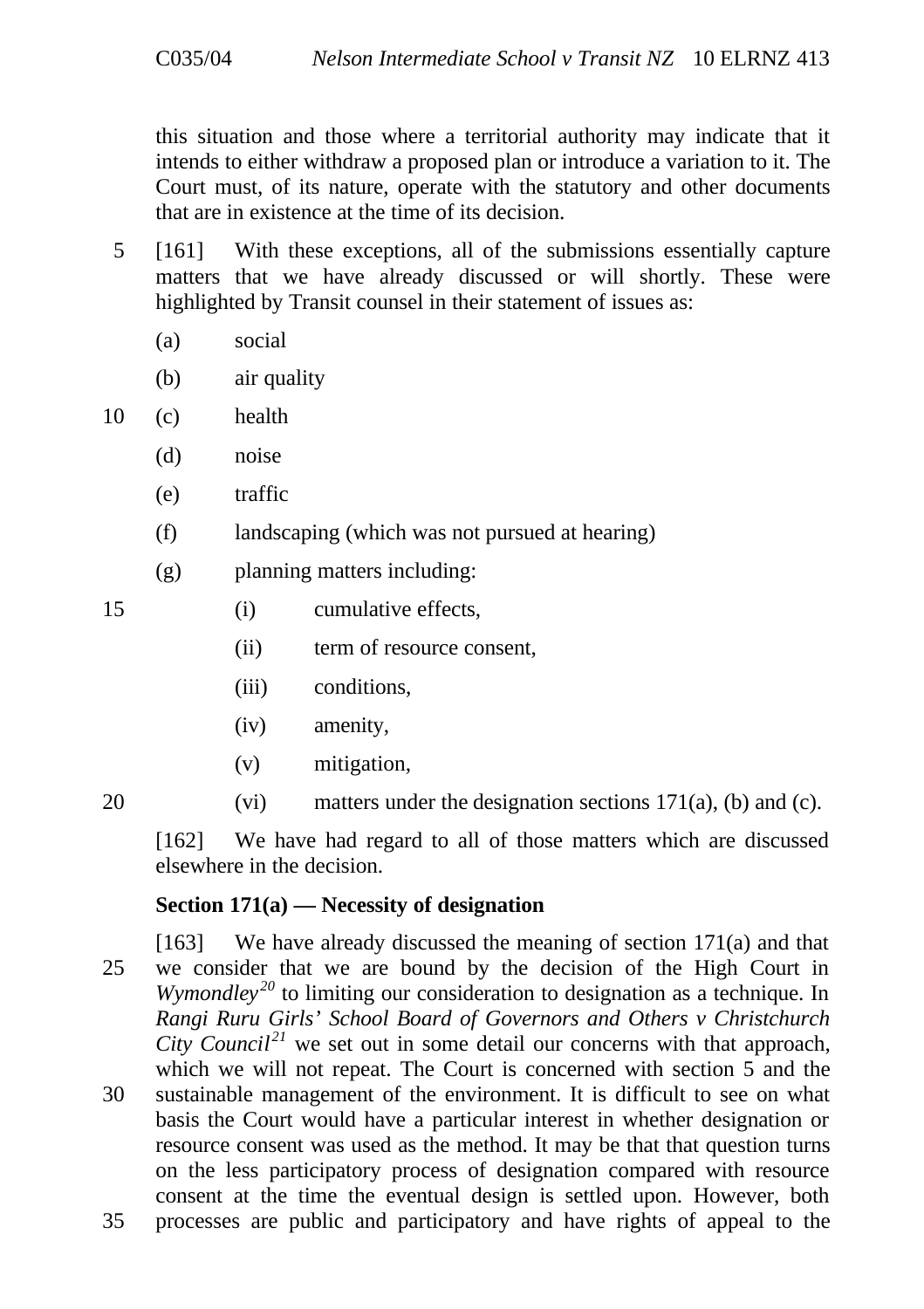this situation and those where a territorial authority may indicate that it intends to either withdraw a proposed plan or introduce a variation to it. The Court must, of its nature, operate with the statutory and other documents that are in existence at the time of its decision.

[161] With these exceptions, all of the submissions essentially capture matters that we have already discussed or will shortly. These were highlighted by Transit counsel in their statement of issues as:

(a) social

(b) air quality

(c) health

(d) noise

(e) traffic

(f) landscaping (which was not pursued at hearing)

(g) planning matters including:

  (i) cumulative effects,

  (ii) term of resource consent,

  (iii) conditions,

  (iv) amenity,

  (v) mitigation,

  (vi) matters under the designation sections 171(a), (b) and (c).

[162] We have had regard to all of those matters which are discussed elsewhere in the decision.

**Section 171(a) — Necessity of designation**

[163] We have already discussed the meaning of section 171(a) and that we consider that we are bound by the decision of the High Court in *Wymondley*[20] to limiting our consideration to designation as a technique. In *Rangi Ruru Girls' School Board of Governors and Others v Christchurch City Council*[21] we set out in some detail our concerns with that approach, which we will not repeat. The Court is concerned with section 5 and the sustainable management of the environment. It is difficult to see on what basis the Court would have a particular interest in whether designation or resource consent was used as the method. It may be that that question turns on the less participatory process of designation compared with resource consent at the time the eventual design is settled upon. However, both processes are public and participatory and have rights of appeal to the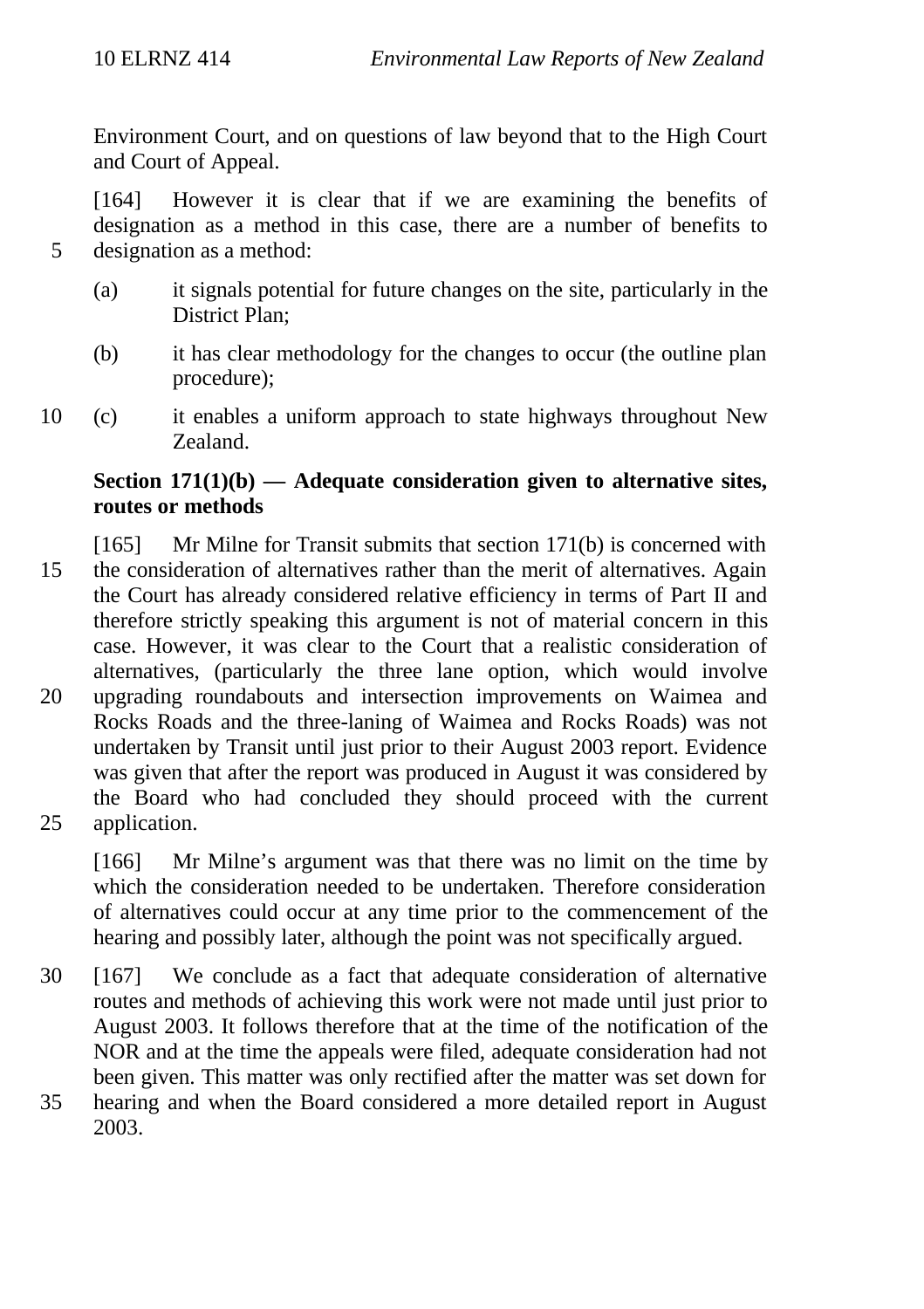Environment Court, and on questions of law beyond that to the High Court and Court of Appeal.

[164] However it is clear that if we are examining the benefits of designation as a method in this case, there are a number of benefits to designation as a method:

(a) it signals potential for future changes on the site, particularly in the District Plan;

(b) it has clear methodology for the changes to occur (the outline plan procedure);

(c) it enables a uniform approach to state highways throughout New Zealand.

**Section 171(1)(b) — Adequate consideration given to alternative sites, routes or methods**

[165] Mr Milne for Transit submits that section 171(b) is concerned with the consideration of alternatives rather than the merit of alternatives. Again the Court has already considered relative efficiency in terms of Part II and therefore strictly speaking this argument is not of material concern in this case. However, it was clear to the Court that a realistic consideration of alternatives, (particularly the three lane option, which would involve upgrading roundabouts and intersection improvements on Waimea and Rocks Roads and the three-laning of Waimea and Rocks Roads) was not undertaken by Transit until just prior to their August 2003 report. Evidence was given that after the report was produced in August it was considered by the Board who had concluded they should proceed with the current application.

[166] Mr Milne's argument was that there was no limit on the time by which the consideration needed to be undertaken. Therefore consideration of alternatives could occur at any time prior to the commencement of the hearing and possibly later, although the point was not specifically argued.

[167] We conclude as a fact that adequate consideration of alternative routes and methods of achieving this work were not made until just prior to August 2003. It follows therefore that at the time of the notification of the NOR and at the time the appeals were filed, adequate consideration had not been given. This matter was only rectified after the matter was set down for hearing and when the Board considered a more detailed report in August 2003.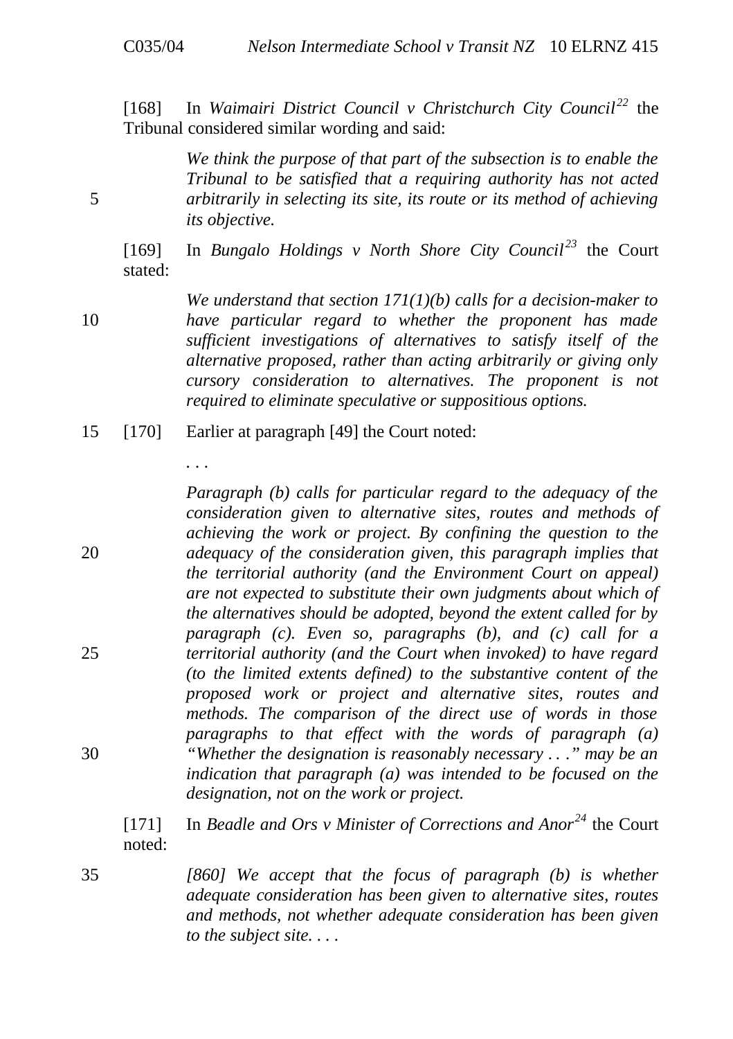[168] In *Waimairi District Council v Christchurch City Council*[22] the Tribunal considered similar wording and said:

> *We think the purpose of that part of the subsection is to enable the Tribunal to be satisfied that a requiring authority has not acted arbitrarily in selecting its site, its route or its method of achieving its objective.*

[169] In *Bungalo Holdings v North Shore City Council*[23] the Court stated:

> *We understand that section 171(1)(b) calls for a decision-maker to have particular regard to whether the proponent has made sufficient investigations of alternatives to satisfy itself of the alternative proposed, rather than acting arbitrarily or giving only cursory consideration to alternatives. The proponent is not required to eliminate speculative or suppositious options.*

[170] Earlier at paragraph [49] the Court noted:

> . . .
>
> *Paragraph (b) calls for particular regard to the adequacy of the consideration given to alternative sites, routes and methods of achieving the work or project. By confining the question to the adequacy of the consideration given, this paragraph implies that the territorial authority (and the Environment Court on appeal) are not expected to substitute their own judgments about which of the alternatives should be adopted, beyond the extent called for by paragraph (c). Even so, paragraphs (b), and (c) call for a territorial authority (and the Court when invoked) to have regard (to the limited extents defined) to the substantive content of the proposed work or project and alternative sites, routes and methods. The comparison of the direct use of words in those paragraphs to that effect with the words of paragraph (a) "Whether the designation is reasonably necessary . . ." may be an indication that paragraph (a) was intended to be focused on the designation, not on the work or project.*

[171] In *Beadle and Ors v Minister of Corrections and Anor*[24] the Court noted:

> *[860] We accept that the focus of paragraph (b) is whether adequate consideration has been given to alternative sites, routes and methods, not whether adequate consideration has been given to the subject site. . . .*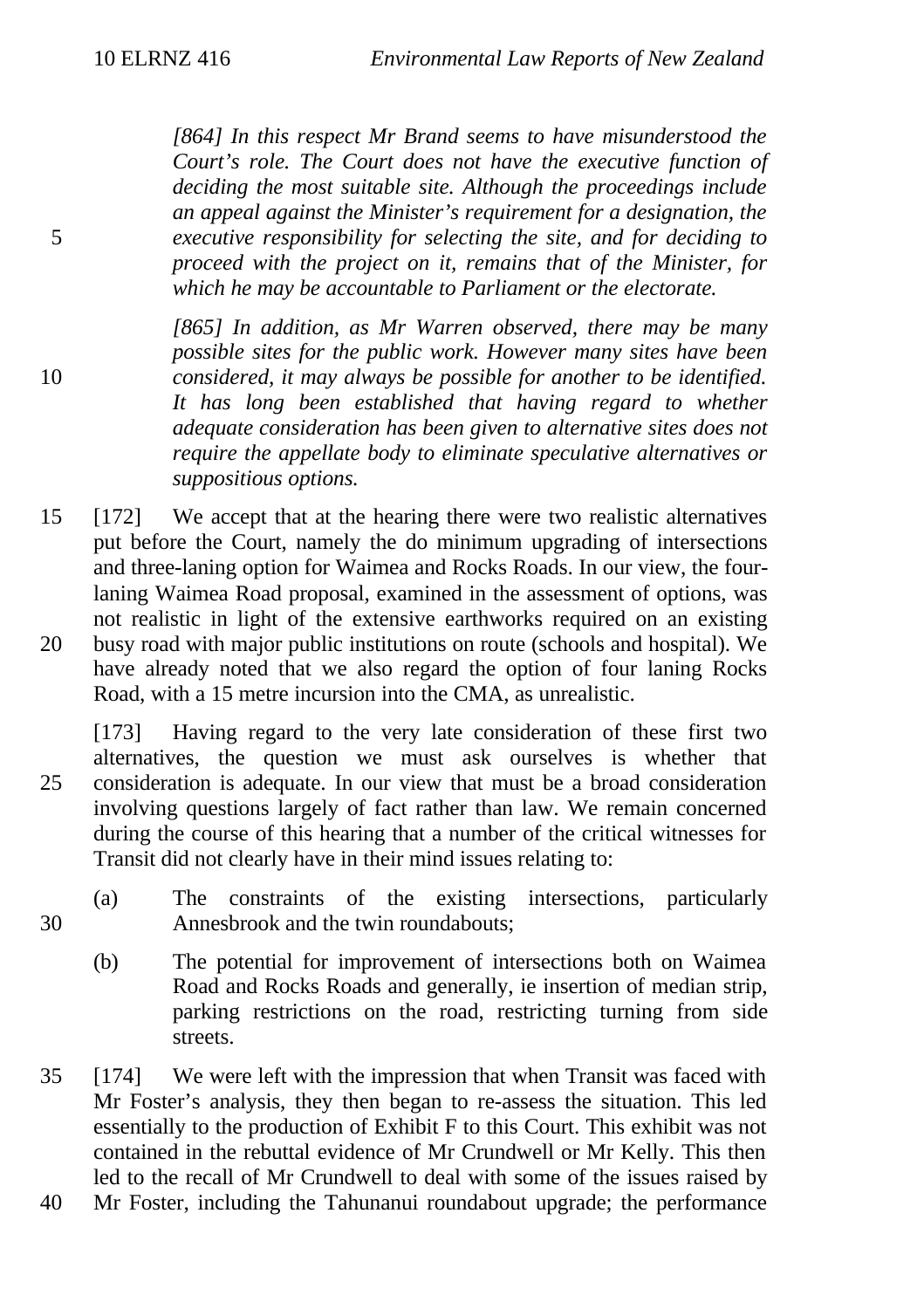*[864] In this respect Mr Brand seems to have misunderstood the Court's role. The Court does not have the executive function of deciding the most suitable site. Although the proceedings include an appeal against the Minister's requirement for a designation, the executive responsibility for selecting the site, and for deciding to proceed with the project on it, remains that of the Minister, for which he may be accountable to Parliament or the electorate.*

*[865] In addition, as Mr Warren observed, there may be many possible sites for the public work. However many sites have been considered, it may always be possible for another to be identified. It has long been established that having regard to whether adequate consideration has been given to alternative sites does not require the appellate body to eliminate speculative alternatives or suppositious options.*

[172] We accept that at the hearing there were two realistic alternatives put before the Court, namely the do minimum upgrading of intersections and three-laning option for Waimea and Rocks Roads. In our view, the four-laning Waimea Road proposal, examined in the assessment of options, was not realistic in light of the extensive earthworks required on an existing busy road with major public institutions on route (schools and hospital). We have already noted that we also regard the option of four laning Rocks Road, with a 15 metre incursion into the CMA, as unrealistic.

[173] Having regard to the very late consideration of these first two alternatives, the question we must ask ourselves is whether that consideration is adequate. In our view that must be a broad consideration involving questions largely of fact rather than law. We remain concerned during the course of this hearing that a number of the critical witnesses for Transit did not clearly have in their mind issues relating to:

(a) The constraints of the existing intersections, particularly Annesbrook and the twin roundabouts;

(b) The potential for improvement of intersections both on Waimea Road and Rocks Roads and generally, ie insertion of median strip, parking restrictions on the road, restricting turning from side streets.

[174] We were left with the impression that when Transit was faced with Mr Foster's analysis, they then began to re-assess the situation. This led essentially to the production of Exhibit F to this Court. This exhibit was not contained in the rebuttal evidence of Mr Crundwell or Mr Kelly. This then led to the recall of Mr Crundwell to deal with some of the issues raised by Mr Foster, including the Tahunanui roundabout upgrade; the performance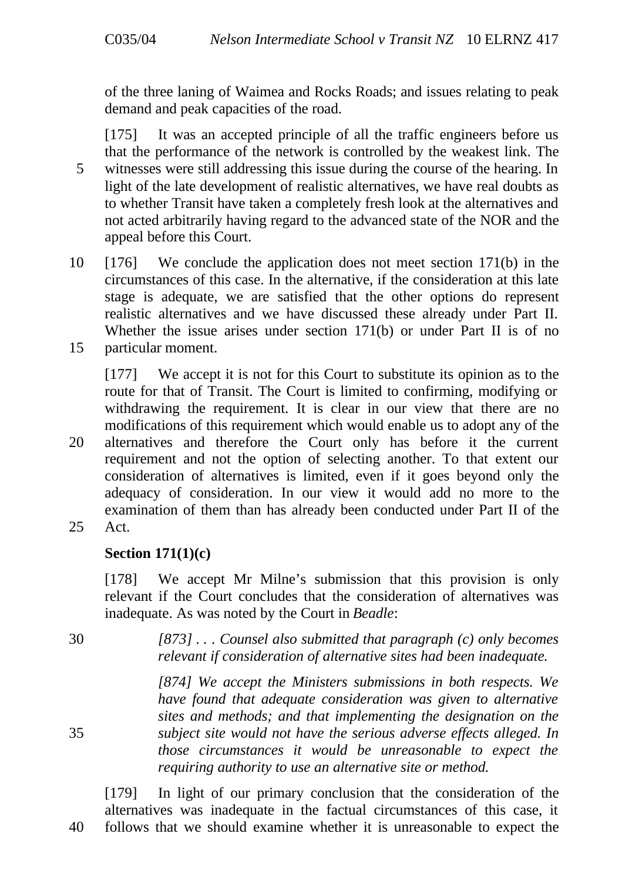of the three laning of Waimea and Rocks Roads; and issues relating to peak demand and peak capacities of the road.

[175] It was an accepted principle of all the traffic engineers before us that the performance of the network is controlled by the weakest link. The witnesses were still addressing this issue during the course of the hearing. In light of the late development of realistic alternatives, we have real doubts as to whether Transit have taken a completely fresh look at the alternatives and not acted arbitrarily having regard to the advanced state of the NOR and the appeal before this Court.

[176] We conclude the application does not meet section 171(b) in the circumstances of this case. In the alternative, if the consideration at this late stage is adequate, we are satisfied that the other options do represent realistic alternatives and we have discussed these already under Part II. Whether the issue arises under section 171(b) or under Part II is of no particular moment.

[177] We accept it is not for this Court to substitute its opinion as to the route for that of Transit. The Court is limited to confirming, modifying or withdrawing the requirement. It is clear in our view that there are no modifications of this requirement which would enable us to adopt any of the alternatives and therefore the Court only has before it the current requirement and not the option of selecting another. To that extent our consideration of alternatives is limited, even if it goes beyond only the adequacy of consideration. In our view it would add no more to the examination of them than has already been conducted under Part II of the Act.

**Section 171(1)(c)**

[178] We accept Mr Milne's submission that this provision is only relevant if the Court concludes that the consideration of alternatives was inadequate. As was noted by the Court in *Beadle*:

> *[873] . . . Counsel also submitted that paragraph (c) only becomes relevant if consideration of alternative sites had been inadequate.*
>
> *[874] We accept the Ministers submissions in both respects. We have found that adequate consideration was given to alternative sites and methods; and that implementing the designation on the subject site would not have the serious adverse effects alleged. In those circumstances it would be unreasonable to expect the requiring authority to use an alternative site or method.*

[179] In light of our primary conclusion that the consideration of the alternatives was inadequate in the factual circumstances of this case, it follows that we should examine whether it is unreasonable to expect the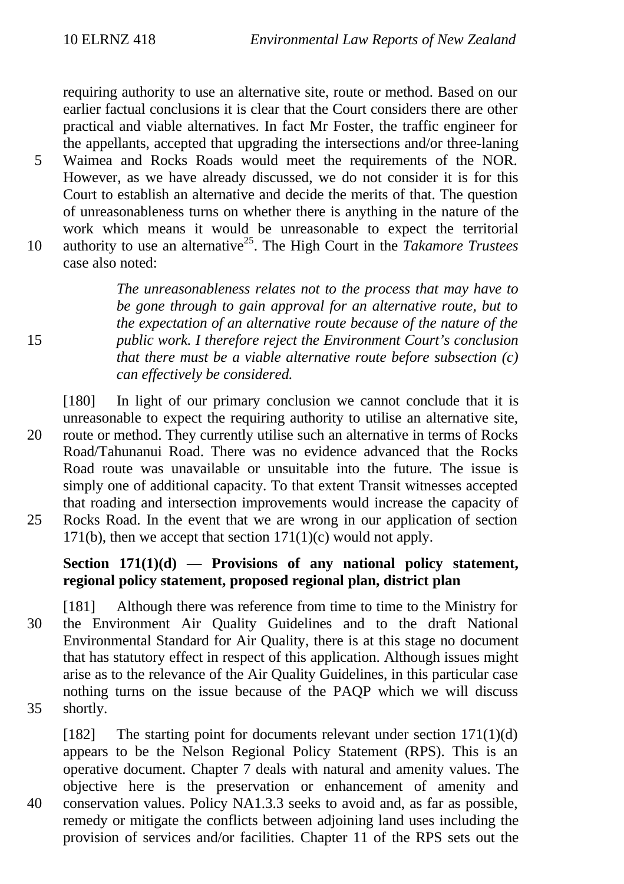requiring authority to use an alternative site, route or method. Based on our earlier factual conclusions it is clear that the Court considers there are other practical and viable alternatives. In fact Mr Foster, the traffic engineer for the appellants, accepted that upgrading the intersections and/or three-laning Waimea and Rocks Roads would meet the requirements of the NOR. However, as we have already discussed, we do not consider it is for this Court to establish an alternative and decide the merits of that. The question of unreasonableness turns on whether there is anything in the nature of the work which means it would be unreasonable to expect the territorial authority to use an alternative[25]. The High Court in the *Takamore Trustees* case also noted:

> *The unreasonableness relates not to the process that may have to be gone through to gain approval for an alternative route, but to the expectation of an alternative route because of the nature of the public work. I therefore reject the Environment Court's conclusion that there must be a viable alternative route before subsection (c) can effectively be considered.*

[180] In light of our primary conclusion we cannot conclude that it is unreasonable to expect the requiring authority to utilise an alternative site, route or method. They currently utilise such an alternative in terms of Rocks Road/Tahunanui Road. There was no evidence advanced that the Rocks Road route was unavailable or unsuitable into the future. The issue is simply one of additional capacity. To that extent Transit witnesses accepted that roading and intersection improvements would increase the capacity of Rocks Road. In the event that we are wrong in our application of section 171(b), then we accept that section 171(1)(c) would not apply.

**Section 171(1)(d) — Provisions of any national policy statement, regional policy statement, proposed regional plan, district plan**

[181] Although there was reference from time to time to the Ministry for the Environment Air Quality Guidelines and to the draft National Environmental Standard for Air Quality, there is at this stage no document that has statutory effect in respect of this application. Although issues might arise as to the relevance of the Air Quality Guidelines, in this particular case nothing turns on the issue because of the PAQP which we will discuss shortly.

[182] The starting point for documents relevant under section 171(1)(d) appears to be the Nelson Regional Policy Statement (RPS). This is an operative document. Chapter 7 deals with natural and amenity values. The objective here is the preservation or enhancement of amenity and conservation values. Policy NA1.3.3 seeks to avoid and, as far as possible, remedy or mitigate the conflicts between adjoining land uses including the provision of services and/or facilities. Chapter 11 of the RPS sets out the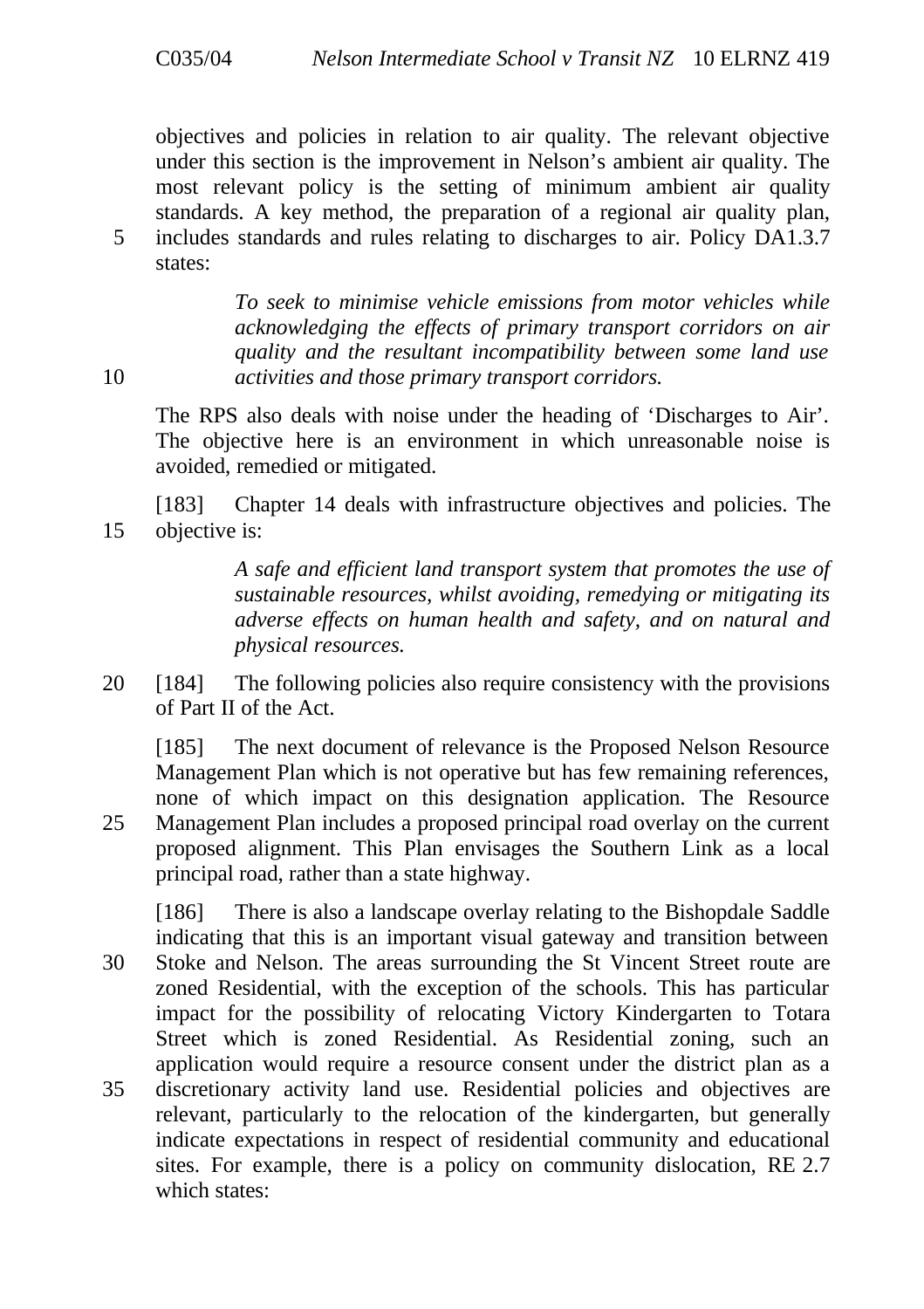objectives and policies in relation to air quality. The relevant objective under this section is the improvement in Nelson's ambient air quality. The most relevant policy is the setting of minimum ambient air quality standards. A key method, the preparation of a regional air quality plan, includes standards and rules relating to discharges to air. Policy DA1.3.7 states:

> *To seek to minimise vehicle emissions from motor vehicles while acknowledging the effects of primary transport corridors on air quality and the resultant incompatibility between some land use activities and those primary transport corridors.*

The RPS also deals with noise under the heading of 'Discharges to Air'. The objective here is an environment in which unreasonable noise is avoided, remedied or mitigated.

[183] Chapter 14 deals with infrastructure objectives and policies. The objective is:

> *A safe and efficient land transport system that promotes the use of sustainable resources, whilst avoiding, remedying or mitigating its adverse effects on human health and safety, and on natural and physical resources.*

[184] The following policies also require consistency with the provisions of Part II of the Act.

[185] The next document of relevance is the Proposed Nelson Resource Management Plan which is not operative but has few remaining references, none of which impact on this designation application. The Resource Management Plan includes a proposed principal road overlay on the current proposed alignment. This Plan envisages the Southern Link as a local principal road, rather than a state highway.

[186] There is also a landscape overlay relating to the Bishopdale Saddle indicating that this is an important visual gateway and transition between Stoke and Nelson. The areas surrounding the St Vincent Street route are zoned Residential, with the exception of the schools. This has particular impact for the possibility of relocating Victory Kindergarten to Totara Street which is zoned Residential. As Residential zoning, such an application would require a resource consent under the district plan as a discretionary activity land use. Residential policies and objectives are relevant, particularly to the relocation of the kindergarten, but generally indicate expectations in respect of residential community and educational sites. For example, there is a policy on community dislocation, RE 2.7 which states: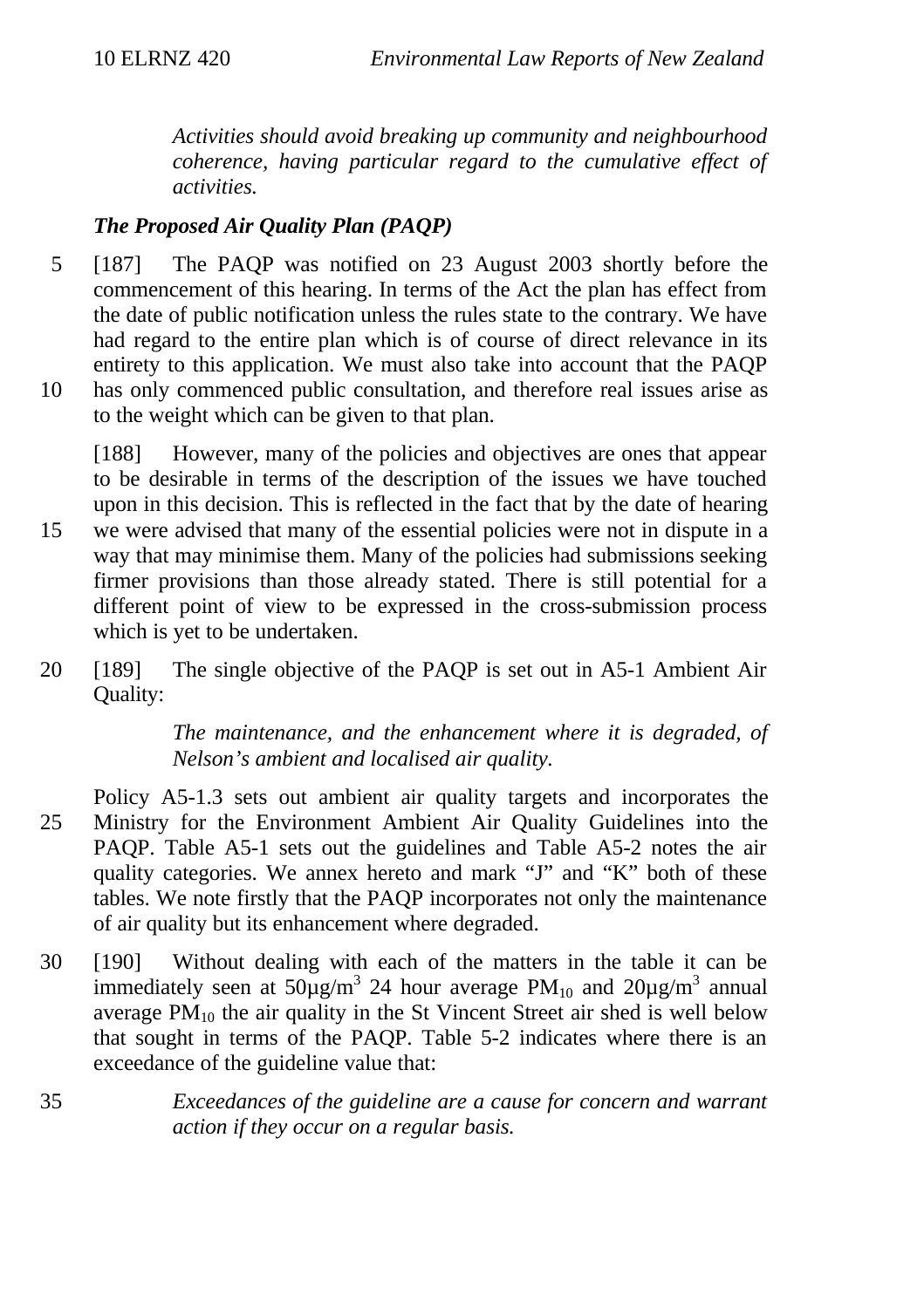*Activities should avoid breaking up community and neighbourhood coherence, having particular regard to the cumulative effect of activities.*

### *The Proposed Air Quality Plan (PAQP)*

[187] The PAQP was notified on 23 August 2003 shortly before the commencement of this hearing. In terms of the Act the plan has effect from the date of public notification unless the rules state to the contrary. We have had regard to the entire plan which is of course of direct relevance in its entirety to this application. We must also take into account that the PAQP has only commenced public consultation, and therefore real issues arise as to the weight which can be given to that plan.

[188] However, many of the policies and objectives are ones that appear to be desirable in terms of the description of the issues we have touched upon in this decision. This is reflected in the fact that by the date of hearing we were advised that many of the essential policies were not in dispute in a way that may minimise them. Many of the policies had submissions seeking firmer provisions than those already stated. There is still potential for a different point of view to be expressed in the cross-submission process which is yet to be undertaken.

[189] The single objective of the PAQP is set out in A5-1 Ambient Air Quality:

> *The maintenance, and the enhancement where it is degraded, of Nelson's ambient and localised air quality.*

Policy A5-1.3 sets out ambient air quality targets and incorporates the Ministry for the Environment Ambient Air Quality Guidelines into the PAQP. Table A5-1 sets out the guidelines and Table A5-2 notes the air quality categories. We annex hereto and mark "J" and "K" both of these tables. We note firstly that the PAQP incorporates not only the maintenance of air quality but its enhancement where degraded.

[190] Without dealing with each of the matters in the table it can be immediately seen at $50\mu g/m^3$ 24 hour average $PM_{10}$ and $20\mu g/m^3$ annual average $PM_{10}$ the air quality in the St Vincent Street air shed is well below that sought in terms of the PAQP. Table 5-2 indicates where there is an exceedance of the guideline value that:

> *Exceedances of the guideline are a cause for concern and warrant action if they occur on a regular basis.*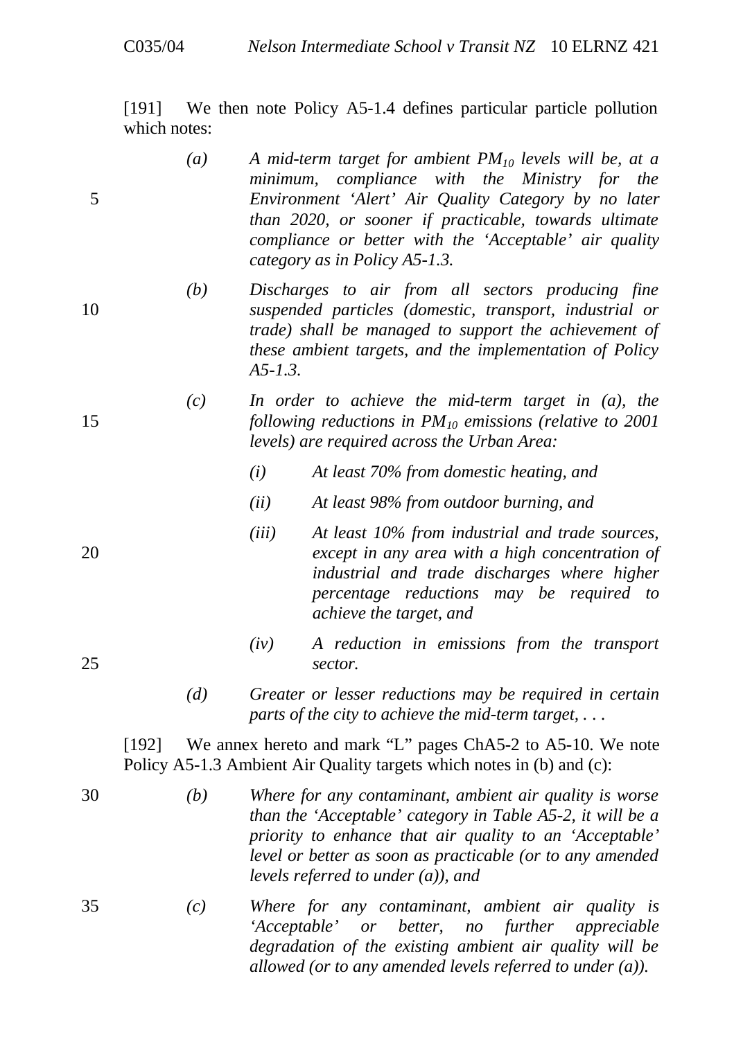[191] We then note Policy A5-1.4 defines particular particle pollution which notes:

> *(a)* *A mid-term target for ambient $PM_{10}$ levels will be, at a minimum, compliance with the Ministry for the Environment 'Alert' Air Quality Category by no later than 2020, or sooner if practicable, towards ultimate compliance or better with the 'Acceptable' air quality category as in Policy A5-1.3.*
>
> *(b)* *Discharges to air from all sectors producing fine suspended particles (domestic, transport, industrial or trade) shall be managed to support the achievement of these ambient targets, and the implementation of Policy A5-1.3.*
>
> *(c)* *In order to achieve the mid-term target in (a), the following reductions in $PM_{10}$ emissions (relative to 2001 levels) are required across the Urban Area:*
>
> > *(i)* *At least 70% from domestic heating, and*
> >
> > *(ii)* *At least 98% from outdoor burning, and*
> >
> > *(iii)* *At least 10% from industrial and trade sources, except in any area with a high concentration of industrial and trade discharges where higher percentage reductions may be required to achieve the target, and*
> >
> > *(iv)* *A reduction in emissions from the transport sector.*
>
> *(d)* *Greater or lesser reductions may be required in certain parts of the city to achieve the mid-term target, . . .*

[192] We annex hereto and mark "L" pages ChA5-2 to A5-10. We note Policy A5-1.3 Ambient Air Quality targets which notes in (b) and (c):

> *(b)* *Where for any contaminant, ambient air quality is worse than the 'Acceptable' category in Table A5-2, it will be a priority to enhance that air quality to an 'Acceptable' level or better as soon as practicable (or to any amended levels referred to under (a)), and*
>
> *(c)* *Where for any contaminant, ambient air quality is 'Acceptable' or better, no further appreciable degradation of the existing ambient air quality will be allowed (or to any amended levels referred to under (a)).*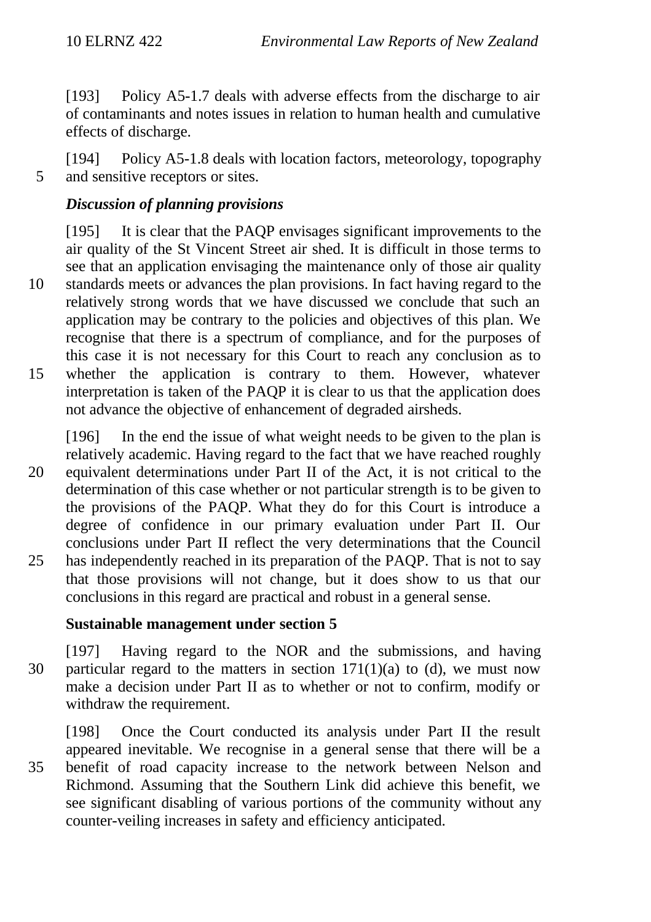[193] Policy A5-1.7 deals with adverse effects from the discharge to air of contaminants and notes issues in relation to human health and cumulative effects of discharge.

[194] Policy A5-1.8 deals with location factors, meteorology, topography and sensitive receptors or sites.

### *Discussion of planning provisions*

[195] It is clear that the PAQP envisages significant improvements to the air quality of the St Vincent Street air shed. It is difficult in those terms to see that an application envisaging the maintenance only of those air quality standards meets or advances the plan provisions. In fact having regard to the relatively strong words that we have discussed we conclude that such an application may be contrary to the policies and objectives of this plan. We recognise that there is a spectrum of compliance, and for the purposes of this case it is not necessary for this Court to reach any conclusion as to whether the application is contrary to them. However, whatever interpretation is taken of the PAQP it is clear to us that the application does not advance the objective of enhancement of degraded airsheds.

[196] In the end the issue of what weight needs to be given to the plan is relatively academic. Having regard to the fact that we have reached roughly equivalent determinations under Part II of the Act, it is not critical to the determination of this case whether or not particular strength is to be given to the provisions of the PAQP. What they do for this Court is introduce a degree of confidence in our primary evaluation under Part II. Our conclusions under Part II reflect the very determinations that the Council has independently reached in its preparation of the PAQP. That is not to say that those provisions will not change, but it does show to us that our conclusions in this regard are practical and robust in a general sense.

### **Sustainable management under section 5**

[197] Having regard to the NOR and the submissions, and having particular regard to the matters in section 171(1)(a) to (d), we must now make a decision under Part II as to whether or not to confirm, modify or withdraw the requirement.

[198] Once the Court conducted its analysis under Part II the result appeared inevitable. We recognise in a general sense that there will be a benefit of road capacity increase to the network between Nelson and Richmond. Assuming that the Southern Link did achieve this benefit, we see significant disabling of various portions of the community without any counter-veiling increases in safety and efficiency anticipated.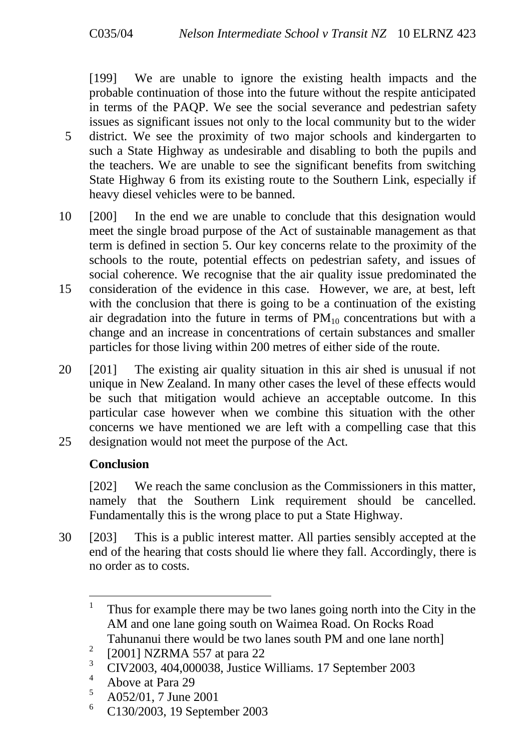[199] We are unable to ignore the existing health impacts and the probable continuation of those into the future without the respite anticipated in terms of the PAQP. We see the social severance and pedestrian safety issues as significant issues not only to the local community but to the wider district. We see the proximity of two major schools and kindergarten to such a State Highway as undesirable and disabling to both the pupils and the teachers. We are unable to see the significant benefits from switching State Highway 6 from its existing route to the Southern Link, especially if heavy diesel vehicles were to be banned.

[200] In the end we are unable to conclude that this designation would meet the single broad purpose of the Act of sustainable management as that term is defined in section 5. Our key concerns relate to the proximity of the schools to the route, potential effects on pedestrian safety, and issues of social coherence. We recognise that the air quality issue predominated the consideration of the evidence in this case. However, we are, at best, left with the conclusion that there is going to be a continuation of the existing air degradation into the future in terms of $PM_{10}$ concentrations but with a change and an increase in concentrations of certain substances and smaller particles for those living within 200 metres of either side of the route.

[201] The existing air quality situation in this air shed is unusual if not unique in New Zealand. In many other cases the level of these effects would be such that mitigation would achieve an acceptable outcome. In this particular case however when we combine this situation with the other concerns we have mentioned we are left with a compelling case that this designation would not meet the purpose of the Act.

**Conclusion**

[202] We reach the same conclusion as the Commissioners in this matter, namely that the Southern Link requirement should be cancelled. Fundamentally this is the wrong place to put a State Highway.

[203] This is a public interest matter. All parties sensibly accepted at the end of the hearing that costs should lie where they fall. Accordingly, there is no order as to costs.

---

1 Thus for example there may be two lanes going north into the City in the AM and one lane going south on Waimea Road. On Rocks Road Tahunanui there would be two lanes south PM and one lane north]

2 [2001] NZRMA 557 at para 22

3 CIV2003, 404,000038, Justice Williams. 17 September 2003

4 Above at Para 29

5 A052/01, 7 June 2001

6 C130/2003, 19 September 2003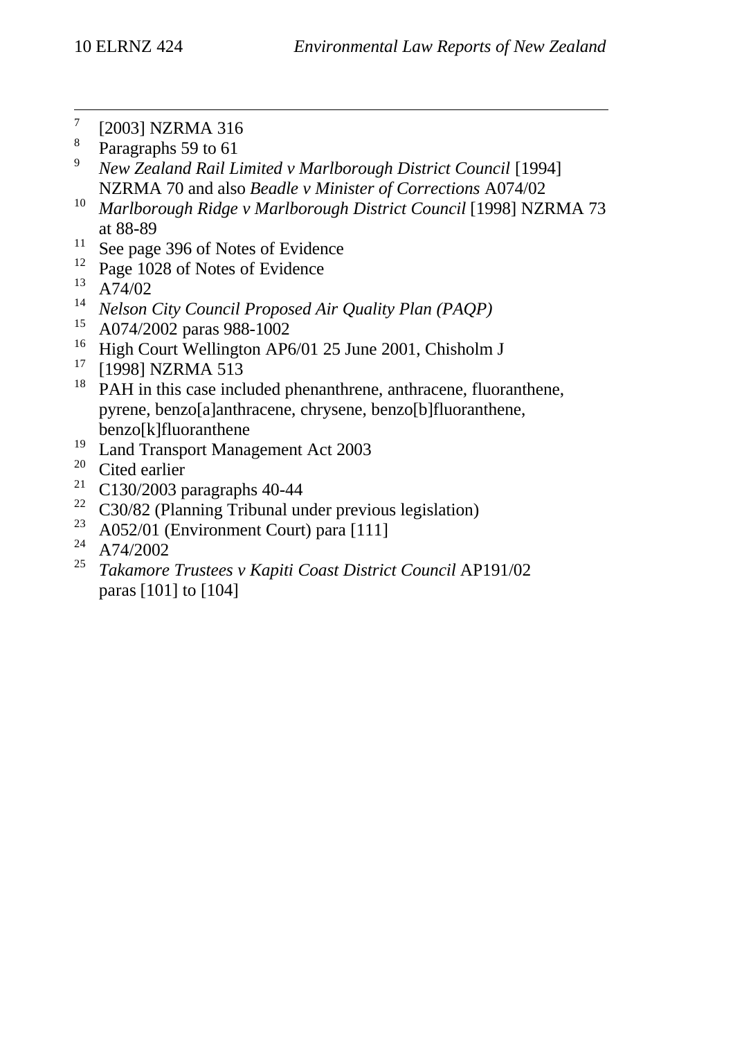[7] [2003] NZRMA 316

[8] Paragraphs 59 to 61

[9] *New Zealand Rail Limited v Marlborough District Council* [1994] NZRMA 70 and also *Beadle v Minister of Corrections* A074/02

[10] *Marlborough Ridge v Marlborough District Council* [1998] NZRMA 73 at 88-89

[11] See page 396 of Notes of Evidence

[12] Page 1028 of Notes of Evidence

[13] A74/02

[14] *Nelson City Council Proposed Air Quality Plan (PAQP)*

[15] A074/2002 paras 988-1002

[16] High Court Wellington AP6/01 25 June 2001, Chisholm J

[17] [1998] NZRMA 513

[18] PAH in this case included phenanthrene, anthracene, fluoranthene, pyrene, benzo[a]anthracene, chrysene, benzo[b]fluoranthene, benzo[k]fluoranthene

[19] Land Transport Management Act 2003

[20] Cited earlier

[21] C130/2003 paragraphs 40-44

[22] C30/82 (Planning Tribunal under previous legislation)

[23] A052/01 (Environment Court) para [111]

[24] A74/2002

[25] *Takamore Trustees v Kapiti Coast District Council* AP191/02 paras [101] to [104]